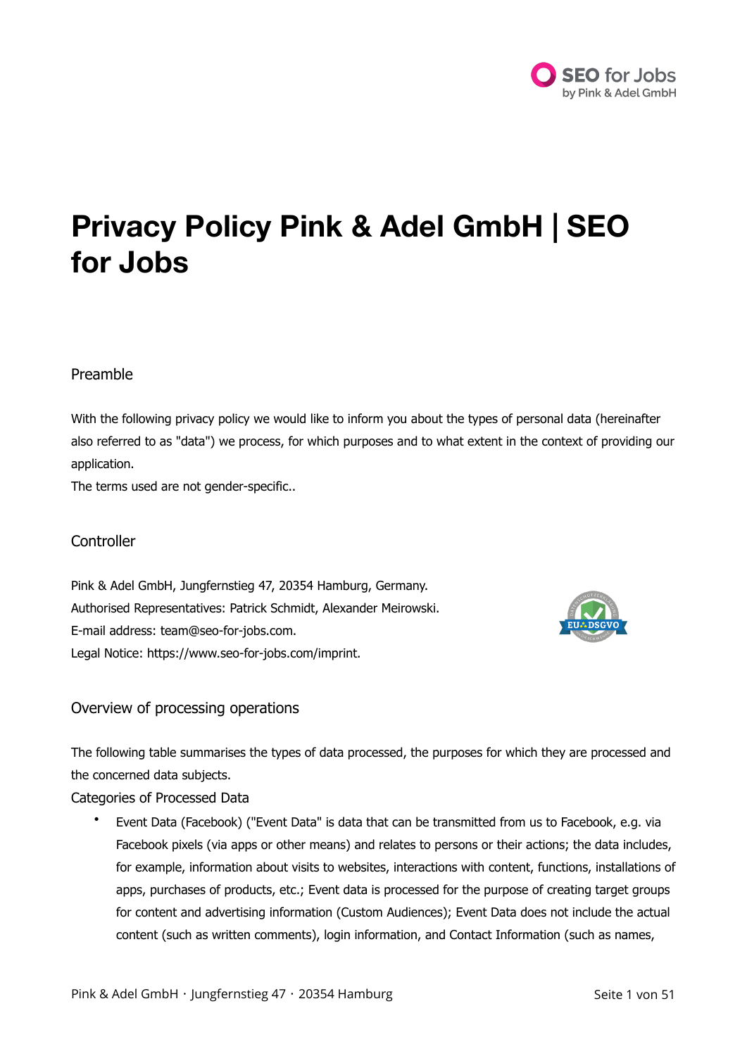# Privacy Policy Pink & Adel GmbH | SEO for Jobs

## Preamble

With the following privacy policy we would like to inform you about the types of personal data (hereinafter also referred to as "data") we process, for which purposes and to what extent in the context of providing our application.

The terms used are not gender-specific..

## Controller

Pink & Adel GmbH, Jungfernstieg 47, 20354 Hamburg, Germany.
Authorised Representatives: Patrick Schmidt, Alexander Meirowski.
E-mail address: team@seo-for-jobs.com.
Legal Notice: https://www.seo-for-jobs.com/imprint.

## Overview of processing operations

The following table summarises the types of data processed, the purposes for which they are processed and the concerned data subjects.

### Categories of Processed Data

- Event Data (Facebook) ("Event Data" is data that can be transmitted from us to Facebook, e.g. via Facebook pixels (via apps or other means) and relates to persons or their actions; the data includes, for example, information about visits to websites, interactions with content, functions, installations of apps, purchases of products, etc.; Event data is processed for the purpose of creating target groups for content and advertising information (Custom Audiences); Event Data does not include the actual content (such as written comments), login information, and Contact Information (such as names,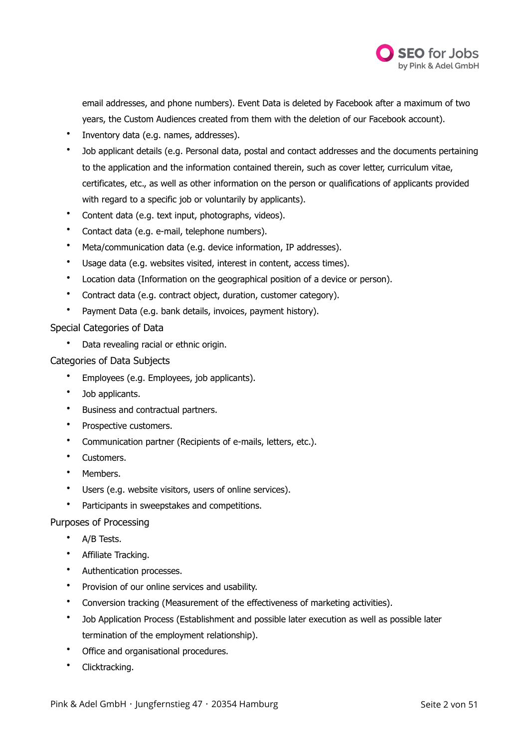email addresses, and phone numbers). Event Data is deleted by Facebook after a maximum of two years, the Custom Audiences created from them with the deletion of our Facebook account).

- Inventory data (e.g. names, addresses).
- Job applicant details (e.g. Personal data, postal and contact addresses and the documents pertaining to the application and the information contained therein, such as cover letter, curriculum vitae, certificates, etc., as well as other information on the person or qualifications of applicants provided with regard to a specific job or voluntarily by applicants).
- Content data (e.g. text input, photographs, videos).
- Contact data (e.g. e-mail, telephone numbers).
- Meta/communication data (e.g. device information, IP addresses).
- Usage data (e.g. websites visited, interest in content, access times).
- Location data (Information on the geographical position of a device or person).
- Contract data (e.g. contract object, duration, customer category).
- Payment Data (e.g. bank details, invoices, payment history).

### Special Categories of Data

- Data revealing racial or ethnic origin.

### Categories of Data Subjects

- Employees (e.g. Employees, job applicants).
- Job applicants.
- Business and contractual partners.
- Prospective customers.
- Communication partner (Recipients of e-mails, letters, etc.).
- Customers.
- Members.
- Users (e.g. website visitors, users of online services).
- Participants in sweepstakes and competitions.

### Purposes of Processing

- A/B Tests.
- Affiliate Tracking.
- Authentication processes.
- Provision of our online services and usability.
- Conversion tracking (Measurement of the effectiveness of marketing activities).
- Job Application Process (Establishment and possible later execution as well as possible later termination of the employment relationship).
- Office and organisational procedures.
- Clicktracking.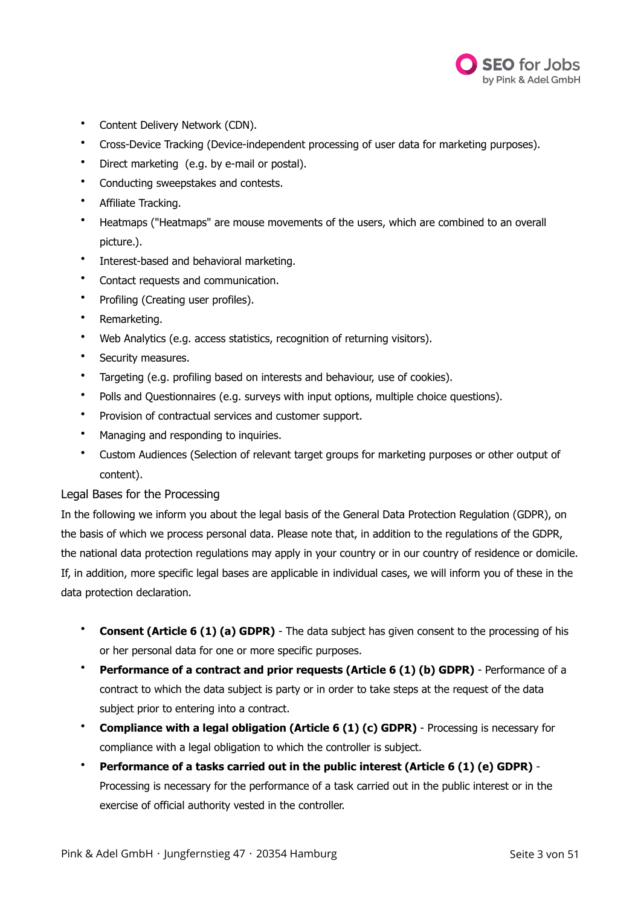- Content Delivery Network (CDN).
- Cross-Device Tracking (Device-independent processing of user data for marketing purposes).
- Direct marketing  (e.g. by e-mail or postal).
- Conducting sweepstakes and contests.
- Affiliate Tracking.
- Heatmaps ("Heatmaps" are mouse movements of the users, which are combined to an overall picture.).
- Interest-based and behavioral marketing.
- Contact requests and communication.
- Profiling (Creating user profiles).
- Remarketing.
- Web Analytics (e.g. access statistics, recognition of returning visitors).
- Security measures.
- Targeting (e.g. profiling based on interests and behaviour, use of cookies).
- Polls and Questionnaires (e.g. surveys with input options, multiple choice questions).
- Provision of contractual services and customer support.
- Managing and responding to inquiries.
- Custom Audiences (Selection of relevant target groups for marketing purposes or other output of content).

## Legal Bases for the Processing

In the following we inform you about the legal basis of the General Data Protection Regulation (GDPR), on the basis of which we process personal data. Please note that, in addition to the regulations of the GDPR, the national data protection regulations may apply in your country or in our country of residence or domicile. If, in addition, more specific legal bases are applicable in individual cases, we will inform you of these in the data protection declaration.

- **Consent (Article 6 (1) (a) GDPR)** - The data subject has given consent to the processing of his or her personal data for one or more specific purposes.
- **Performance of a contract and prior requests (Article 6 (1) (b) GDPR)** - Performance of a contract to which the data subject is party or in order to take steps at the request of the data subject prior to entering into a contract.
- **Compliance with a legal obligation (Article 6 (1) (c) GDPR)** - Processing is necessary for compliance with a legal obligation to which the controller is subject.
- **Performance of a tasks carried out in the public interest (Article 6 (1) (e) GDPR)** - Processing is necessary for the performance of a task carried out in the public interest or in the exercise of official authority vested in the controller.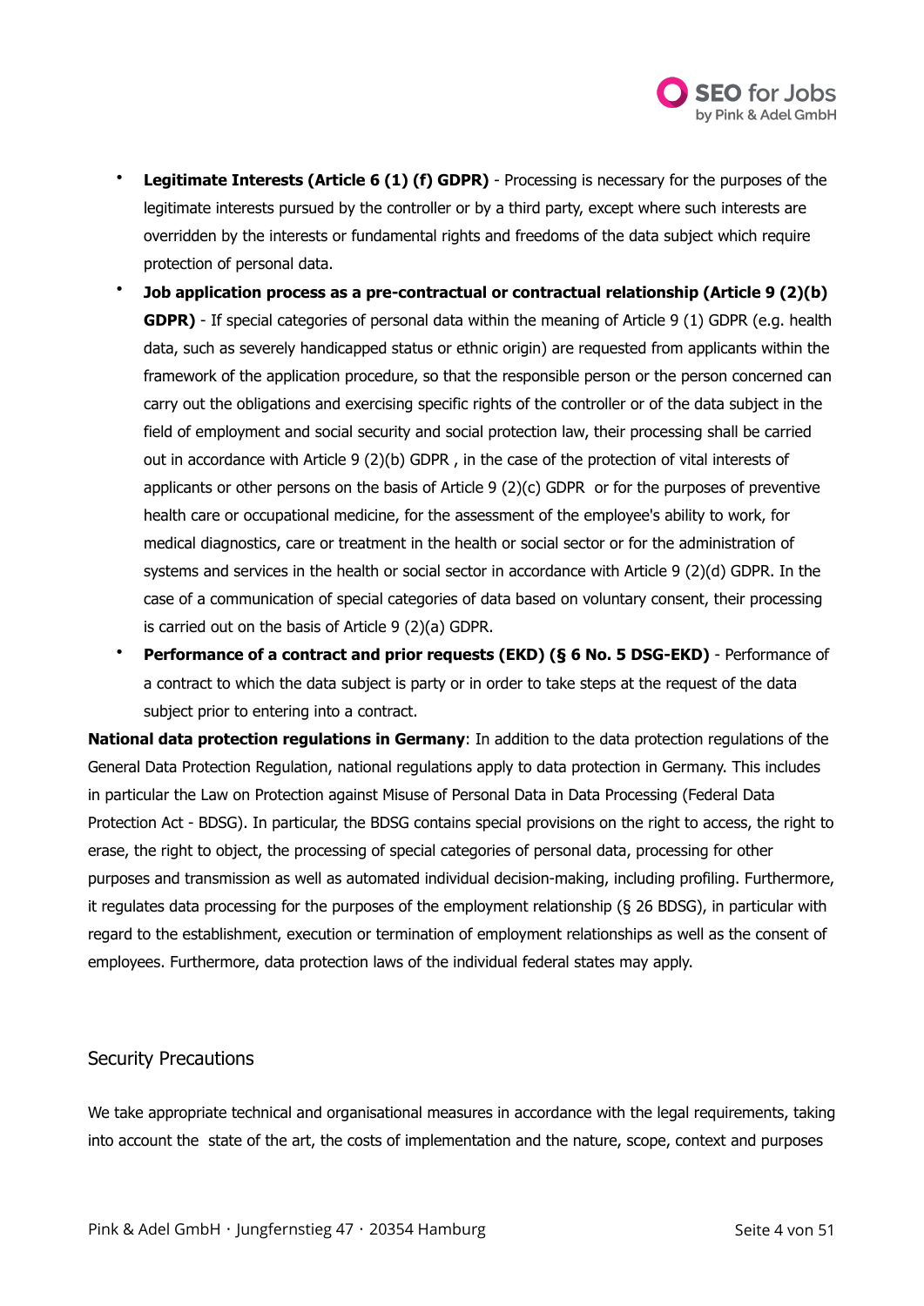- **Legitimate Interests (Article 6 (1) (f) GDPR)** - Processing is necessary for the purposes of the legitimate interests pursued by the controller or by a third party, except where such interests are overridden by the interests or fundamental rights and freedoms of the data subject which require protection of personal data.
- **Job application process as a pre-contractual or contractual relationship (Article 9 (2)(b) GDPR)** - If special categories of personal data within the meaning of Article 9 (1) GDPR (e.g. health data, such as severely handicapped status or ethnic origin) are requested from applicants within the framework of the application procedure, so that the responsible person or the person concerned can carry out the obligations and exercising specific rights of the controller or of the data subject in the field of employment and social security and social protection law, their processing shall be carried out in accordance with Article 9 (2)(b) GDPR , in the case of the protection of vital interests of applicants or other persons on the basis of Article 9 (2)(c) GDPR or for the purposes of preventive health care or occupational medicine, for the assessment of the employee's ability to work, for medical diagnostics, care or treatment in the health or social sector or for the administration of systems and services in the health or social sector in accordance with Article 9 (2)(d) GDPR. In the case of a communication of special categories of data based on voluntary consent, their processing is carried out on the basis of Article 9 (2)(a) GDPR.
- **Performance of a contract and prior requests (EKD) (§ 6 No. 5 DSG-EKD)** - Performance of a contract to which the data subject is party or in order to take steps at the request of the data subject prior to entering into a contract.

**National data protection regulations in Germany**: In addition to the data protection regulations of the General Data Protection Regulation, national regulations apply to data protection in Germany. This includes in particular the Law on Protection against Misuse of Personal Data in Data Processing (Federal Data Protection Act - BDSG). In particular, the BDSG contains special provisions on the right to access, the right to erase, the right to object, the processing of special categories of personal data, processing for other purposes and transmission as well as automated individual decision-making, including profiling. Furthermore, it regulates data processing for the purposes of the employment relationship (§ 26 BDSG), in particular with regard to the establishment, execution or termination of employment relationships as well as the consent of employees. Furthermore, data protection laws of the individual federal states may apply.

## Security Precautions

We take appropriate technical and organisational measures in accordance with the legal requirements, taking into account the state of the art, the costs of implementation and the nature, scope, context and purposes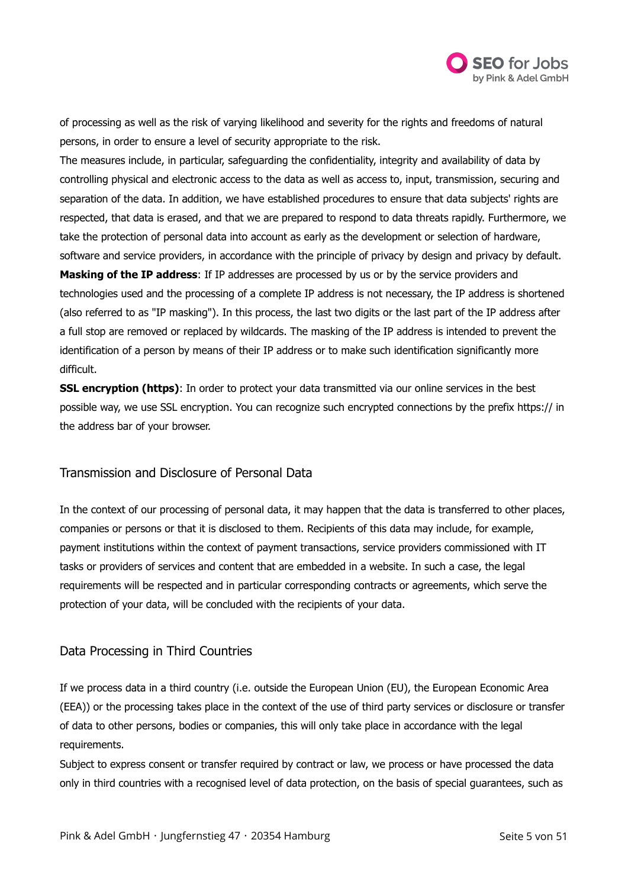of processing as well as the risk of varying likelihood and severity for the rights and freedoms of natural persons, in order to ensure a level of security appropriate to the risk.

The measures include, in particular, safeguarding the confidentiality, integrity and availability of data by controlling physical and electronic access to the data as well as access to, input, transmission, securing and separation of the data. In addition, we have established procedures to ensure that data subjects' rights are respected, that data is erased, and that we are prepared to respond to data threats rapidly. Furthermore, we take the protection of personal data into account as early as the development or selection of hardware, software and service providers, in accordance with the principle of privacy by design and privacy by default.

**Masking of the IP address**: If IP addresses are processed by us or by the service providers and technologies used and the processing of a complete IP address is not necessary, the IP address is shortened (also referred to as "IP masking"). In this process, the last two digits or the last part of the IP address after a full stop are removed or replaced by wildcards. The masking of the IP address is intended to prevent the identification of a person by means of their IP address or to make such identification significantly more difficult.

**SSL encryption (https)**: In order to protect your data transmitted via our online services in the best possible way, we use SSL encryption. You can recognize such encrypted connections by the prefix https:// in the address bar of your browser.

## Transmission and Disclosure of Personal Data

In the context of our processing of personal data, it may happen that the data is transferred to other places, companies or persons or that it is disclosed to them. Recipients of this data may include, for example, payment institutions within the context of payment transactions, service providers commissioned with IT tasks or providers of services and content that are embedded in a website. In such a case, the legal requirements will be respected and in particular corresponding contracts or agreements, which serve the protection of your data, will be concluded with the recipients of your data.

## Data Processing in Third Countries

If we process data in a third country (i.e. outside the European Union (EU), the European Economic Area (EEA)) or the processing takes place in the context of the use of third party services or disclosure or transfer of data to other persons, bodies or companies, this will only take place in accordance with the legal requirements.

Subject to express consent or transfer required by contract or law, we process or have processed the data only in third countries with a recognised level of data protection, on the basis of special guarantees, such as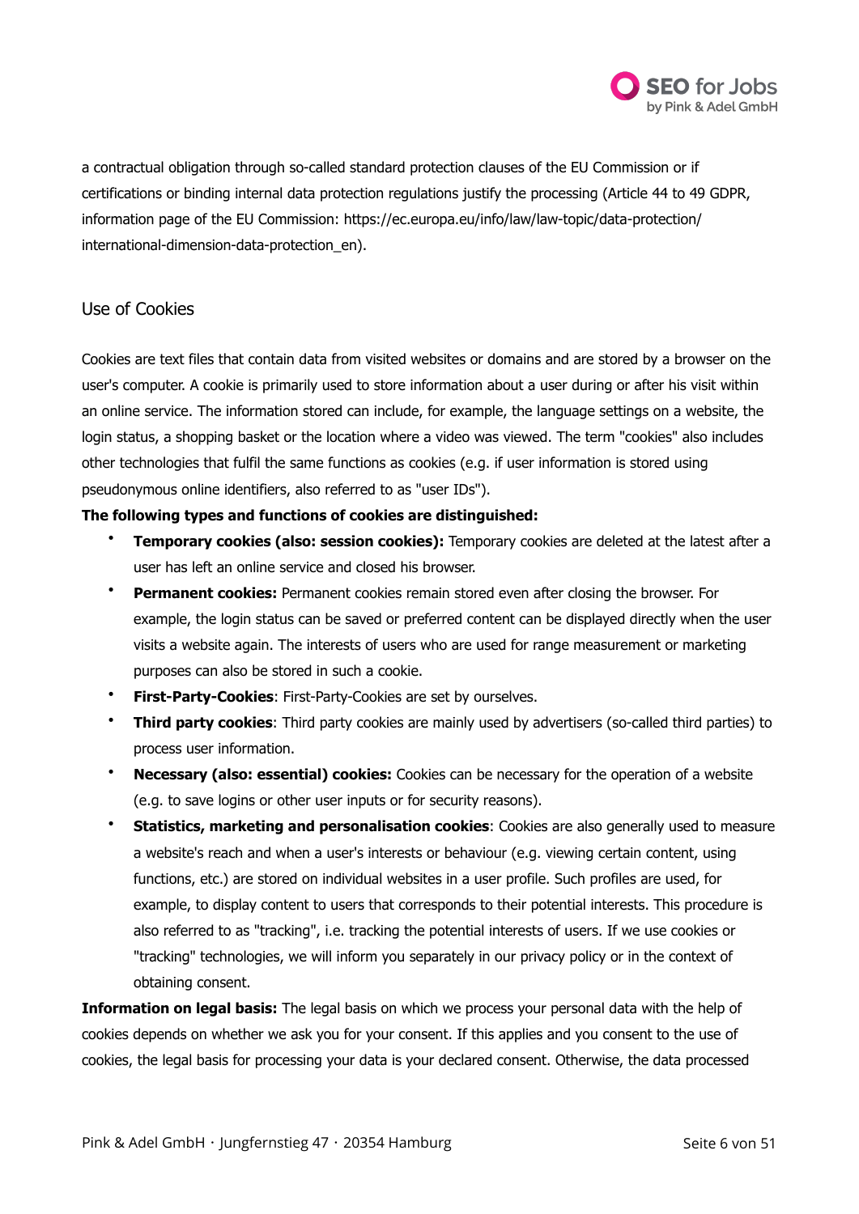a contractual obligation through so-called standard protection clauses of the EU Commission or if certifications or binding internal data protection regulations justify the processing (Article 44 to 49 GDPR, information page of the EU Commission: https://ec.europa.eu/info/law/law-topic/data-protection/international-dimension-data-protection_en).

## Use of Cookies

Cookies are text files that contain data from visited websites or domains and are stored by a browser on the user's computer. A cookie is primarily used to store information about a user during or after his visit within an online service. The information stored can include, for example, the language settings on a website, the login status, a shopping basket or the location where a video was viewed. The term "cookies" also includes other technologies that fulfil the same functions as cookies (e.g. if user information is stored using pseudonymous online identifiers, also referred to as "user IDs").

**The following types and functions of cookies are distinguished:**

- **Temporary cookies (also: session cookies):** Temporary cookies are deleted at the latest after a user has left an online service and closed his browser.
- **Permanent cookies:** Permanent cookies remain stored even after closing the browser. For example, the login status can be saved or preferred content can be displayed directly when the user visits a website again. The interests of users who are used for range measurement or marketing purposes can also be stored in such a cookie.
- **First-Party-Cookies**: First-Party-Cookies are set by ourselves.
- **Third party cookies**: Third party cookies are mainly used by advertisers (so-called third parties) to process user information.
- **Necessary (also: essential) cookies:** Cookies can be necessary for the operation of a website (e.g. to save logins or other user inputs or for security reasons).
- **Statistics, marketing and personalisation cookies**: Cookies are also generally used to measure a website's reach and when a user's interests or behaviour (e.g. viewing certain content, using functions, etc.) are stored on individual websites in a user profile. Such profiles are used, for example, to display content to users that corresponds to their potential interests. This procedure is also referred to as "tracking", i.e. tracking the potential interests of users. If we use cookies or "tracking" technologies, we will inform you separately in our privacy policy or in the context of obtaining consent.

**Information on legal basis:** The legal basis on which we process your personal data with the help of cookies depends on whether we ask you for your consent. If this applies and you consent to the use of cookies, the legal basis for processing your data is your declared consent. Otherwise, the data processed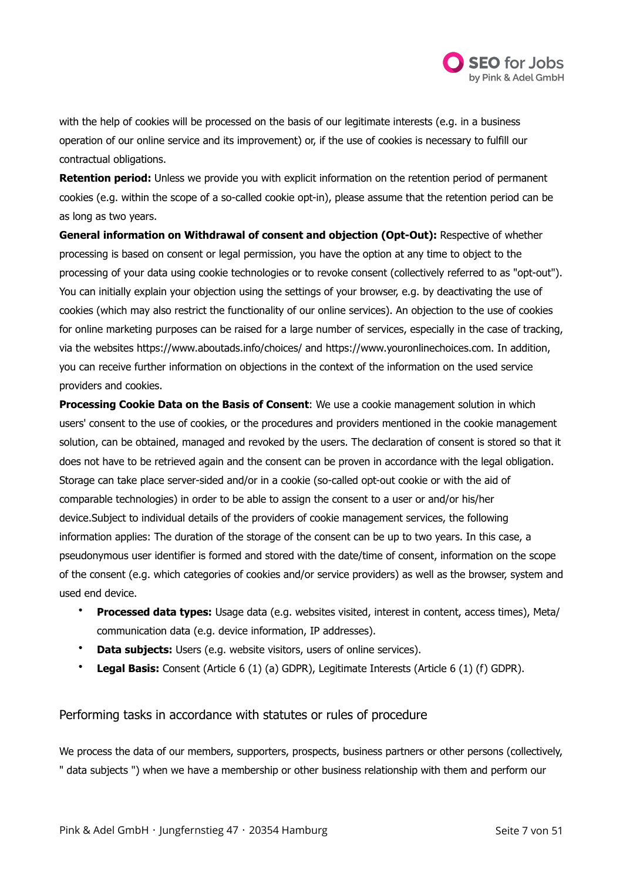with the help of cookies will be processed on the basis of our legitimate interests (e.g. in a business operation of our online service and its improvement) or, if the use of cookies is necessary to fulfill our contractual obligations.

**Retention period:** Unless we provide you with explicit information on the retention period of permanent cookies (e.g. within the scope of a so-called cookie opt-in), please assume that the retention period can be as long as two years.

**General information on Withdrawal of consent and objection (Opt-Out):** Respective of whether processing is based on consent or legal permission, you have the option at any time to object to the processing of your data using cookie technologies or to revoke consent (collectively referred to as "opt-out"). You can initially explain your objection using the settings of your browser, e.g. by deactivating the use of cookies (which may also restrict the functionality of our online services). An objection to the use of cookies for online marketing purposes can be raised for a large number of services, especially in the case of tracking, via the websites https://www.aboutads.info/choices/ and https://www.youronlinechoices.com. In addition, you can receive further information on objections in the context of the information on the used service providers and cookies.

**Processing Cookie Data on the Basis of Consent**: We use a cookie management solution in which users' consent to the use of cookies, or the procedures and providers mentioned in the cookie management solution, can be obtained, managed and revoked by the users. The declaration of consent is stored so that it does not have to be retrieved again and the consent can be proven in accordance with the legal obligation. Storage can take place server-sided and/or in a cookie (so-called opt-out cookie or with the aid of comparable technologies) in order to be able to assign the consent to a user or and/or his/her device.Subject to individual details of the providers of cookie management services, the following information applies: The duration of the storage of the consent can be up to two years. In this case, a pseudonymous user identifier is formed and stored with the date/time of consent, information on the scope of the consent (e.g. which categories of cookies and/or service providers) as well as the browser, system and used end device.

- **Processed data types:** Usage data (e.g. websites visited, interest in content, access times), Meta/communication data (e.g. device information, IP addresses).
- **Data subjects:** Users (e.g. website visitors, users of online services).
- **Legal Basis:** Consent (Article 6 (1) (a) GDPR), Legitimate Interests (Article 6 (1) (f) GDPR).

## Performing tasks in accordance with statutes or rules of procedure

We process the data of our members, supporters, prospects, business partners or other persons (collectively, " data subjects ") when we have a membership or other business relationship with them and perform our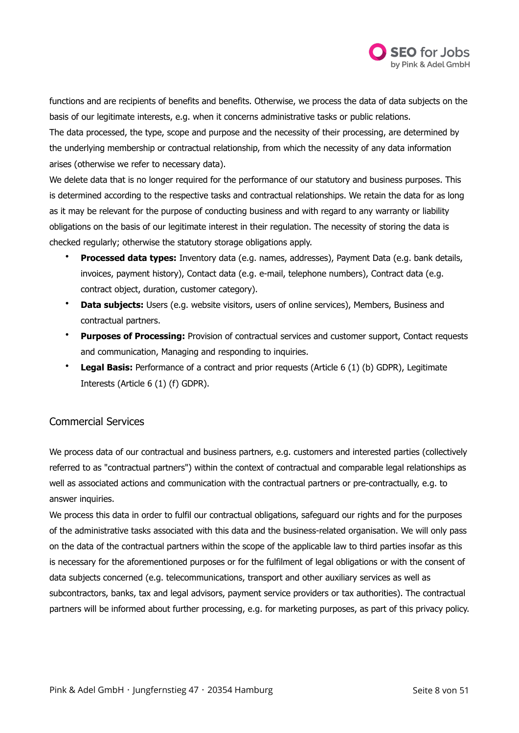functions and are recipients of benefits and benefits. Otherwise, we process the data of data subjects on the basis of our legitimate interests, e.g. when it concerns administrative tasks or public relations.
The data processed, the type, scope and purpose and the necessity of their processing, are determined by the underlying membership or contractual relationship, from which the necessity of any data information arises (otherwise we refer to necessary data).
We delete data that is no longer required for the performance of our statutory and business purposes. This is determined according to the respective tasks and contractual relationships. We retain the data for as long as it may be relevant for the purpose of conducting business and with regard to any warranty or liability obligations on the basis of our legitimate interest in their regulation. The necessity of storing the data is checked regularly; otherwise the statutory storage obligations apply.

- **Processed data types:** Inventory data (e.g. names, addresses), Payment Data (e.g. bank details, invoices, payment history), Contact data (e.g. e-mail, telephone numbers), Contract data (e.g. contract object, duration, customer category).
- **Data subjects:** Users (e.g. website visitors, users of online services), Members, Business and contractual partners.
- **Purposes of Processing:** Provision of contractual services and customer support, Contact requests and communication, Managing and responding to inquiries.
- **Legal Basis:** Performance of a contract and prior requests (Article 6 (1) (b) GDPR), Legitimate Interests (Article 6 (1) (f) GDPR).

## Commercial Services

We process data of our contractual and business partners, e.g. customers and interested parties (collectively referred to as "contractual partners") within the context of contractual and comparable legal relationships as well as associated actions and communication with the contractual partners or pre-contractually, e.g. to answer inquiries.
We process this data in order to fulfil our contractual obligations, safeguard our rights and for the purposes of the administrative tasks associated with this data and the business-related organisation. We will only pass on the data of the contractual partners within the scope of the applicable law to third parties insofar as this is necessary for the aforementioned purposes or for the fulfilment of legal obligations or with the consent of data subjects concerned (e.g. telecommunications, transport and other auxiliary services as well as subcontractors, banks, tax and legal advisors, payment service providers or tax authorities). The contractual partners will be informed about further processing, e.g. for marketing purposes, as part of this privacy policy.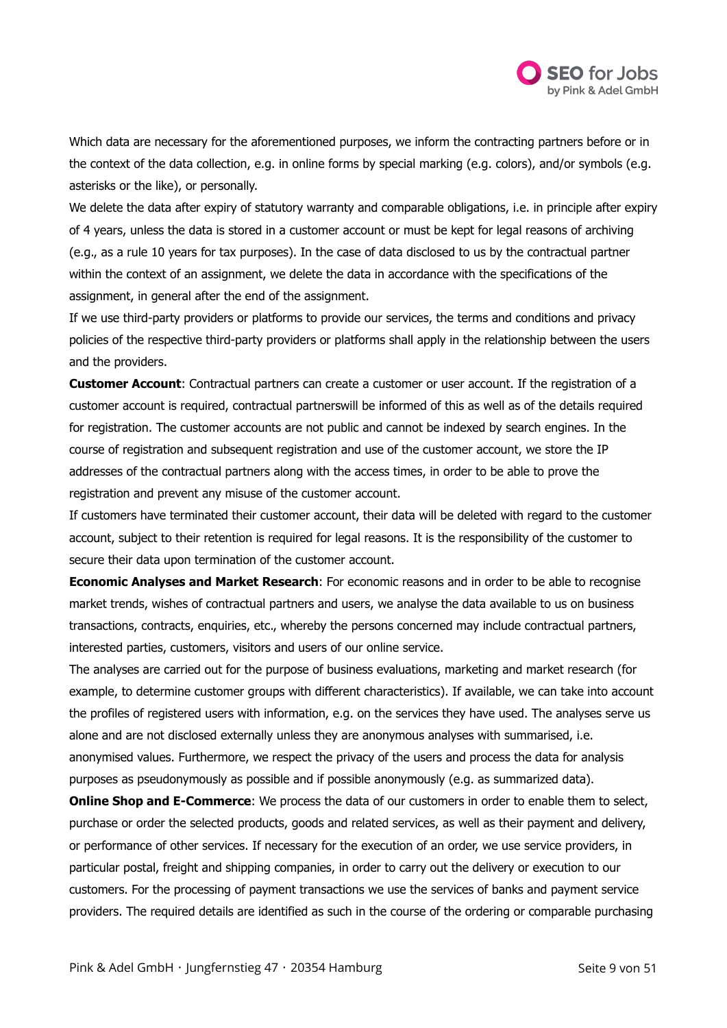Which data are necessary for the aforementioned purposes, we inform the contracting partners before or in the context of the data collection, e.g. in online forms by special marking (e.g. colors), and/or symbols (e.g. asterisks or the like), or personally.

We delete the data after expiry of statutory warranty and comparable obligations, i.e. in principle after expiry of 4 years, unless the data is stored in a customer account or must be kept for legal reasons of archiving (e.g., as a rule 10 years for tax purposes). In the case of data disclosed to us by the contractual partner within the context of an assignment, we delete the data in accordance with the specifications of the assignment, in general after the end of the assignment.

If we use third-party providers or platforms to provide our services, the terms and conditions and privacy policies of the respective third-party providers or platforms shall apply in the relationship between the users and the providers.

**Customer Account**: Contractual partners can create a customer or user account. If the registration of a customer account is required, contractual partnerswill be informed of this as well as of the details required for registration. The customer accounts are not public and cannot be indexed by search engines. In the course of registration and subsequent registration and use of the customer account, we store the IP addresses of the contractual partners along with the access times, in order to be able to prove the registration and prevent any misuse of the customer account.

If customers have terminated their customer account, their data will be deleted with regard to the customer account, subject to their retention is required for legal reasons. It is the responsibility of the customer to secure their data upon termination of the customer account.

**Economic Analyses and Market Research**: For economic reasons and in order to be able to recognise market trends, wishes of contractual partners and users, we analyse the data available to us on business transactions, contracts, enquiries, etc., whereby the persons concerned may include contractual partners, interested parties, customers, visitors and users of our online service.

The analyses are carried out for the purpose of business evaluations, marketing and market research (for example, to determine customer groups with different characteristics). If available, we can take into account the profiles of registered users with information, e.g. on the services they have used. The analyses serve us alone and are not disclosed externally unless they are anonymous analyses with summarised, i.e. anonymised values. Furthermore, we respect the privacy of the users and process the data for analysis purposes as pseudonymously as possible and if possible anonymously (e.g. as summarized data).

**Online Shop and E-Commerce**: We process the data of our customers in order to enable them to select, purchase or order the selected products, goods and related services, as well as their payment and delivery, or performance of other services. If necessary for the execution of an order, we use service providers, in particular postal, freight and shipping companies, in order to carry out the delivery or execution to our customers. For the processing of payment transactions we use the services of banks and payment service providers. The required details are identified as such in the course of the ordering or comparable purchasing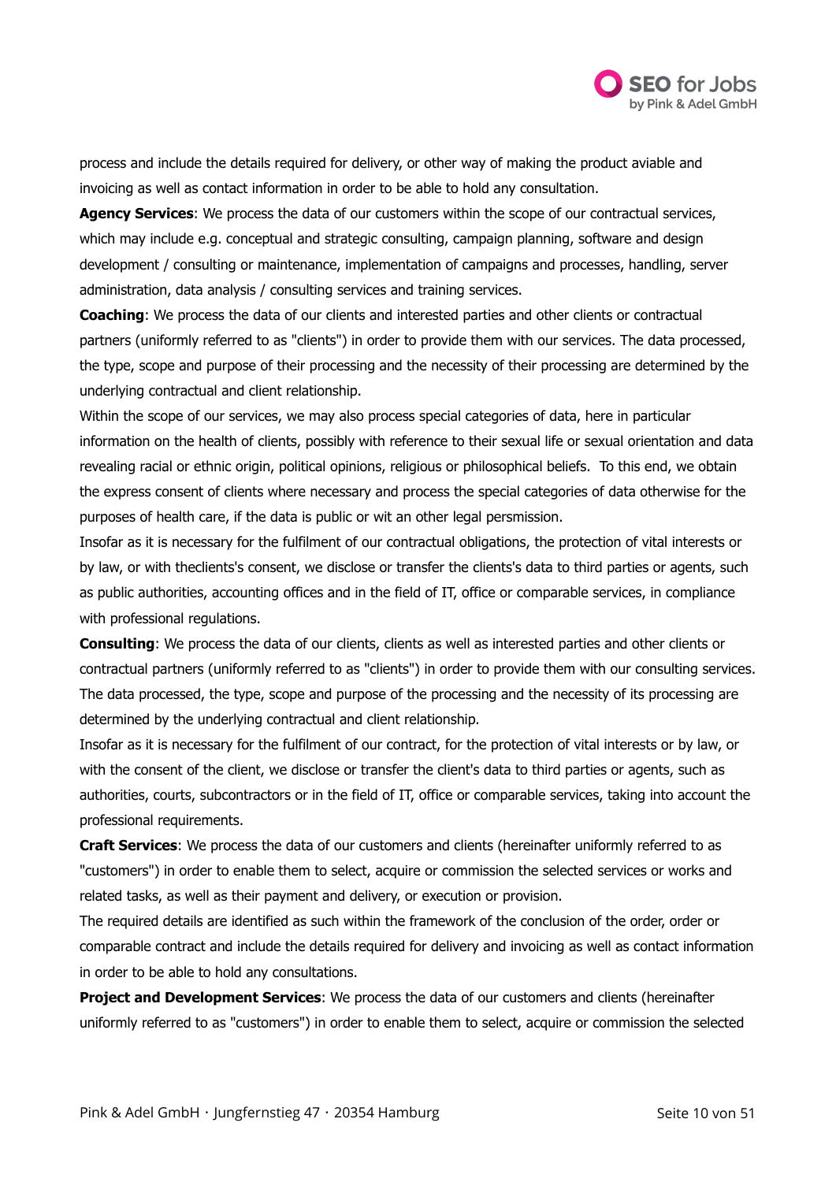process and include the details required for delivery, or other way of making the product aviable and invoicing as well as contact information in order to be able to hold any consultation.

**Agency Services**: We process the data of our customers within the scope of our contractual services, which may include e.g. conceptual and strategic consulting, campaign planning, software and design development / consulting or maintenance, implementation of campaigns and processes, handling, server administration, data analysis / consulting services and training services.

**Coaching**: We process the data of our clients and interested parties and other clients or contractual partners (uniformly referred to as "clients") in order to provide them with our services. The data processed, the type, scope and purpose of their processing and the necessity of their processing are determined by the underlying contractual and client relationship.

Within the scope of our services, we may also process special categories of data, here in particular information on the health of clients, possibly with reference to their sexual life or sexual orientation and data revealing racial or ethnic origin, political opinions, religious or philosophical beliefs. To this end, we obtain the express consent of clients where necessary and process the special categories of data otherwise for the purposes of health care, if the data is public or wit an other legal persmission.

Insofar as it is necessary for the fulfilment of our contractual obligations, the protection of vital interests or by law, or with theclients's consent, we disclose or transfer the clients's data to third parties or agents, such as public authorities, accounting offices and in the field of IT, office or comparable services, in compliance with professional regulations.

**Consulting**: We process the data of our clients, clients as well as interested parties and other clients or contractual partners (uniformly referred to as "clients") in order to provide them with our consulting services. The data processed, the type, scope and purpose of the processing and the necessity of its processing are determined by the underlying contractual and client relationship.

Insofar as it is necessary for the fulfilment of our contract, for the protection of vital interests or by law, or with the consent of the client, we disclose or transfer the client's data to third parties or agents, such as authorities, courts, subcontractors or in the field of IT, office or comparable services, taking into account the professional requirements.

**Craft Services**: We process the data of our customers and clients (hereinafter uniformly referred to as "customers") in order to enable them to select, acquire or commission the selected services or works and related tasks, as well as their payment and delivery, or execution or provision.

The required details are identified as such within the framework of the conclusion of the order, order or comparable contract and include the details required for delivery and invoicing as well as contact information in order to be able to hold any consultations.

**Project and Development Services**: We process the data of our customers and clients (hereinafter uniformly referred to as "customers") in order to enable them to select, acquire or commission the selected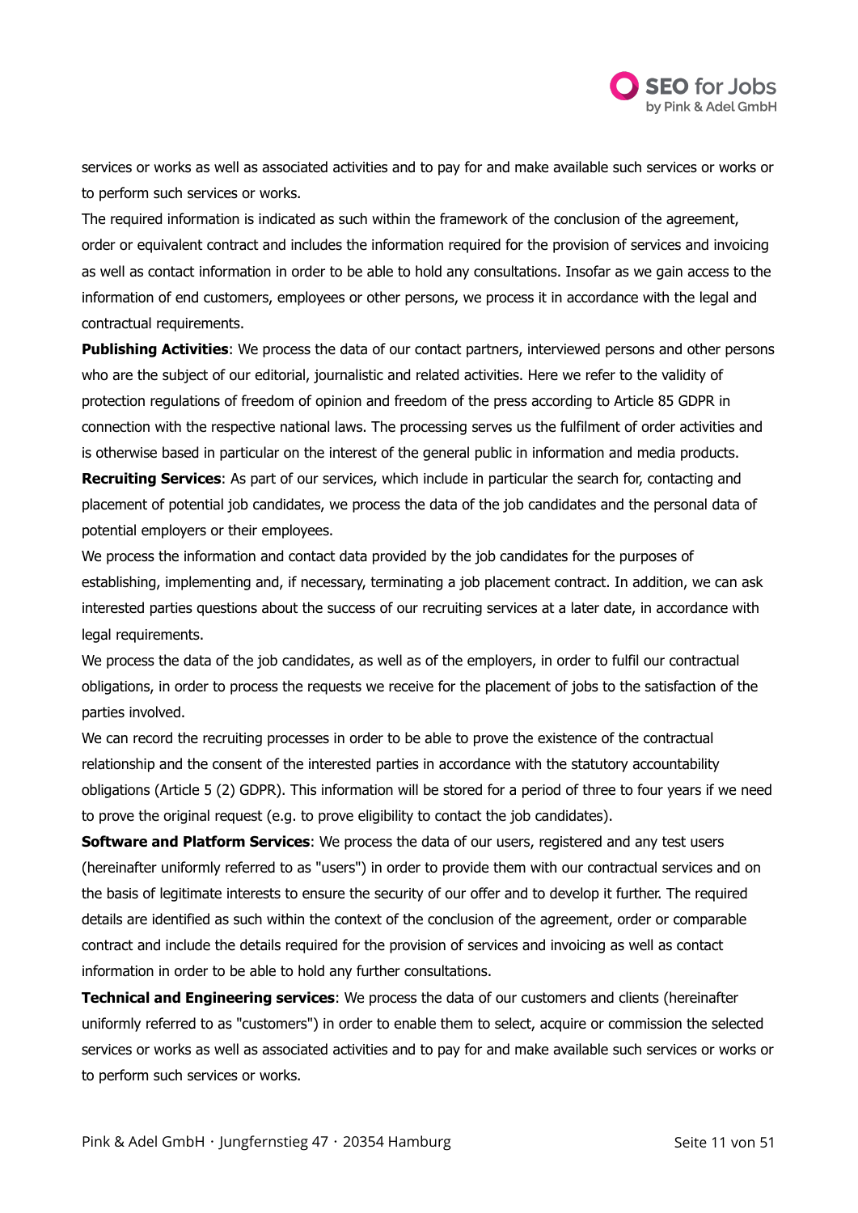services or works as well as associated activities and to pay for and make available such services or works or to perform such services or works.

The required information is indicated as such within the framework of the conclusion of the agreement, order or equivalent contract and includes the information required for the provision of services and invoicing as well as contact information in order to be able to hold any consultations. Insofar as we gain access to the information of end customers, employees or other persons, we process it in accordance with the legal and contractual requirements.

**Publishing Activities**: We process the data of our contact partners, interviewed persons and other persons who are the subject of our editorial, journalistic and related activities. Here we refer to the validity of protection regulations of freedom of opinion and freedom of the press according to Article 85 GDPR in connection with the respective national laws. The processing serves us the fulfilment of order activities and is otherwise based in particular on the interest of the general public in information and media products.

**Recruiting Services**: As part of our services, which include in particular the search for, contacting and placement of potential job candidates, we process the data of the job candidates and the personal data of potential employers or their employees.

We process the information and contact data provided by the job candidates for the purposes of establishing, implementing and, if necessary, terminating a job placement contract. In addition, we can ask interested parties questions about the success of our recruiting services at a later date, in accordance with legal requirements.

We process the data of the job candidates, as well as of the employers, in order to fulfil our contractual obligations, in order to process the requests we receive for the placement of jobs to the satisfaction of the parties involved.

We can record the recruiting processes in order to be able to prove the existence of the contractual relationship and the consent of the interested parties in accordance with the statutory accountability obligations (Article 5 (2) GDPR). This information will be stored for a period of three to four years if we need to prove the original request (e.g. to prove eligibility to contact the job candidates).

**Software and Platform Services**: We process the data of our users, registered and any test users (hereinafter uniformly referred to as "users") in order to provide them with our contractual services and on the basis of legitimate interests to ensure the security of our offer and to develop it further. The required details are identified as such within the context of the conclusion of the agreement, order or comparable contract and include the details required for the provision of services and invoicing as well as contact information in order to be able to hold any further consultations.

**Technical and Engineering services**: We process the data of our customers and clients (hereinafter uniformly referred to as "customers") in order to enable them to select, acquire or commission the selected services or works as well as associated activities and to pay for and make available such services or works or to perform such services or works.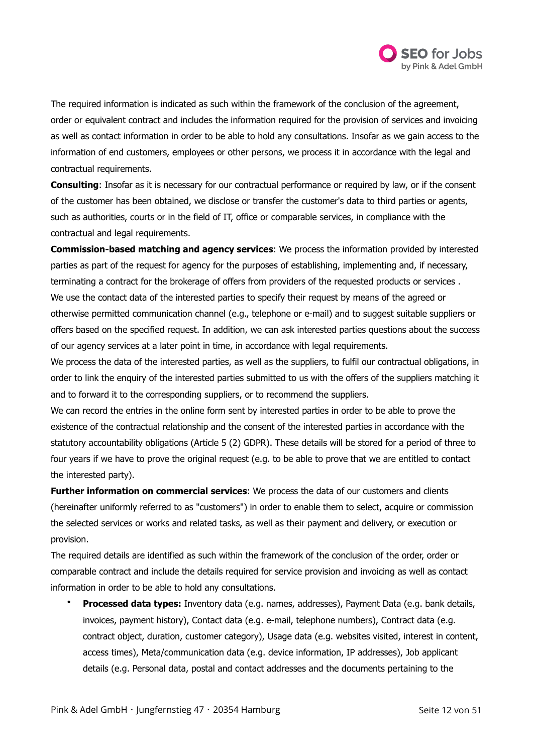The required information is indicated as such within the framework of the conclusion of the agreement, order or equivalent contract and includes the information required for the provision of services and invoicing as well as contact information in order to be able to hold any consultations. Insofar as we gain access to the information of end customers, employees or other persons, we process it in accordance with the legal and contractual requirements.

**Consulting**: Insofar as it is necessary for our contractual performance or required by law, or if the consent of the customer has been obtained, we disclose or transfer the customer's data to third parties or agents, such as authorities, courts or in the field of IT, office or comparable services, in compliance with the contractual and legal requirements.

**Commission-based matching and agency services**: We process the information provided by interested parties as part of the request for agency for the purposes of establishing, implementing and, if necessary, terminating a contract for the brokerage of offers from providers of the requested products or services . We use the contact data of the interested parties to specify their request by means of the agreed or otherwise permitted communication channel (e.g., telephone or e-mail) and to suggest suitable suppliers or offers based on the specified request. In addition, we can ask interested parties questions about the success of our agency services at a later point in time, in accordance with legal requirements.

We process the data of the interested parties, as well as the suppliers, to fulfil our contractual obligations, in order to link the enquiry of the interested parties submitted to us with the offers of the suppliers matching it and to forward it to the corresponding suppliers, or to recommend the suppliers.

We can record the entries in the online form sent by interested parties in order to be able to prove the existence of the contractual relationship and the consent of the interested parties in accordance with the statutory accountability obligations (Article 5 (2) GDPR). These details will be stored for a period of three to four years if we have to prove the original request (e.g. to be able to prove that we are entitled to contact the interested party).

**Further information on commercial services**: We process the data of our customers and clients (hereinafter uniformly referred to as "customers") in order to enable them to select, acquire or commission the selected services or works and related tasks, as well as their payment and delivery, or execution or provision.

The required details are identified as such within the framework of the conclusion of the order, order or comparable contract and include the details required for service provision and invoicing as well as contact information in order to be able to hold any consultations.

- **Processed data types:** Inventory data (e.g. names, addresses), Payment Data (e.g. bank details, invoices, payment history), Contact data (e.g. e-mail, telephone numbers), Contract data (e.g. contract object, duration, customer category), Usage data (e.g. websites visited, interest in content, access times), Meta/communication data (e.g. device information, IP addresses), Job applicant details (e.g. Personal data, postal and contact addresses and the documents pertaining to the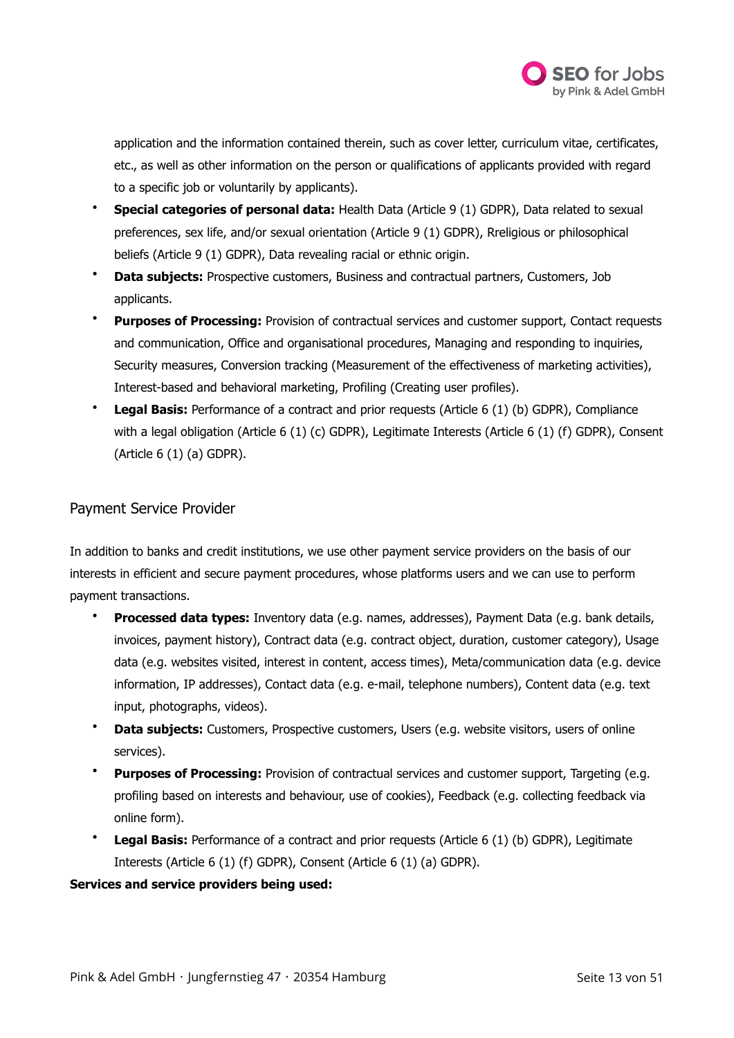application and the information contained therein, such as cover letter, curriculum vitae, certificates, etc., as well as other information on the person or qualifications of applicants provided with regard to a specific job or voluntarily by applicants).
- **Special categories of personal data:** Health Data (Article 9 (1) GDPR), Data related to sexual preferences, sex life, and/or sexual orientation (Article 9 (1) GDPR), Rreligious or philosophical beliefs (Article 9 (1) GDPR), Data revealing racial or ethnic origin.
- **Data subjects:** Prospective customers, Business and contractual partners, Customers, Job applicants.
- **Purposes of Processing:** Provision of contractual services and customer support, Contact requests and communication, Office and organisational procedures, Managing and responding to inquiries, Security measures, Conversion tracking (Measurement of the effectiveness of marketing activities), Interest-based and behavioral marketing, Profiling (Creating user profiles).
- **Legal Basis:** Performance of a contract and prior requests (Article 6 (1) (b) GDPR), Compliance with a legal obligation (Article 6 (1) (c) GDPR), Legitimate Interests (Article 6 (1) (f) GDPR), Consent (Article 6 (1) (a) GDPR).

## Payment Service Provider

In addition to banks and credit institutions, we use other payment service providers on the basis of our interests in efficient and secure payment procedures, whose platforms users and we can use to perform payment transactions.

- **Processed data types:** Inventory data (e.g. names, addresses), Payment Data (e.g. bank details, invoices, payment history), Contract data (e.g. contract object, duration, customer category), Usage data (e.g. websites visited, interest in content, access times), Meta/communication data (e.g. device information, IP addresses), Contact data (e.g. e-mail, telephone numbers), Content data (e.g. text input, photographs, videos).
- **Data subjects:** Customers, Prospective customers, Users (e.g. website visitors, users of online services).
- **Purposes of Processing:** Provision of contractual services and customer support, Targeting (e.g. profiling based on interests and behaviour, use of cookies), Feedback (e.g. collecting feedback via online form).
- **Legal Basis:** Performance of a contract and prior requests (Article 6 (1) (b) GDPR), Legitimate Interests (Article 6 (1) (f) GDPR), Consent (Article 6 (1) (a) GDPR).

**Services and service providers being used:**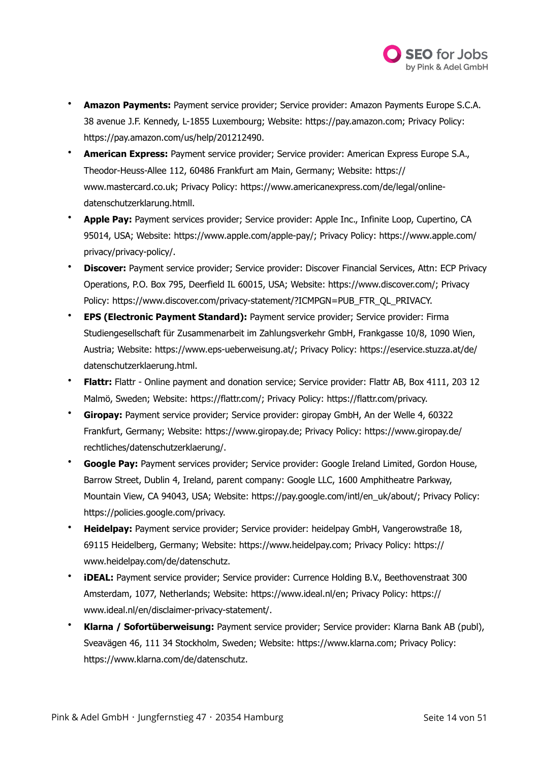- **Amazon Payments:** Payment service provider; Service provider: Amazon Payments Europe S.C.A. 38 avenue J.F. Kennedy, L-1855 Luxembourg; Website: https://pay.amazon.com; Privacy Policy: https://pay.amazon.com/us/help/201212490.
- **American Express:** Payment service provider; Service provider: American Express Europe S.A., Theodor-Heuss-Allee 112, 60486 Frankfurt am Main, Germany; Website: https://www.mastercard.co.uk; Privacy Policy: https://www.americanexpress.com/de/legal/online-datenschutzerklarung.htmll.
- **Apple Pay:** Payment services provider; Service provider: Apple Inc., Infinite Loop, Cupertino, CA 95014, USA; Website: https://www.apple.com/apple-pay/; Privacy Policy: https://www.apple.com/privacy/privacy-policy/.
- **Discover:** Payment service provider; Service provider: Discover Financial Services, Attn: ECP Privacy Operations, P.O. Box 795, Deerfield IL 60015, USA; Website: https://www.discover.com/; Privacy Policy: https://www.discover.com/privacy-statement/?ICMPGN=PUB_FTR_QL_PRIVACY.
- **EPS (Electronic Payment Standard):** Payment service provider; Service provider: Firma Studiengesellschaft für Zusammenarbeit im Zahlungsverkehr GmbH, Frankgasse 10/8, 1090 Wien, Austria; Website: https://www.eps-ueberweisung.at/; Privacy Policy: https://eservice.stuzza.at/de/datenschutzerklaerung.html.
- **Flattr:** Flattr - Online payment and donation service; Service provider: Flattr AB, Box 4111, 203 12 Malmö, Sweden; Website: https://flattr.com/; Privacy Policy: https://flattr.com/privacy.
- **Giropay:** Payment service provider; Service provider: giropay GmbH, An der Welle 4, 60322 Frankfurt, Germany; Website: https://www.giropay.de; Privacy Policy: https://www.giropay.de/rechtliches/datenschutzerklaerung/.
- **Google Pay:** Payment services provider; Service provider: Google Ireland Limited, Gordon House, Barrow Street, Dublin 4, Ireland, parent company: Google LLC, 1600 Amphitheatre Parkway, Mountain View, CA 94043, USA; Website: https://pay.google.com/intl/en_uk/about/; Privacy Policy: https://policies.google.com/privacy.
- **Heidelpay:** Payment service provider; Service provider: heidelpay GmbH, Vangerowstraße 18, 69115 Heidelberg, Germany; Website: https://www.heidelpay.com; Privacy Policy: https://www.heidelpay.com/de/datenschutz.
- **iDEAL:** Payment service provider; Service provider: Currence Holding B.V., Beethovenstraat 300 Amsterdam, 1077, Netherlands; Website: https://www.ideal.nl/en; Privacy Policy: https://www.ideal.nl/en/disclaimer-privacy-statement/.
- **Klarna / Sofortüberweisung:** Payment service provider; Service provider: Klarna Bank AB (publ), Sveavägen 46, 111 34 Stockholm, Sweden; Website: https://www.klarna.com; Privacy Policy: https://www.klarna.com/de/datenschutz.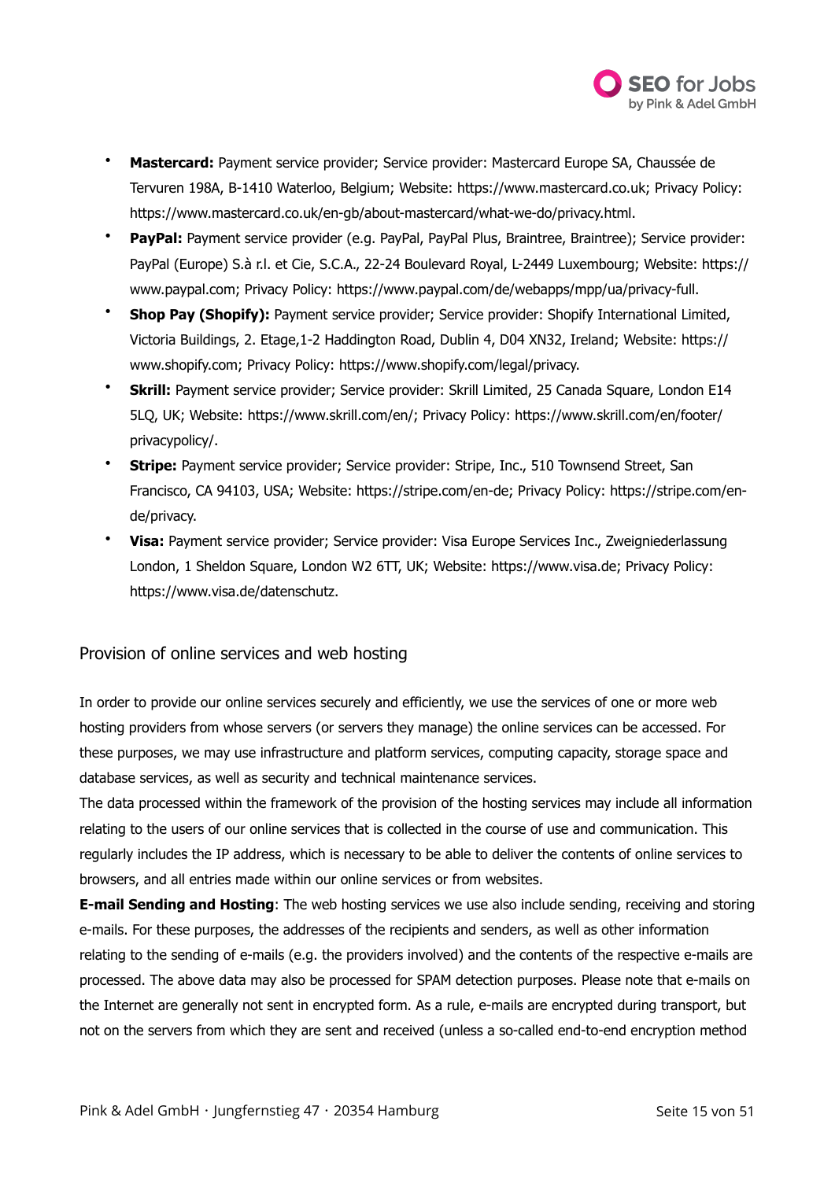- **Mastercard:** Payment service provider; Service provider: Mastercard Europe SA, Chaussée de Tervuren 198A, B-1410 Waterloo, Belgium; Website: https://www.mastercard.co.uk; Privacy Policy: https://www.mastercard.co.uk/en-gb/about-mastercard/what-we-do/privacy.html.
- **PayPal:** Payment service provider (e.g. PayPal, PayPal Plus, Braintree, Braintree); Service provider: PayPal (Europe) S.à r.l. et Cie, S.C.A., 22-24 Boulevard Royal, L-2449 Luxembourg; Website: https://www.paypal.com; Privacy Policy: https://www.paypal.com/de/webapps/mpp/ua/privacy-full.
- **Shop Pay (Shopify):** Payment service provider; Service provider: Shopify International Limited, Victoria Buildings, 2. Etage,1-2 Haddington Road, Dublin 4, D04 XN32, Ireland; Website: https://www.shopify.com; Privacy Policy: https://www.shopify.com/legal/privacy.
- **Skrill:** Payment service provider; Service provider: Skrill Limited, 25 Canada Square, London E14 5LQ, UK; Website: https://www.skrill.com/en/; Privacy Policy: https://www.skrill.com/en/footer/privacypolicy/.
- **Stripe:** Payment service provider; Service provider: Stripe, Inc., 510 Townsend Street, San Francisco, CA 94103, USA; Website: https://stripe.com/en-de; Privacy Policy: https://stripe.com/en-de/privacy.
- **Visa:** Payment service provider; Service provider: Visa Europe Services Inc., Zweigniederlassung London, 1 Sheldon Square, London W2 6TT, UK; Website: https://www.visa.de; Privacy Policy: https://www.visa.de/datenschutz.

## Provision of online services and web hosting

In order to provide our online services securely and efficiently, we use the services of one or more web hosting providers from whose servers (or servers they manage) the online services can be accessed. For these purposes, we may use infrastructure and platform services, computing capacity, storage space and database services, as well as security and technical maintenance services.

The data processed within the framework of the provision of the hosting services may include all information relating to the users of our online services that is collected in the course of use and communication. This regularly includes the IP address, which is necessary to be able to deliver the contents of online services to browsers, and all entries made within our online services or from websites.

**E-mail Sending and Hosting**: The web hosting services we use also include sending, receiving and storing e-mails. For these purposes, the addresses of the recipients and senders, as well as other information relating to the sending of e-mails (e.g. the providers involved) and the contents of the respective e-mails are processed. The above data may also be processed for SPAM detection purposes. Please note that e-mails on the Internet are generally not sent in encrypted form. As a rule, e-mails are encrypted during transport, but not on the servers from which they are sent and received (unless a so-called end-to-end encryption method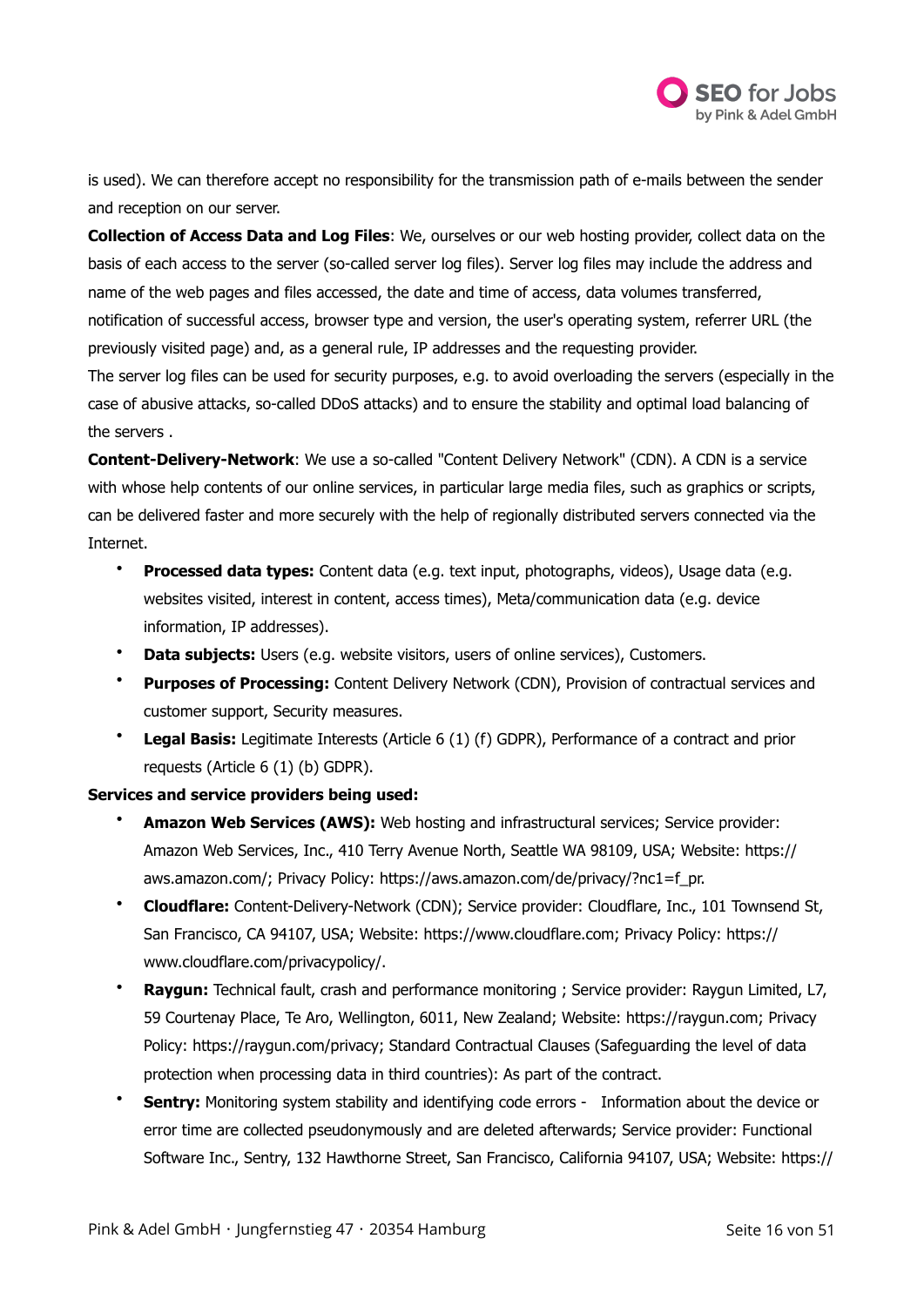is used). We can therefore accept no responsibility for the transmission path of e-mails between the sender and reception on our server.

**Collection of Access Data and Log Files**: We, ourselves or our web hosting provider, collect data on the basis of each access to the server (so-called server log files). Server log files may include the address and name of the web pages and files accessed, the date and time of access, data volumes transferred, notification of successful access, browser type and version, the user's operating system, referrer URL (the previously visited page) and, as a general rule, IP addresses and the requesting provider.

The server log files can be used for security purposes, e.g. to avoid overloading the servers (especially in the case of abusive attacks, so-called DDoS attacks) and to ensure the stability and optimal load balancing of the servers .

**Content-Delivery-Network**: We use a so-called "Content Delivery Network" (CDN). A CDN is a service with whose help contents of our online services, in particular large media files, such as graphics or scripts, can be delivered faster and more securely with the help of regionally distributed servers connected via the Internet.

- **Processed data types:** Content data (e.g. text input, photographs, videos), Usage data (e.g. websites visited, interest in content, access times), Meta/communication data (e.g. device information, IP addresses).
- **Data subjects:** Users (e.g. website visitors, users of online services), Customers.
- **Purposes of Processing:** Content Delivery Network (CDN), Provision of contractual services and customer support, Security measures.
- **Legal Basis:** Legitimate Interests (Article 6 (1) (f) GDPR), Performance of a contract and prior requests (Article 6 (1) (b) GDPR).

**Services and service providers being used:**

- **Amazon Web Services (AWS):** Web hosting and infrastructural services; Service provider: Amazon Web Services, Inc., 410 Terry Avenue North, Seattle WA 98109, USA; Website: https://aws.amazon.com/; Privacy Policy: https://aws.amazon.com/de/privacy/?nc1=f_pr.
- **Cloudflare:** Content-Delivery-Network (CDN); Service provider: Cloudflare, Inc., 101 Townsend St, San Francisco, CA 94107, USA; Website: https://www.cloudflare.com; Privacy Policy: https://www.cloudflare.com/privacypolicy/.
- **Raygun:** Technical fault, crash and performance monitoring ; Service provider: Raygun Limited, L7, 59 Courtenay Place, Te Aro, Wellington, 6011, New Zealand; Website: https://raygun.com; Privacy Policy: https://raygun.com/privacy; Standard Contractual Clauses (Safeguarding the level of data protection when processing data in third countries): As part of the contract.
- **Sentry:** Monitoring system stability and identifying code errors - Information about the device or error time are collected pseudonymously and are deleted afterwards; Service provider: Functional Software Inc., Sentry, 132 Hawthorne Street, San Francisco, California 94107, USA; Website: https://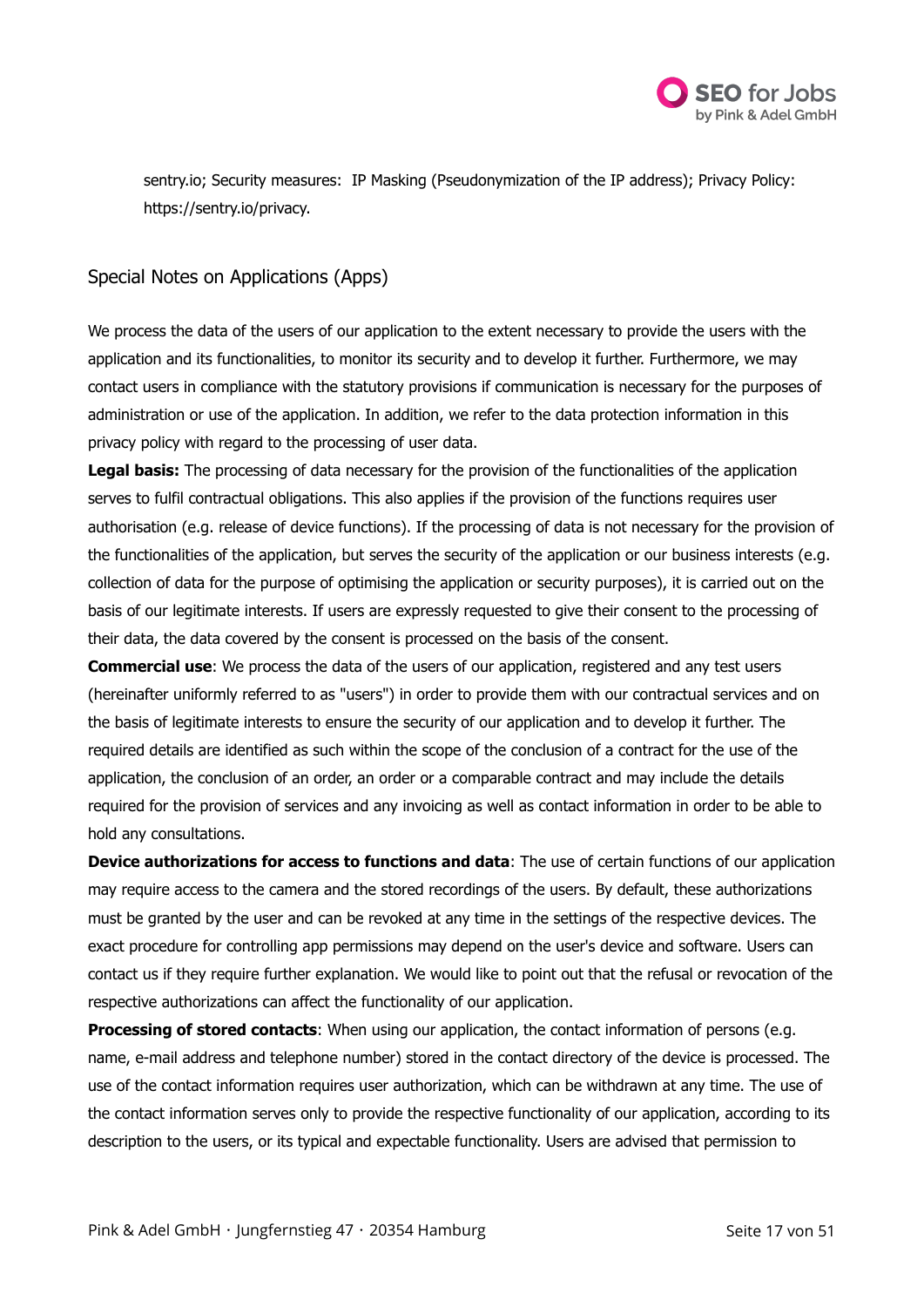sentry.io; Security measures: IP Masking (Pseudonymization of the IP address); Privacy Policy: https://sentry.io/privacy.

## Special Notes on Applications (Apps)

We process the data of the users of our application to the extent necessary to provide the users with the application and its functionalities, to monitor its security and to develop it further. Furthermore, we may contact users in compliance with the statutory provisions if communication is necessary for the purposes of administration or use of the application. In addition, we refer to the data protection information in this privacy policy with regard to the processing of user data.

**Legal basis:** The processing of data necessary for the provision of the functionalities of the application serves to fulfil contractual obligations. This also applies if the provision of the functions requires user authorisation (e.g. release of device functions). If the processing of data is not necessary for the provision of the functionalities of the application, but serves the security of the application or our business interests (e.g. collection of data for the purpose of optimising the application or security purposes), it is carried out on the basis of our legitimate interests. If users are expressly requested to give their consent to the processing of their data, the data covered by the consent is processed on the basis of the consent.

**Commercial use**: We process the data of the users of our application, registered and any test users (hereinafter uniformly referred to as "users") in order to provide them with our contractual services and on the basis of legitimate interests to ensure the security of our application and to develop it further. The required details are identified as such within the scope of the conclusion of a contract for the use of the application, the conclusion of an order, an order or a comparable contract and may include the details required for the provision of services and any invoicing as well as contact information in order to be able to hold any consultations.

**Device authorizations for access to functions and data**: The use of certain functions of our application may require access to the camera and the stored recordings of the users. By default, these authorizations must be granted by the user and can be revoked at any time in the settings of the respective devices. The exact procedure for controlling app permissions may depend on the user's device and software. Users can contact us if they require further explanation. We would like to point out that the refusal or revocation of the respective authorizations can affect the functionality of our application.

**Processing of stored contacts**: When using our application, the contact information of persons (e.g. name, e-mail address and telephone number) stored in the contact directory of the device is processed. The use of the contact information requires user authorization, which can be withdrawn at any time. The use of the contact information serves only to provide the respective functionality of our application, according to its description to the users, or its typical and expectable functionality. Users are advised that permission to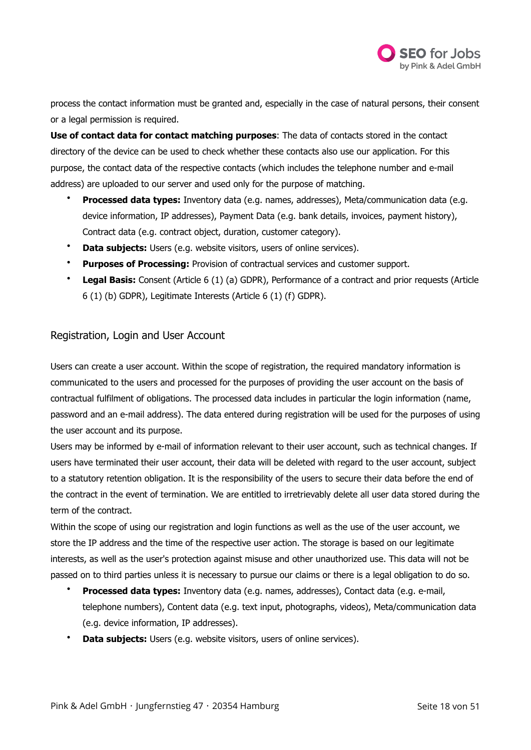process the contact information must be granted and, especially in the case of natural persons, their consent or a legal permission is required.

**Use of contact data for contact matching purposes**: The data of contacts stored in the contact directory of the device can be used to check whether these contacts also use our application. For this purpose, the contact data of the respective contacts (which includes the telephone number and e-mail address) are uploaded to our server and used only for the purpose of matching.

- **Processed data types:** Inventory data (e.g. names, addresses), Meta/communication data (e.g. device information, IP addresses), Payment Data (e.g. bank details, invoices, payment history), Contract data (e.g. contract object, duration, customer category).
- **Data subjects:** Users (e.g. website visitors, users of online services).
- **Purposes of Processing:** Provision of contractual services and customer support.
- **Legal Basis:** Consent (Article 6 (1) (a) GDPR), Performance of a contract and prior requests (Article 6 (1) (b) GDPR), Legitimate Interests (Article 6 (1) (f) GDPR).

## Registration, Login and User Account

Users can create a user account. Within the scope of registration, the required mandatory information is communicated to the users and processed for the purposes of providing the user account on the basis of contractual fulfilment of obligations. The processed data includes in particular the login information (name, password and an e-mail address). The data entered during registration will be used for the purposes of using the user account and its purpose.

Users may be informed by e-mail of information relevant to their user account, such as technical changes. If users have terminated their user account, their data will be deleted with regard to the user account, subject to a statutory retention obligation. It is the responsibility of the users to secure their data before the end of the contract in the event of termination. We are entitled to irretrievably delete all user data stored during the term of the contract.

Within the scope of using our registration and login functions as well as the use of the user account, we store the IP address and the time of the respective user action. The storage is based on our legitimate interests, as well as the user's protection against misuse and other unauthorized use. This data will not be passed on to third parties unless it is necessary to pursue our claims or there is a legal obligation to do so.

- **Processed data types:** Inventory data (e.g. names, addresses), Contact data (e.g. e-mail, telephone numbers), Content data (e.g. text input, photographs, videos), Meta/communication data (e.g. device information, IP addresses).
- **Data subjects:** Users (e.g. website visitors, users of online services).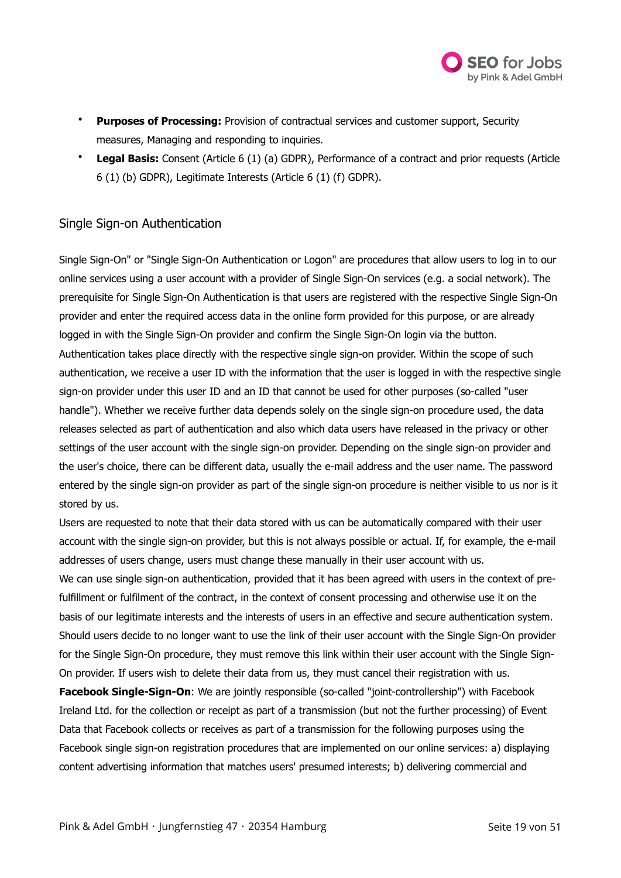- **Purposes of Processing:** Provision of contractual services and customer support, Security measures, Managing and responding to inquiries.
- **Legal Basis:** Consent (Article 6 (1) (a) GDPR), Performance of a contract and prior requests (Article 6 (1) (b) GDPR), Legitimate Interests (Article 6 (1) (f) GDPR).

## Single Sign-on Authentication

Single Sign-On" or "Single Sign-On Authentication or Logon" are procedures that allow users to log in to our online services using a user account with a provider of Single Sign-On services (e.g. a social network). The prerequisite for Single Sign-On Authentication is that users are registered with the respective Single Sign-On provider and enter the required access data in the online form provided for this purpose, or are already logged in with the Single Sign-On provider and confirm the Single Sign-On login via the button.
Authentication takes place directly with the respective single sign-on provider. Within the scope of such authentication, we receive a user ID with the information that the user is logged in with the respective single sign-on provider under this user ID and an ID that cannot be used for other purposes (so-called "user handle"). Whether we receive further data depends solely on the single sign-on procedure used, the data releases selected as part of authentication and also which data users have released in the privacy or other settings of the user account with the single sign-on provider. Depending on the single sign-on provider and the user's choice, there can be different data, usually the e-mail address and the user name. The password entered by the single sign-on provider as part of the single sign-on procedure is neither visible to us nor is it stored by us.
Users are requested to note that their data stored with us can be automatically compared with their user account with the single sign-on provider, but this is not always possible or actual. If, for example, the e-mail addresses of users change, users must change these manually in their user account with us.
We can use single sign-on authentication, provided that it has been agreed with users in the context of pre-fulfillment or fulfilment of the contract, in the context of consent processing and otherwise use it on the basis of our legitimate interests and the interests of users in an effective and secure authentication system.
Should users decide to no longer want to use the link of their user account with the Single Sign-On provider for the Single Sign-On procedure, they must remove this link within their user account with the Single Sign-On provider. If users wish to delete their data from us, they must cancel their registration with us.
**Facebook Single-Sign-On**: We are jointly responsible (so-called "joint-controllership") with Facebook Ireland Ltd. for the collection or receipt as part of a transmission (but not the further processing) of Event Data that Facebook collects or receives as part of a transmission for the following purposes using the Facebook single sign-on registration procedures that are implemented on our online services: a) displaying content advertising information that matches users' presumed interests; b) delivering commercial and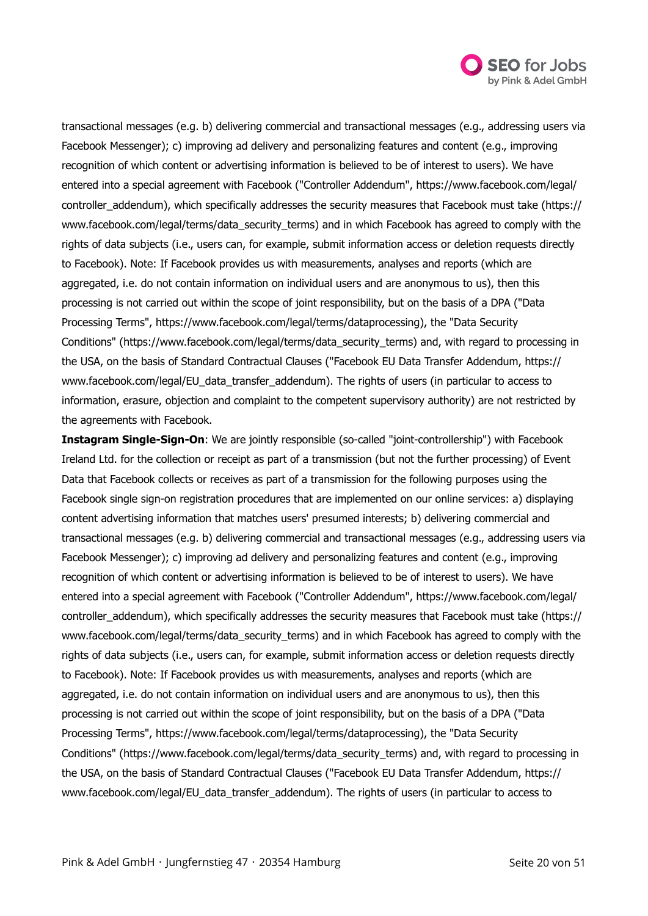transactional messages (e.g. b) delivering commercial and transactional messages (e.g., addressing users via Facebook Messenger); c) improving ad delivery and personalizing features and content (e.g., improving recognition of which content or advertising information is believed to be of interest to users). We have entered into a special agreement with Facebook ("Controller Addendum", https://www.facebook.com/legal/controller_addendum), which specifically addresses the security measures that Facebook must take (https://www.facebook.com/legal/terms/data_security_terms) and in which Facebook has agreed to comply with the rights of data subjects (i.e., users can, for example, submit information access or deletion requests directly to Facebook). Note: If Facebook provides us with measurements, analyses and reports (which are aggregated, i.e. do not contain information on individual users and are anonymous to us), then this processing is not carried out within the scope of joint responsibility, but on the basis of a DPA ("Data Processing Terms", https://www.facebook.com/legal/terms/dataprocessing), the "Data Security Conditions" (https://www.facebook.com/legal/terms/data_security_terms) and, with regard to processing in the USA, on the basis of Standard Contractual Clauses ("Facebook EU Data Transfer Addendum, https://www.facebook.com/legal/EU_data_transfer_addendum). The rights of users (in particular to access to information, erasure, objection and complaint to the competent supervisory authority) are not restricted by the agreements with Facebook.

**Instagram Single-Sign-On**: We are jointly responsible (so-called "joint-controllership") with Facebook Ireland Ltd. for the collection or receipt as part of a transmission (but not the further processing) of Event Data that Facebook collects or receives as part of a transmission for the following purposes using the Facebook single sign-on registration procedures that are implemented on our online services: a) displaying content advertising information that matches users' presumed interests; b) delivering commercial and transactional messages (e.g. b) delivering commercial and transactional messages (e.g., addressing users via Facebook Messenger); c) improving ad delivery and personalizing features and content (e.g., improving recognition of which content or advertising information is believed to be of interest to users). We have entered into a special agreement with Facebook ("Controller Addendum", https://www.facebook.com/legal/controller_addendum), which specifically addresses the security measures that Facebook must take (https://www.facebook.com/legal/terms/data_security_terms) and in which Facebook has agreed to comply with the rights of data subjects (i.e., users can, for example, submit information access or deletion requests directly to Facebook). Note: If Facebook provides us with measurements, analyses and reports (which are aggregated, i.e. do not contain information on individual users and are anonymous to us), then this processing is not carried out within the scope of joint responsibility, but on the basis of a DPA ("Data Processing Terms", https://www.facebook.com/legal/terms/dataprocessing), the "Data Security Conditions" (https://www.facebook.com/legal/terms/data_security_terms) and, with regard to processing in the USA, on the basis of Standard Contractual Clauses ("Facebook EU Data Transfer Addendum, https://www.facebook.com/legal/EU_data_transfer_addendum). The rights of users (in particular to access to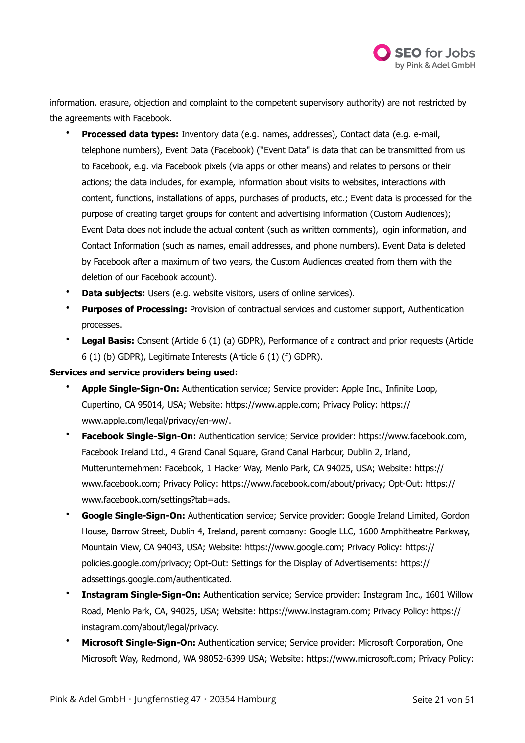information, erasure, objection and complaint to the competent supervisory authority) are not restricted by the agreements with Facebook.

- **Processed data types:** Inventory data (e.g. names, addresses), Contact data (e.g. e-mail, telephone numbers), Event Data (Facebook) ("Event Data" is data that can be transmitted from us to Facebook, e.g. via Facebook pixels (via apps or other means) and relates to persons or their actions; the data includes, for example, information about visits to websites, interactions with content, functions, installations of apps, purchases of products, etc.; Event data is processed for the purpose of creating target groups for content and advertising information (Custom Audiences); Event Data does not include the actual content (such as written comments), login information, and Contact Information (such as names, email addresses, and phone numbers). Event Data is deleted by Facebook after a maximum of two years, the Custom Audiences created from them with the deletion of our Facebook account).
- **Data subjects:** Users (e.g. website visitors, users of online services).
- **Purposes of Processing:** Provision of contractual services and customer support, Authentication processes.
- **Legal Basis:** Consent (Article 6 (1) (a) GDPR), Performance of a contract and prior requests (Article 6 (1) (b) GDPR), Legitimate Interests (Article 6 (1) (f) GDPR).

**Services and service providers being used:**

- **Apple Single-Sign-On:** Authentication service; Service provider: Apple Inc., Infinite Loop, Cupertino, CA 95014, USA; Website: https://www.apple.com; Privacy Policy: https://www.apple.com/legal/privacy/en-ww/.
- **Facebook Single-Sign-On:** Authentication service; Service provider: https://www.facebook.com, Facebook Ireland Ltd., 4 Grand Canal Square, Grand Canal Harbour, Dublin 2, Irland, Mutterunternehmen: Facebook, 1 Hacker Way, Menlo Park, CA 94025, USA; Website: https://www.facebook.com; Privacy Policy: https://www.facebook.com/about/privacy; Opt-Out: https://www.facebook.com/settings?tab=ads.
- **Google Single-Sign-On:** Authentication service; Service provider: Google Ireland Limited, Gordon House, Barrow Street, Dublin 4, Ireland, parent company: Google LLC, 1600 Amphitheatre Parkway, Mountain View, CA 94043, USA; Website: https://www.google.com; Privacy Policy: https://policies.google.com/privacy; Opt-Out: Settings for the Display of Advertisements: https://adssettings.google.com/authenticated.
- **Instagram Single-Sign-On:** Authentication service; Service provider: Instagram Inc., 1601 Willow Road, Menlo Park, CA, 94025, USA; Website: https://www.instagram.com; Privacy Policy: https://instagram.com/about/legal/privacy.
- **Microsoft Single-Sign-On:** Authentication service; Service provider: Microsoft Corporation, One Microsoft Way, Redmond, WA 98052-6399 USA; Website: https://www.microsoft.com; Privacy Policy: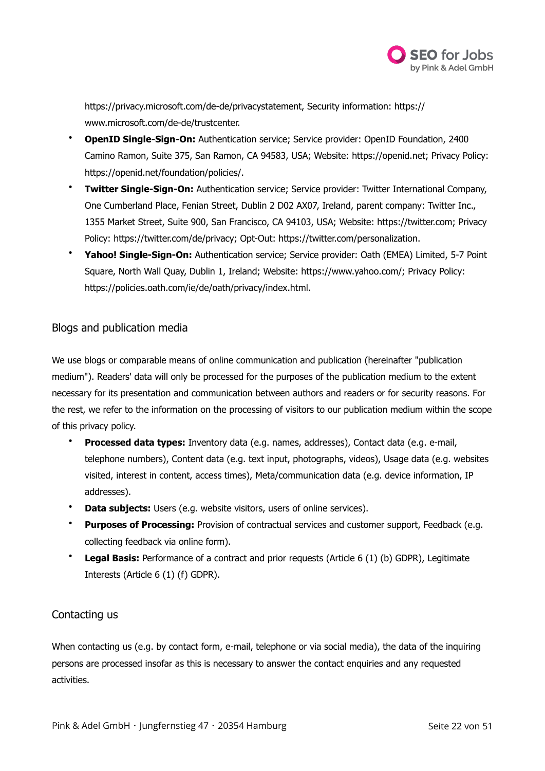https://privacy.microsoft.com/de-de/privacystatement, Security information: https://www.microsoft.com/de-de/trustcenter.

- **OpenID Single-Sign-On:** Authentication service; Service provider: OpenID Foundation, 2400 Camino Ramon, Suite 375, San Ramon, CA 94583, USA; Website: https://openid.net; Privacy Policy: https://openid.net/foundation/policies/.
- **Twitter Single-Sign-On:** Authentication service; Service provider: Twitter International Company, One Cumberland Place, Fenian Street, Dublin 2 D02 AX07, Ireland, parent company: Twitter Inc., 1355 Market Street, Suite 900, San Francisco, CA 94103, USA; Website: https://twitter.com; Privacy Policy: https://twitter.com/de/privacy; Opt-Out: https://twitter.com/personalization.
- **Yahoo! Single-Sign-On:** Authentication service; Service provider: Oath (EMEA) Limited, 5-7 Point Square, North Wall Quay, Dublin 1, Ireland; Website: https://www.yahoo.com/; Privacy Policy: https://policies.oath.com/ie/de/oath/privacy/index.html.

## Blogs and publication media

We use blogs or comparable means of online communication and publication (hereinafter "publication medium"). Readers' data will only be processed for the purposes of the publication medium to the extent necessary for its presentation and communication between authors and readers or for security reasons. For the rest, we refer to the information on the processing of visitors to our publication medium within the scope of this privacy policy.

- **Processed data types:** Inventory data (e.g. names, addresses), Contact data (e.g. e-mail, telephone numbers), Content data (e.g. text input, photographs, videos), Usage data (e.g. websites visited, interest in content, access times), Meta/communication data (e.g. device information, IP addresses).
- **Data subjects:** Users (e.g. website visitors, users of online services).
- **Purposes of Processing:** Provision of contractual services and customer support, Feedback (e.g. collecting feedback via online form).
- **Legal Basis:** Performance of a contract and prior requests (Article 6 (1) (b) GDPR), Legitimate Interests (Article 6 (1) (f) GDPR).

## Contacting us

When contacting us (e.g. by contact form, e-mail, telephone or via social media), the data of the inquiring persons are processed insofar as this is necessary to answer the contact enquiries and any requested activities.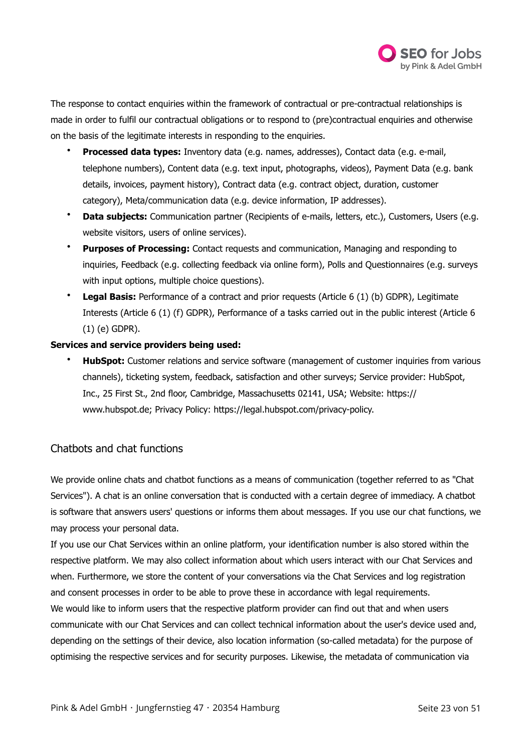The response to contact enquiries within the framework of contractual or pre-contractual relationships is made in order to fulfil our contractual obligations or to respond to (pre)contractual enquiries and otherwise on the basis of the legitimate interests in responding to the enquiries.

- **Processed data types:** Inventory data (e.g. names, addresses), Contact data (e.g. e-mail, telephone numbers), Content data (e.g. text input, photographs, videos), Payment Data (e.g. bank details, invoices, payment history), Contract data (e.g. contract object, duration, customer category), Meta/communication data (e.g. device information, IP addresses).
- **Data subjects:** Communication partner (Recipients of e-mails, letters, etc.), Customers, Users (e.g. website visitors, users of online services).
- **Purposes of Processing:** Contact requests and communication, Managing and responding to inquiries, Feedback (e.g. collecting feedback via online form), Polls and Questionnaires (e.g. surveys with input options, multiple choice questions).
- **Legal Basis:** Performance of a contract and prior requests (Article 6 (1) (b) GDPR), Legitimate Interests (Article 6 (1) (f) GDPR), Performance of a tasks carried out in the public interest (Article 6 (1) (e) GDPR).

**Services and service providers being used:**

- **HubSpot:** Customer relations and service software (management of customer inquiries from various channels), ticketing system, feedback, satisfaction and other surveys; Service provider: HubSpot, Inc., 25 First St., 2nd floor, Cambridge, Massachusetts 02141, USA; Website: https://www.hubspot.de; Privacy Policy: https://legal.hubspot.com/privacy-policy.

## Chatbots and chat functions

We provide online chats and chatbot functions as a means of communication (together referred to as "Chat Services"). A chat is an online conversation that is conducted with a certain degree of immediacy. A chatbot is software that answers users' questions or informs them about messages. If you use our chat functions, we may process your personal data.

If you use our Chat Services within an online platform, your identification number is also stored within the respective platform. We may also collect information about which users interact with our Chat Services and when. Furthermore, we store the content of your conversations via the Chat Services and log registration and consent processes in order to be able to prove these in accordance with legal requirements.

We would like to inform users that the respective platform provider can find out that and when users communicate with our Chat Services and can collect technical information about the user's device used and, depending on the settings of their device, also location information (so-called metadata) for the purpose of optimising the respective services and for security purposes. Likewise, the metadata of communication via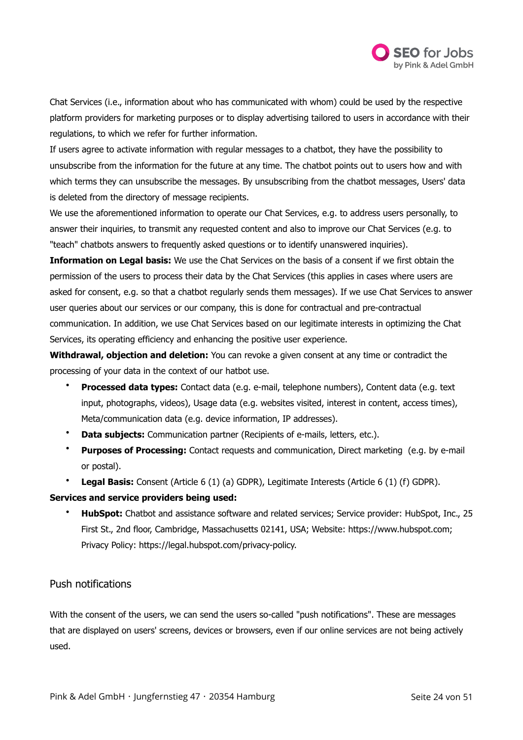Chat Services (i.e., information about who has communicated with whom) could be used by the respective platform providers for marketing purposes or to display advertising tailored to users in accordance with their regulations, to which we refer for further information.

If users agree to activate information with regular messages to a chatbot, they have the possibility to unsubscribe from the information for the future at any time. The chatbot points out to users how and with which terms they can unsubscribe the messages. By unsubscribing from the chatbot messages, Users' data is deleted from the directory of message recipients.

We use the aforementioned information to operate our Chat Services, e.g. to address users personally, to answer their inquiries, to transmit any requested content and also to improve our Chat Services (e.g. to "teach" chatbots answers to frequently asked questions or to identify unanswered inquiries).

**Information on Legal basis:** We use the Chat Services on the basis of a consent if we first obtain the permission of the users to process their data by the Chat Services (this applies in cases where users are asked for consent, e.g. so that a chatbot regularly sends them messages). If we use Chat Services to answer user queries about our services or our company, this is done for contractual and pre-contractual communication. In addition, we use Chat Services based on our legitimate interests in optimizing the Chat Services, its operating efficiency and enhancing the positive user experience.

**Withdrawal, objection and deletion:** You can revoke a given consent at any time or contradict the processing of your data in the context of our hatbot use.

- **Processed data types:** Contact data (e.g. e-mail, telephone numbers), Content data (e.g. text input, photographs, videos), Usage data (e.g. websites visited, interest in content, access times), Meta/communication data (e.g. device information, IP addresses).
- **Data subjects:** Communication partner (Recipients of e-mails, letters, etc.).
- **Purposes of Processing:** Contact requests and communication, Direct marketing (e.g. by e-mail or postal).
- **Legal Basis:** Consent (Article 6 (1) (a) GDPR), Legitimate Interests (Article 6 (1) (f) GDPR).

**Services and service providers being used:**

- **HubSpot:** Chatbot and assistance software and related services; Service provider: HubSpot, Inc., 25 First St., 2nd floor, Cambridge, Massachusetts 02141, USA; Website: https://www.hubspot.com; Privacy Policy: https://legal.hubspot.com/privacy-policy.

## Push notifications

With the consent of the users, we can send the users so-called "push notifications". These are messages that are displayed on users' screens, devices or browsers, even if our online services are not being actively used.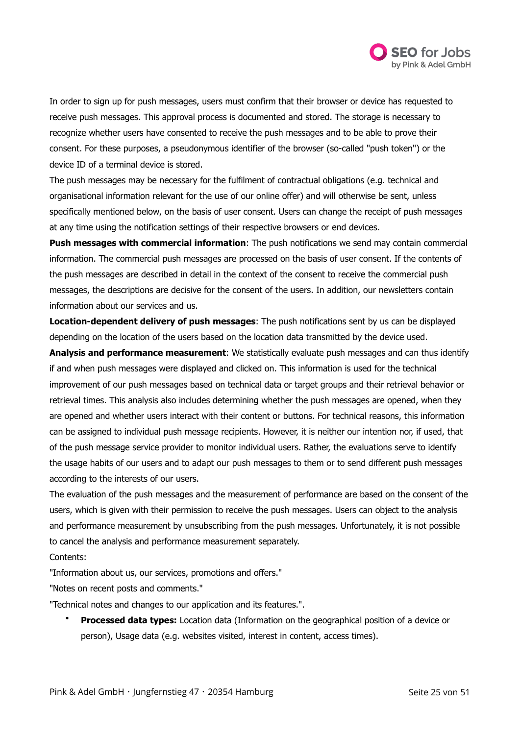In order to sign up for push messages, users must confirm that their browser or device has requested to receive push messages. This approval process is documented and stored. The storage is necessary to recognize whether users have consented to receive the push messages and to be able to prove their consent. For these purposes, a pseudonymous identifier of the browser (so-called "push token") or the device ID of a terminal device is stored.

The push messages may be necessary for the fulfilment of contractual obligations (e.g. technical and organisational information relevant for the use of our online offer) and will otherwise be sent, unless specifically mentioned below, on the basis of user consent. Users can change the receipt of push messages at any time using the notification settings of their respective browsers or end devices.

**Push messages with commercial information**: The push notifications we send may contain commercial information. The commercial push messages are processed on the basis of user consent. If the contents of the push messages are described in detail in the context of the consent to receive the commercial push messages, the descriptions are decisive for the consent of the users. In addition, our newsletters contain information about our services and us.

**Location-dependent delivery of push messages**: The push notifications sent by us can be displayed depending on the location of the users based on the location data transmitted by the device used.

**Analysis and performance measurement**: We statistically evaluate push messages and can thus identify if and when push messages were displayed and clicked on. This information is used for the technical improvement of our push messages based on technical data or target groups and their retrieval behavior or retrieval times. This analysis also includes determining whether the push messages are opened, when they are opened and whether users interact with their content or buttons. For technical reasons, this information can be assigned to individual push message recipients. However, it is neither our intention nor, if used, that of the push message service provider to monitor individual users. Rather, the evaluations serve to identify the usage habits of our users and to adapt our push messages to them or to send different push messages according to the interests of our users.

The evaluation of the push messages and the measurement of performance are based on the consent of the users, which is given with their permission to receive the push messages. Users can object to the analysis and performance measurement by unsubscribing from the push messages. Unfortunately, it is not possible to cancel the analysis and performance measurement separately.

Contents:

"Information about us, our services, promotions and offers."

"Notes on recent posts and comments."

"Technical notes and changes to our application and its features.".

- **Processed data types:** Location data (Information on the geographical position of a device or person), Usage data (e.g. websites visited, interest in content, access times).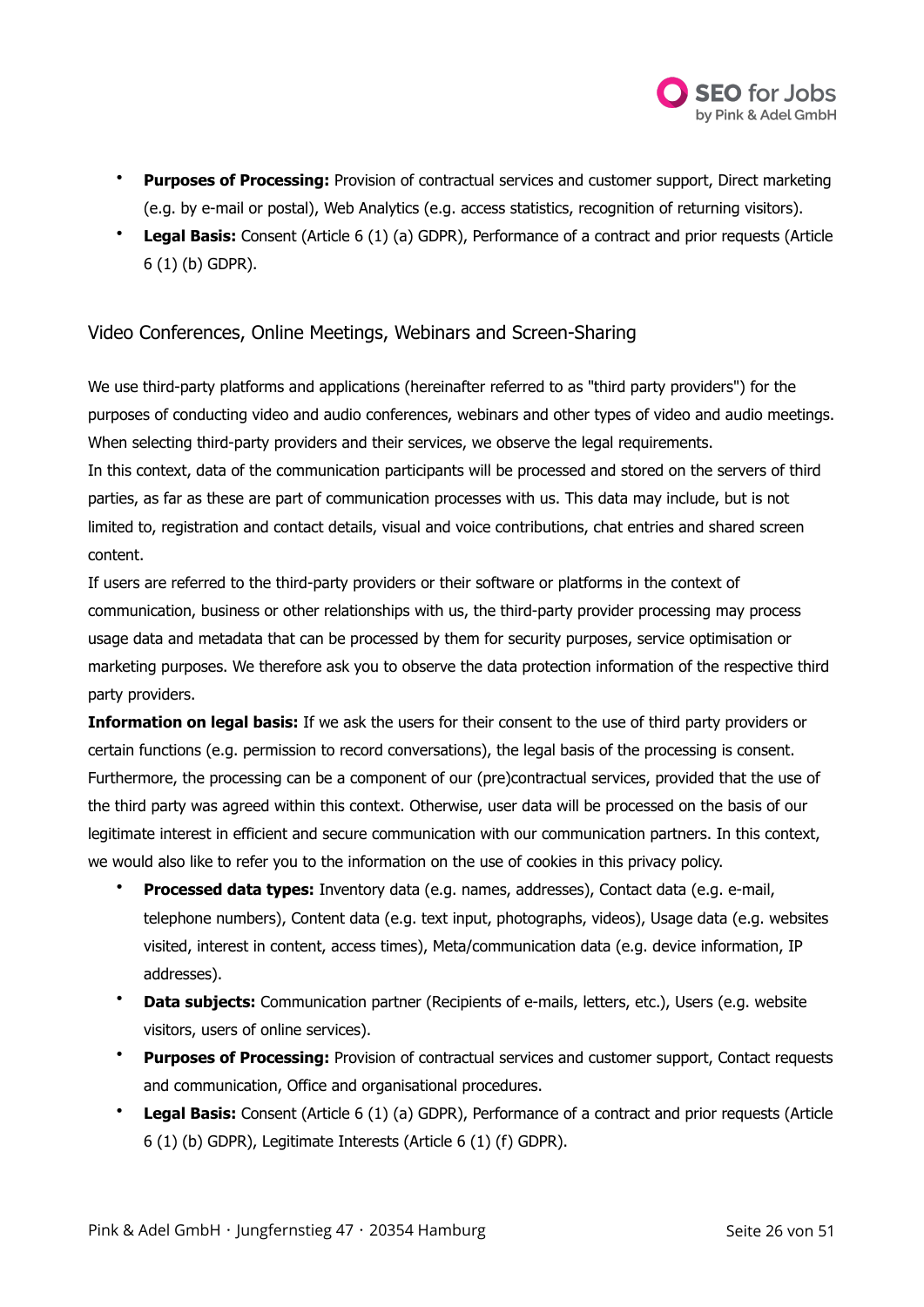- **Purposes of Processing:** Provision of contractual services and customer support, Direct marketing (e.g. by e-mail or postal), Web Analytics (e.g. access statistics, recognition of returning visitors).
- **Legal Basis:** Consent (Article 6 (1) (a) GDPR), Performance of a contract and prior requests (Article 6 (1) (b) GDPR).

## Video Conferences, Online Meetings, Webinars and Screen-Sharing

We use third-party platforms and applications (hereinafter referred to as "third party providers") for the purposes of conducting video and audio conferences, webinars and other types of video and audio meetings. When selecting third-party providers and their services, we observe the legal requirements.
In this context, data of the communication participants will be processed and stored on the servers of third parties, as far as these are part of communication processes with us. This data may include, but is not limited to, registration and contact details, visual and voice contributions, chat entries and shared screen content.
If users are referred to the third-party providers or their software or platforms in the context of communication, business or other relationships with us, the third-party provider processing may process usage data and metadata that can be processed by them for security purposes, service optimisation or marketing purposes. We therefore ask you to observe the data protection information of the respective third party providers.
**Information on legal basis:** If we ask the users for their consent to the use of third party providers or certain functions (e.g. permission to record conversations), the legal basis of the processing is consent. Furthermore, the processing can be a component of our (pre)contractual services, provided that the use of the third party was agreed within this context. Otherwise, user data will be processed on the basis of our legitimate interest in efficient and secure communication with our communication partners. In this context, we would also like to refer you to the information on the use of cookies in this privacy policy.

- **Processed data types:** Inventory data (e.g. names, addresses), Contact data (e.g. e-mail, telephone numbers), Content data (e.g. text input, photographs, videos), Usage data (e.g. websites visited, interest in content, access times), Meta/communication data (e.g. device information, IP addresses).
- **Data subjects:** Communication partner (Recipients of e-mails, letters, etc.), Users (e.g. website visitors, users of online services).
- **Purposes of Processing:** Provision of contractual services and customer support, Contact requests and communication, Office and organisational procedures.
- **Legal Basis:** Consent (Article 6 (1) (a) GDPR), Performance of a contract and prior requests (Article 6 (1) (b) GDPR), Legitimate Interests (Article 6 (1) (f) GDPR).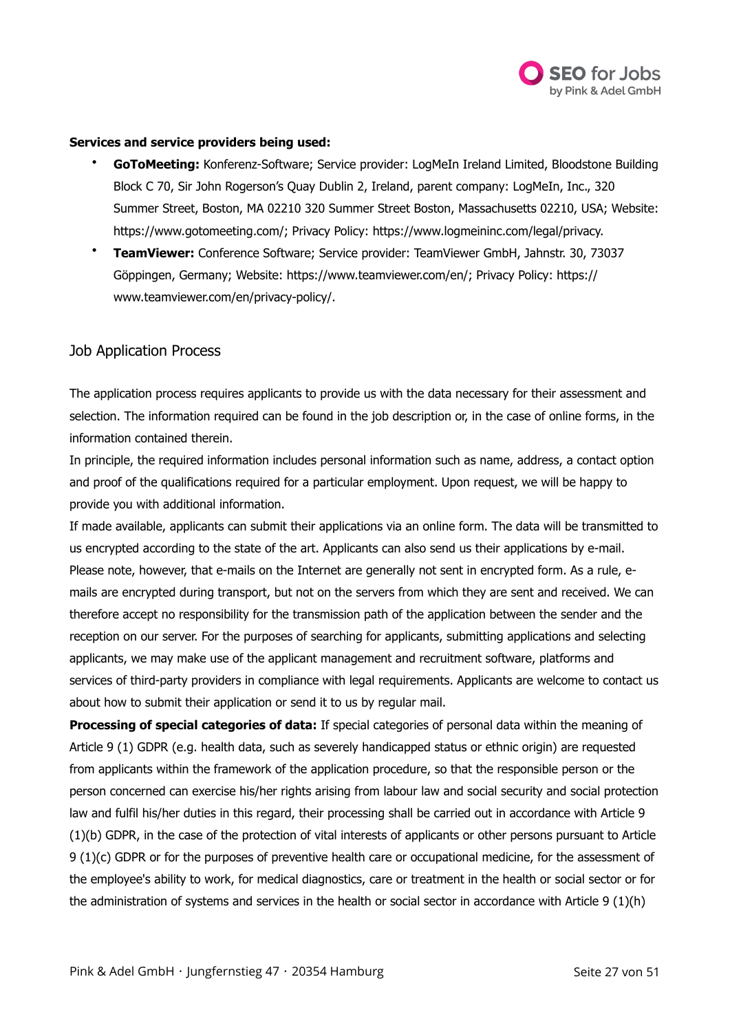**Services and service providers being used:**

- **GoToMeeting:** Konferenz-Software; Service provider: LogMeIn Ireland Limited, Bloodstone Building Block C 70, Sir John Rogerson's Quay Dublin 2, Ireland, parent company: LogMeIn, Inc., 320 Summer Street, Boston, MA 02210 320 Summer Street Boston, Massachusetts 02210, USA; Website: https://www.gotomeeting.com/; Privacy Policy: https://www.logmeininc.com/legal/privacy.
- **TeamViewer:** Conference Software; Service provider: TeamViewer GmbH, Jahnstr. 30, 73037 Göppingen, Germany; Website: https://www.teamviewer.com/en/; Privacy Policy: https://www.teamviewer.com/en/privacy-policy/.

## Job Application Process

The application process requires applicants to provide us with the data necessary for their assessment and selection. The information required can be found in the job description or, in the case of online forms, in the information contained therein.

In principle, the required information includes personal information such as name, address, a contact option and proof of the qualifications required for a particular employment. Upon request, we will be happy to provide you with additional information.

If made available, applicants can submit their applications via an online form. The data will be transmitted to us encrypted according to the state of the art. Applicants can also send us their applications by e-mail. Please note, however, that e-mails on the Internet are generally not sent in encrypted form. As a rule, e-mails are encrypted during transport, but not on the servers from which they are sent and received. We can therefore accept no responsibility for the transmission path of the application between the sender and the reception on our server. For the purposes of searching for applicants, submitting applications and selecting applicants, we may make use of the applicant management and recruitment software, platforms and services of third-party providers in compliance with legal requirements. Applicants are welcome to contact us about how to submit their application or send it to us by regular mail.

**Processing of special categories of data:** If special categories of personal data within the meaning of Article 9 (1) GDPR (e.g. health data, such as severely handicapped status or ethnic origin) are requested from applicants within the framework of the application procedure, so that the responsible person or the person concerned can exercise his/her rights arising from labour law and social security and social protection law and fulfil his/her duties in this regard, their processing shall be carried out in accordance with Article 9 (1)(b) GDPR, in the case of the protection of vital interests of applicants or other persons pursuant to Article 9 (1)(c) GDPR or for the purposes of preventive health care or occupational medicine, for the assessment of the employee's ability to work, for medical diagnostics, care or treatment in the health or social sector or for the administration of systems and services in the health or social sector in accordance with Article 9 (1)(h)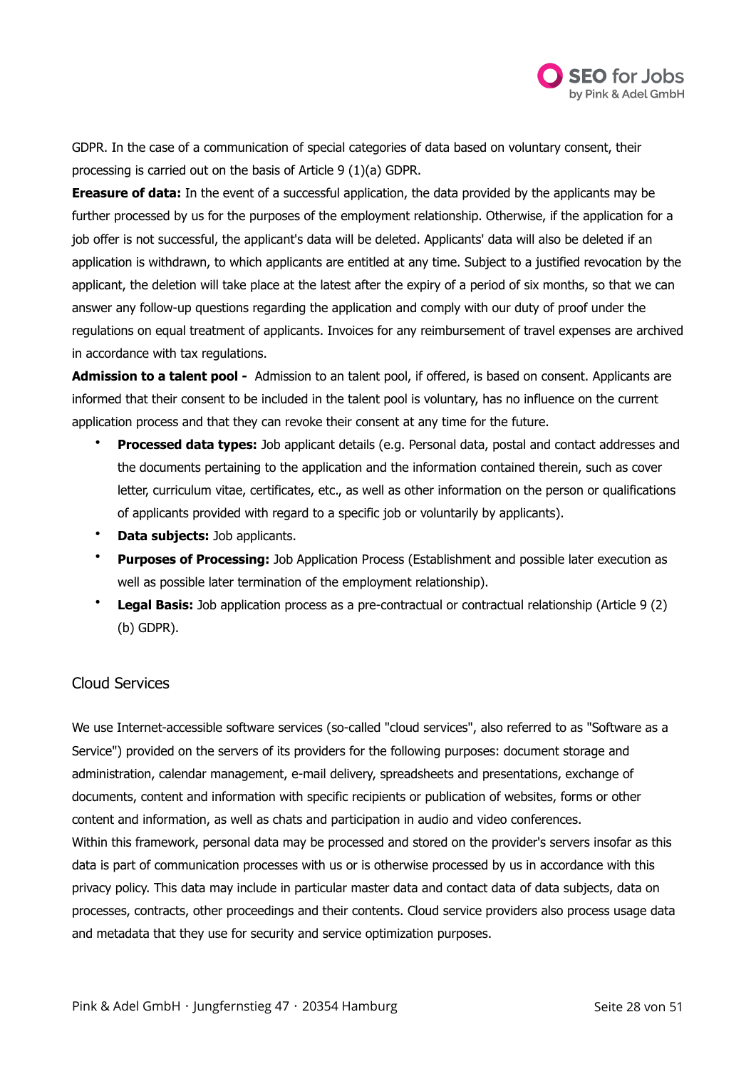GDPR. In the case of a communication of special categories of data based on voluntary consent, their processing is carried out on the basis of Article 9 (1)(a) GDPR.

**Ereasure of data:** In the event of a successful application, the data provided by the applicants may be further processed by us for the purposes of the employment relationship. Otherwise, if the application for a job offer is not successful, the applicant's data will be deleted. Applicants' data will also be deleted if an application is withdrawn, to which applicants are entitled at any time. Subject to a justified revocation by the applicant, the deletion will take place at the latest after the expiry of a period of six months, so that we can answer any follow-up questions regarding the application and comply with our duty of proof under the regulations on equal treatment of applicants. Invoices for any reimbursement of travel expenses are archived in accordance with tax regulations.

**Admission to a talent pool -** Admission to an talent pool, if offered, is based on consent. Applicants are informed that their consent to be included in the talent pool is voluntary, has no influence on the current application process and that they can revoke their consent at any time for the future.

- **Processed data types:** Job applicant details (e.g. Personal data, postal and contact addresses and the documents pertaining to the application and the information contained therein, such as cover letter, curriculum vitae, certificates, etc., as well as other information on the person or qualifications of applicants provided with regard to a specific job or voluntarily by applicants).
- **Data subjects:** Job applicants.
- **Purposes of Processing:** Job Application Process (Establishment and possible later execution as well as possible later termination of the employment relationship).
- **Legal Basis:** Job application process as a pre-contractual or contractual relationship (Article 9 (2) (b) GDPR).

## Cloud Services

We use Internet-accessible software services (so-called "cloud services", also referred to as "Software as a Service") provided on the servers of its providers for the following purposes: document storage and administration, calendar management, e-mail delivery, spreadsheets and presentations, exchange of documents, content and information with specific recipients or publication of websites, forms or other content and information, as well as chats and participation in audio and video conferences.

Within this framework, personal data may be processed and stored on the provider's servers insofar as this data is part of communication processes with us or is otherwise processed by us in accordance with this privacy policy. This data may include in particular master data and contact data of data subjects, data on processes, contracts, other proceedings and their contents. Cloud service providers also process usage data and metadata that they use for security and service optimization purposes.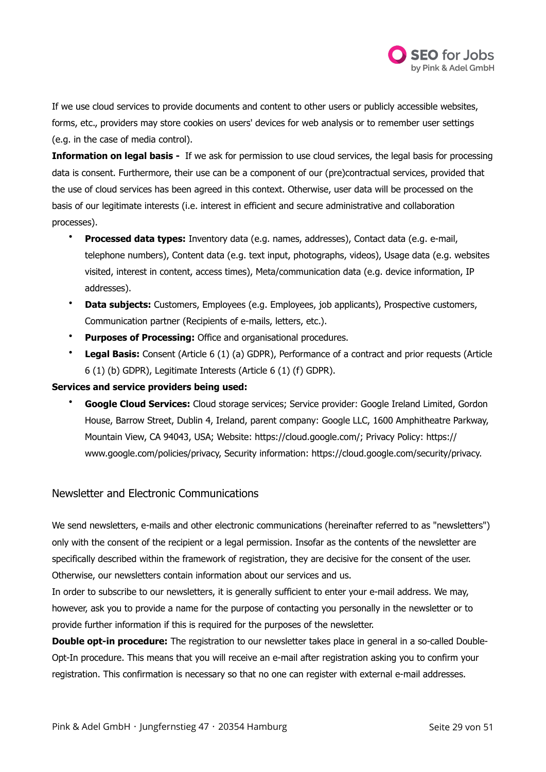If we use cloud services to provide documents and content to other users or publicly accessible websites, forms, etc., providers may store cookies on users' devices for web analysis or to remember user settings (e.g. in the case of media control).

**Information on legal basis -** If we ask for permission to use cloud services, the legal basis for processing data is consent. Furthermore, their use can be a component of our (pre)contractual services, provided that the use of cloud services has been agreed in this context. Otherwise, user data will be processed on the basis of our legitimate interests (i.e. interest in efficient and secure administrative and collaboration processes).

- **Processed data types:** Inventory data (e.g. names, addresses), Contact data (e.g. e-mail, telephone numbers), Content data (e.g. text input, photographs, videos), Usage data (e.g. websites visited, interest in content, access times), Meta/communication data (e.g. device information, IP addresses).
- **Data subjects:** Customers, Employees (e.g. Employees, job applicants), Prospective customers, Communication partner (Recipients of e-mails, letters, etc.).
- **Purposes of Processing:** Office and organisational procedures.
- **Legal Basis:** Consent (Article 6 (1) (a) GDPR), Performance of a contract and prior requests (Article 6 (1) (b) GDPR), Legitimate Interests (Article 6 (1) (f) GDPR).

**Services and service providers being used:**

- **Google Cloud Services:** Cloud storage services; Service provider: Google Ireland Limited, Gordon House, Barrow Street, Dublin 4, Ireland, parent company: Google LLC, 1600 Amphitheatre Parkway, Mountain View, CA 94043, USA; Website: https://cloud.google.com/; Privacy Policy: https://www.google.com/policies/privacy, Security information: https://cloud.google.com/security/privacy.

## Newsletter and Electronic Communications

We send newsletters, e-mails and other electronic communications (hereinafter referred to as "newsletters") only with the consent of the recipient or a legal permission. Insofar as the contents of the newsletter are specifically described within the framework of registration, they are decisive for the consent of the user. Otherwise, our newsletters contain information about our services and us.

In order to subscribe to our newsletters, it is generally sufficient to enter your e-mail address. We may, however, ask you to provide a name for the purpose of contacting you personally in the newsletter or to provide further information if this is required for the purposes of the newsletter.

**Double opt-in procedure:** The registration to our newsletter takes place in general in a so-called Double-Opt-In procedure. This means that you will receive an e-mail after registration asking you to confirm your registration. This confirmation is necessary so that no one can register with external e-mail addresses.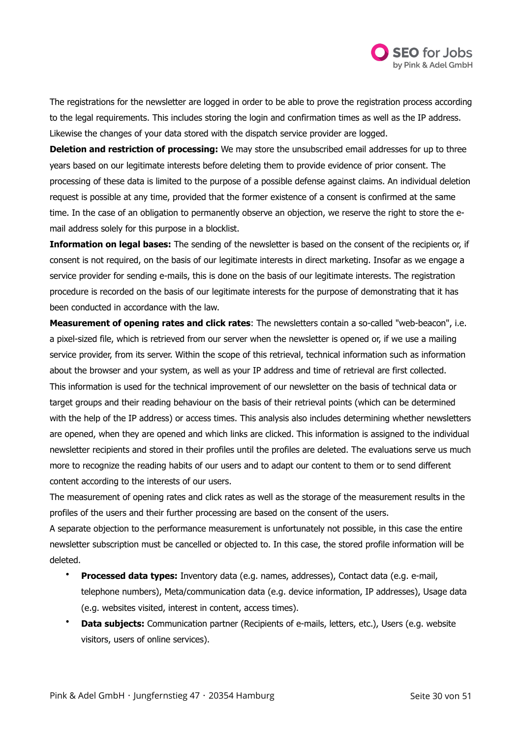The registrations for the newsletter are logged in order to be able to prove the registration process according to the legal requirements. This includes storing the login and confirmation times as well as the IP address. Likewise the changes of your data stored with the dispatch service provider are logged.

**Deletion and restriction of processing:** We may store the unsubscribed email addresses for up to three years based on our legitimate interests before deleting them to provide evidence of prior consent. The processing of these data is limited to the purpose of a possible defense against claims. An individual deletion request is possible at any time, provided that the former existence of a consent is confirmed at the same time. In the case of an obligation to permanently observe an objection, we reserve the right to store the e-mail address solely for this purpose in a blocklist.

**Information on legal bases:** The sending of the newsletter is based on the consent of the recipients or, if consent is not required, on the basis of our legitimate interests in direct marketing. Insofar as we engage a service provider for sending e-mails, this is done on the basis of our legitimate interests. The registration procedure is recorded on the basis of our legitimate interests for the purpose of demonstrating that it has been conducted in accordance with the law.

**Measurement of opening rates and click rates**: The newsletters contain a so-called "web-beacon", i.e. a pixel-sized file, which is retrieved from our server when the newsletter is opened or, if we use a mailing service provider, from its server. Within the scope of this retrieval, technical information such as information about the browser and your system, as well as your IP address and time of retrieval are first collected. This information is used for the technical improvement of our newsletter on the basis of technical data or target groups and their reading behaviour on the basis of their retrieval points (which can be determined with the help of the IP address) or access times. This analysis also includes determining whether newsletters are opened, when they are opened and which links are clicked. This information is assigned to the individual newsletter recipients and stored in their profiles until the profiles are deleted. The evaluations serve us much more to recognize the reading habits of our users and to adapt our content to them or to send different content according to the interests of our users.

The measurement of opening rates and click rates as well as the storage of the measurement results in the profiles of the users and their further processing are based on the consent of the users.

A separate objection to the performance measurement is unfortunately not possible, in this case the entire newsletter subscription must be cancelled or objected to. In this case, the stored profile information will be deleted.

- **Processed data types:** Inventory data (e.g. names, addresses), Contact data (e.g. e-mail, telephone numbers), Meta/communication data (e.g. device information, IP addresses), Usage data (e.g. websites visited, interest in content, access times).
- **Data subjects:** Communication partner (Recipients of e-mails, letters, etc.), Users (e.g. website visitors, users of online services).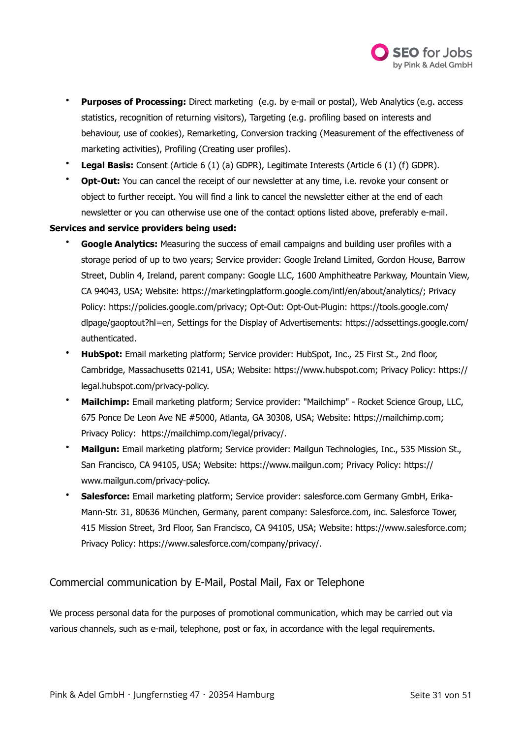- **Purposes of Processing:** Direct marketing (e.g. by e-mail or postal), Web Analytics (e.g. access statistics, recognition of returning visitors), Targeting (e.g. profiling based on interests and behaviour, use of cookies), Remarketing, Conversion tracking (Measurement of the effectiveness of marketing activities), Profiling (Creating user profiles).
- **Legal Basis:** Consent (Article 6 (1) (a) GDPR), Legitimate Interests (Article 6 (1) (f) GDPR).
- **Opt-Out:** You can cancel the receipt of our newsletter at any time, i.e. revoke your consent or object to further receipt. You will find a link to cancel the newsletter either at the end of each newsletter or you can otherwise use one of the contact options listed above, preferably e-mail.

**Services and service providers being used:**

- **Google Analytics:** Measuring the success of email campaigns and building user profiles with a storage period of up to two years; Service provider: Google Ireland Limited, Gordon House, Barrow Street, Dublin 4, Ireland, parent company: Google LLC, 1600 Amphitheatre Parkway, Mountain View, CA 94043, USA; Website: https://marketingplatform.google.com/intl/en/about/analytics/; Privacy Policy: https://policies.google.com/privacy; Opt-Out: Opt-Out-Plugin: https://tools.google.com/dlpage/gaoptout?hl=en, Settings for the Display of Advertisements: https://adssettings.google.com/authenticated.
- **HubSpot:** Email marketing platform; Service provider: HubSpot, Inc., 25 First St., 2nd floor, Cambridge, Massachusetts 02141, USA; Website: https://www.hubspot.com; Privacy Policy: https://legal.hubspot.com/privacy-policy.
- **Mailchimp:** Email marketing platform; Service provider: "Mailchimp" - Rocket Science Group, LLC, 675 Ponce De Leon Ave NE #5000, Atlanta, GA 30308, USA; Website: https://mailchimp.com; Privacy Policy: https://mailchimp.com/legal/privacy/.
- **Mailgun:** Email marketing platform; Service provider: Mailgun Technologies, Inc., 535 Mission St., San Francisco, CA 94105, USA; Website: https://www.mailgun.com; Privacy Policy: https://www.mailgun.com/privacy-policy.
- **Salesforce:** Email marketing platform; Service provider: salesforce.com Germany GmbH, Erika-Mann-Str. 31, 80636 München, Germany, parent company: Salesforce.com, inc. Salesforce Tower, 415 Mission Street, 3rd Floor, San Francisco, CA 94105, USA; Website: https://www.salesforce.com; Privacy Policy: https://www.salesforce.com/company/privacy/.

## Commercial communication by E-Mail, Postal Mail, Fax or Telephone

We process personal data for the purposes of promotional communication, which may be carried out via various channels, such as e-mail, telephone, post or fax, in accordance with the legal requirements.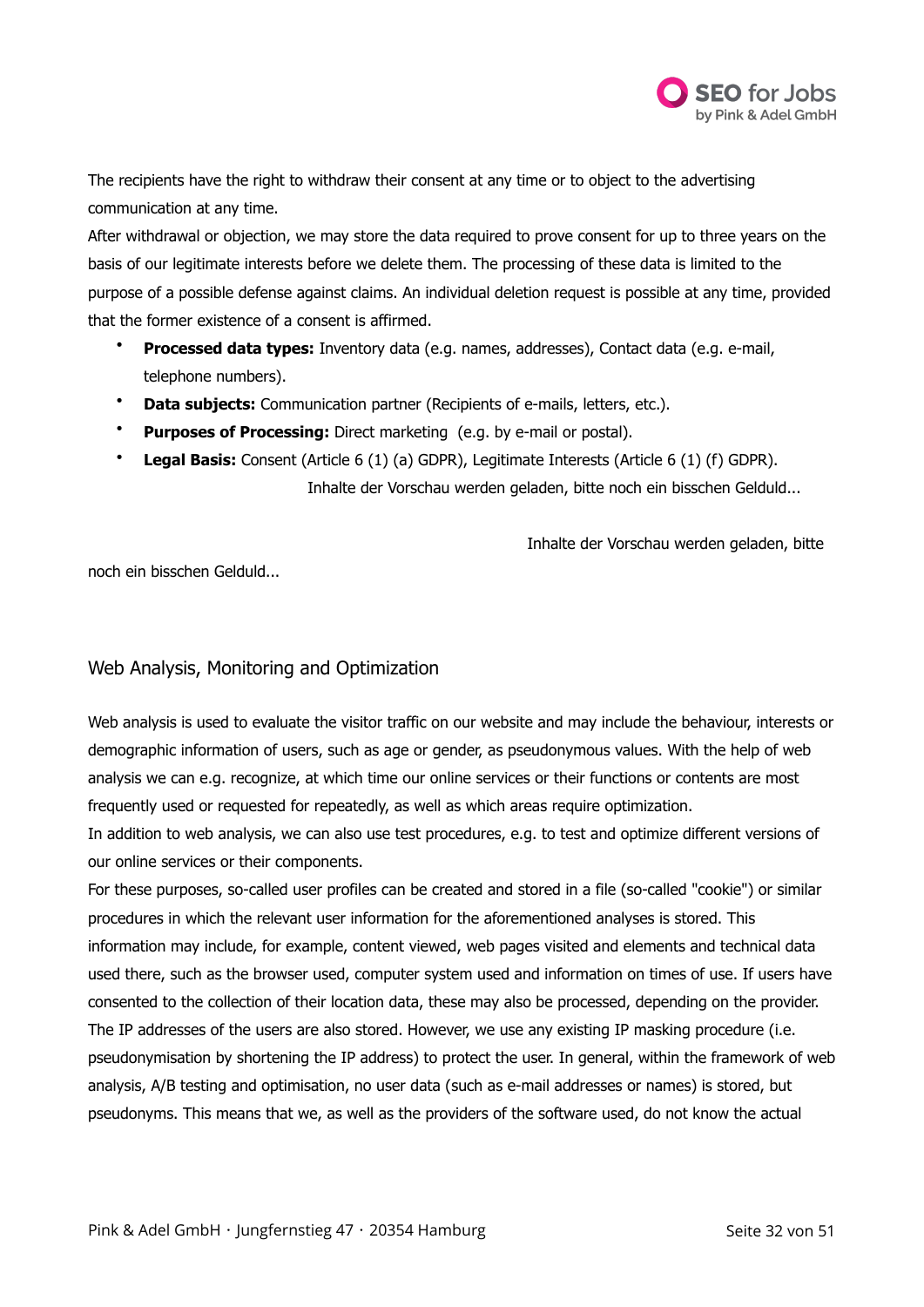The recipients have the right to withdraw their consent at any time or to object to the advertising communication at any time.

After withdrawal or objection, we may store the data required to prove consent for up to three years on the basis of our legitimate interests before we delete them. The processing of these data is limited to the purpose of a possible defense against claims. An individual deletion request is possible at any time, provided that the former existence of a consent is affirmed.

- **Processed data types:** Inventory data (e.g. names, addresses), Contact data (e.g. e-mail, telephone numbers).
- **Data subjects:** Communication partner (Recipients of e-mails, letters, etc.).
- **Purposes of Processing:** Direct marketing (e.g. by e-mail or postal).
- **Legal Basis:** Consent (Article 6 (1) (a) GDPR), Legitimate Interests (Article 6 (1) (f) GDPR).

Inhalte der Vorschau werden geladen, bitte noch ein bisschen Gelduld...

Inhalte der Vorschau werden geladen, bitte noch ein bisschen Gelduld...

## Web Analysis, Monitoring and Optimization

Web analysis is used to evaluate the visitor traffic on our website and may include the behaviour, interests or demographic information of users, such as age or gender, as pseudonymous values. With the help of web analysis we can e.g. recognize, at which time our online services or their functions or contents are most frequently used or requested for repeatedly, as well as which areas require optimization.

In addition to web analysis, we can also use test procedures, e.g. to test and optimize different versions of our online services or their components.

For these purposes, so-called user profiles can be created and stored in a file (so-called "cookie") or similar procedures in which the relevant user information for the aforementioned analyses is stored. This information may include, for example, content viewed, web pages visited and elements and technical data used there, such as the browser used, computer system used and information on times of use. If users have consented to the collection of their location data, these may also be processed, depending on the provider. The IP addresses of the users are also stored. However, we use any existing IP masking procedure (i.e. pseudonymisation by shortening the IP address) to protect the user. In general, within the framework of web analysis, A/B testing and optimisation, no user data (such as e-mail addresses or names) is stored, but pseudonyms. This means that we, as well as the providers of the software used, do not know the actual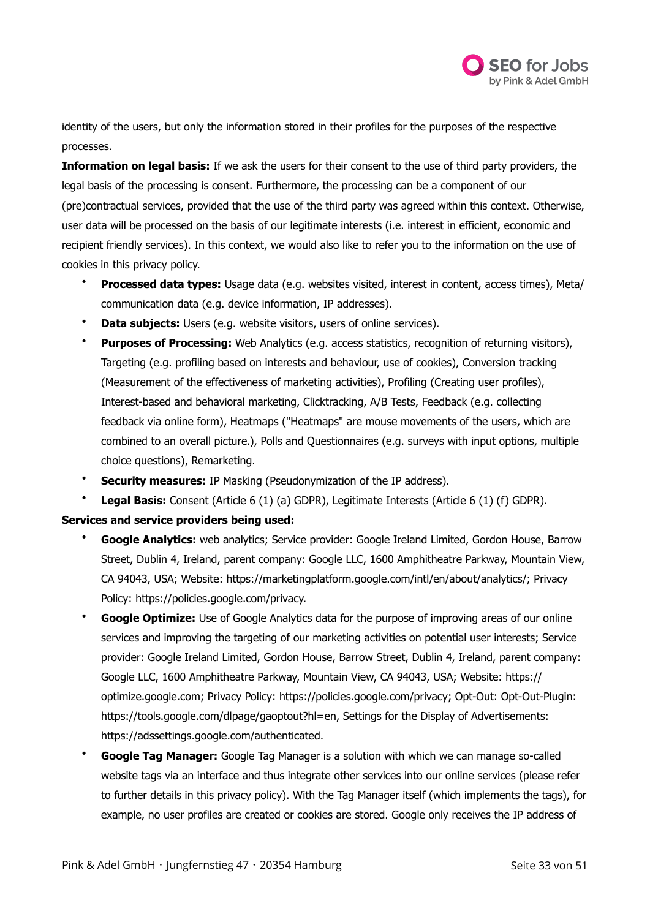identity of the users, but only the information stored in their profiles for the purposes of the respective processes.

**Information on legal basis:** If we ask the users for their consent to the use of third party providers, the legal basis of the processing is consent. Furthermore, the processing can be a component of our (pre)contractual services, provided that the use of the third party was agreed within this context. Otherwise, user data will be processed on the basis of our legitimate interests (i.e. interest in efficient, economic and recipient friendly services). In this context, we would also like to refer you to the information on the use of cookies in this privacy policy.

- **Processed data types:** Usage data (e.g. websites visited, interest in content, access times), Meta/communication data (e.g. device information, IP addresses).
- **Data subjects:** Users (e.g. website visitors, users of online services).
- **Purposes of Processing:** Web Analytics (e.g. access statistics, recognition of returning visitors), Targeting (e.g. profiling based on interests and behaviour, use of cookies), Conversion tracking (Measurement of the effectiveness of marketing activities), Profiling (Creating user profiles), Interest-based and behavioral marketing, Clicktracking, A/B Tests, Feedback (e.g. collecting feedback via online form), Heatmaps ("Heatmaps" are mouse movements of the users, which are combined to an overall picture.), Polls and Questionnaires (e.g. surveys with input options, multiple choice questions), Remarketing.
- **Security measures:** IP Masking (Pseudonymization of the IP address).
- **Legal Basis:** Consent (Article 6 (1) (a) GDPR), Legitimate Interests (Article 6 (1) (f) GDPR).

**Services and service providers being used:**

- **Google Analytics:** web analytics; Service provider: Google Ireland Limited, Gordon House, Barrow Street, Dublin 4, Ireland, parent company: Google LLC, 1600 Amphitheatre Parkway, Mountain View, CA 94043, USA; Website: https://marketingplatform.google.com/intl/en/about/analytics/; Privacy Policy: https://policies.google.com/privacy.
- **Google Optimize:** Use of Google Analytics data for the purpose of improving areas of our online services and improving the targeting of our marketing activities on potential user interests; Service provider: Google Ireland Limited, Gordon House, Barrow Street, Dublin 4, Ireland, parent company: Google LLC, 1600 Amphitheatre Parkway, Mountain View, CA 94043, USA; Website: https://optimize.google.com; Privacy Policy: https://policies.google.com/privacy; Opt-Out: Opt-Out-Plugin: https://tools.google.com/dlpage/gaoptout?hl=en, Settings for the Display of Advertisements: https://adssettings.google.com/authenticated.
- **Google Tag Manager:** Google Tag Manager is a solution with which we can manage so-called website tags via an interface and thus integrate other services into our online services (please refer to further details in this privacy policy). With the Tag Manager itself (which implements the tags), for example, no user profiles are created or cookies are stored. Google only receives the IP address of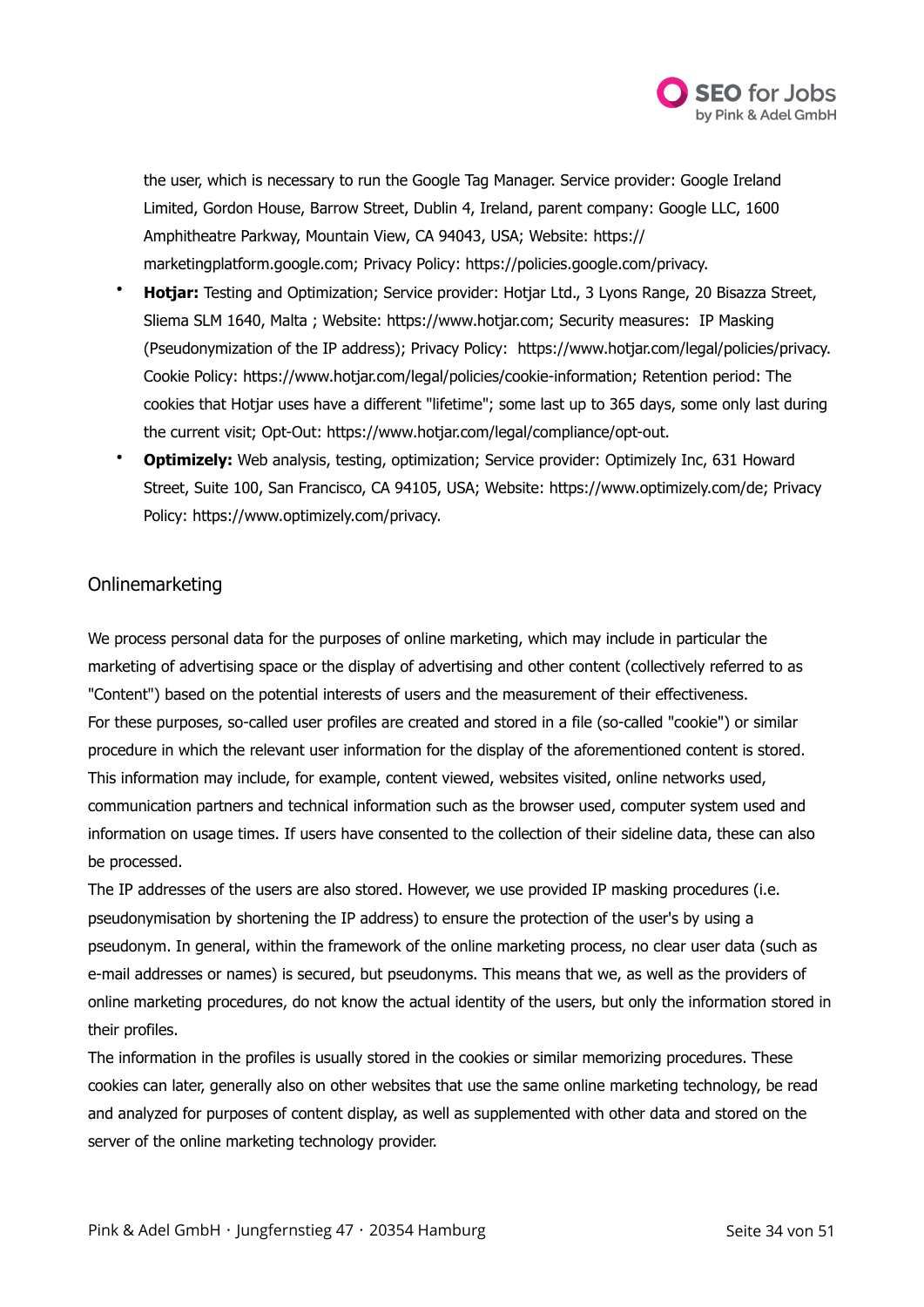the user, which is necessary to run the Google Tag Manager. Service provider: Google Ireland Limited, Gordon House, Barrow Street, Dublin 4, Ireland, parent company: Google LLC, 1600 Amphitheatre Parkway, Mountain View, CA 94043, USA; Website: https://marketingplatform.google.com; Privacy Policy: https://policies.google.com/privacy.

- **Hotjar:** Testing and Optimization; Service provider: Hotjar Ltd., 3 Lyons Range, 20 Bisazza Street, Sliema SLM 1640, Malta ; Website: https://www.hotjar.com; Security measures: IP Masking (Pseudonymization of the IP address); Privacy Policy: https://www.hotjar.com/legal/policies/privacy. Cookie Policy: https://www.hotjar.com/legal/policies/cookie-information; Retention period: The cookies that Hotjar uses have a different "lifetime"; some last up to 365 days, some only last during the current visit; Opt-Out: https://www.hotjar.com/legal/compliance/opt-out.
- **Optimizely:** Web analysis, testing, optimization; Service provider: Optimizely Inc, 631 Howard Street, Suite 100, San Francisco, CA 94105, USA; Website: https://www.optimizely.com/de; Privacy Policy: https://www.optimizely.com/privacy.

## Onlinemarketing

We process personal data for the purposes of online marketing, which may include in particular the marketing of advertising space or the display of advertising and other content (collectively referred to as "Content") based on the potential interests of users and the measurement of their effectiveness.
For these purposes, so-called user profiles are created and stored in a file (so-called "cookie") or similar procedure in which the relevant user information for the display of the aforementioned content is stored. This information may include, for example, content viewed, websites visited, online networks used, communication partners and technical information such as the browser used, computer system used and information on usage times. If users have consented to the collection of their sideline data, these can also be processed.
The IP addresses of the users are also stored. However, we use provided IP masking procedures (i.e. pseudonymisation by shortening the IP address) to ensure the protection of the user's by using a pseudonym. In general, within the framework of the online marketing process, no clear user data (such as e-mail addresses or names) is secured, but pseudonyms. This means that we, as well as the providers of online marketing procedures, do not know the actual identity of the users, but only the information stored in their profiles.
The information in the profiles is usually stored in the cookies or similar memorizing procedures. These cookies can later, generally also on other websites that use the same online marketing technology, be read and analyzed for purposes of content display, as well as supplemented with other data and stored on the server of the online marketing technology provider.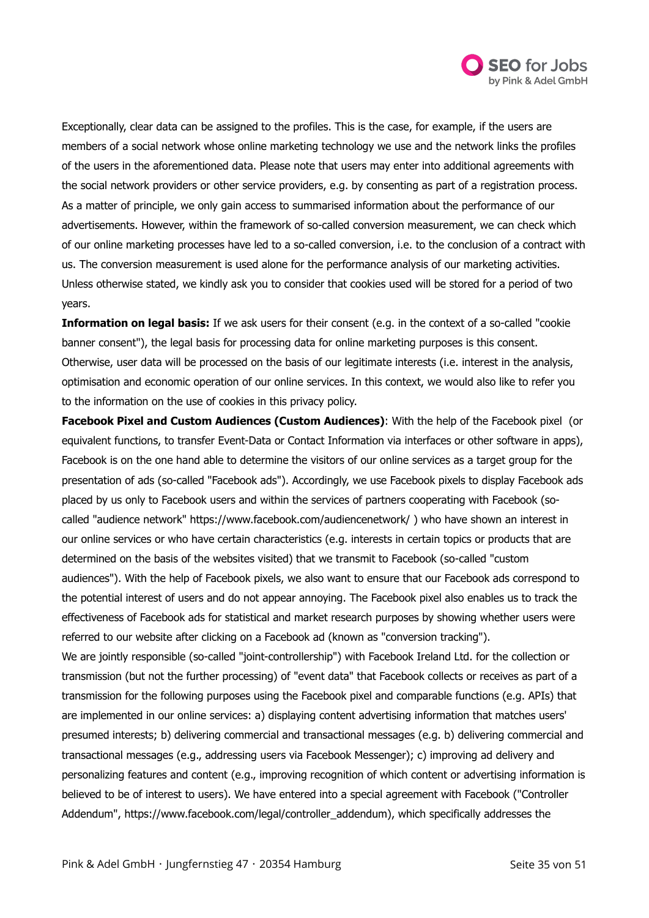Exceptionally, clear data can be assigned to the profiles. This is the case, for example, if the users are members of a social network whose online marketing technology we use and the network links the profiles of the users in the aforementioned data. Please note that users may enter into additional agreements with the social network providers or other service providers, e.g. by consenting as part of a registration process. As a matter of principle, we only gain access to summarised information about the performance of our advertisements. However, within the framework of so-called conversion measurement, we can check which of our online marketing processes have led to a so-called conversion, i.e. to the conclusion of a contract with us. The conversion measurement is used alone for the performance analysis of our marketing activities. Unless otherwise stated, we kindly ask you to consider that cookies used will be stored for a period of two years.

**Information on legal basis:** If we ask users for their consent (e.g. in the context of a so-called "cookie banner consent"), the legal basis for processing data for online marketing purposes is this consent. Otherwise, user data will be processed on the basis of our legitimate interests (i.e. interest in the analysis, optimisation and economic operation of our online services. In this context, we would also like to refer you to the information on the use of cookies in this privacy policy.

**Facebook Pixel and Custom Audiences (Custom Audiences)**: With the help of the Facebook pixel (or equivalent functions, to transfer Event-Data or Contact Information via interfaces or other software in apps), Facebook is on the one hand able to determine the visitors of our online services as a target group for the presentation of ads (so-called "Facebook ads"). Accordingly, we use Facebook pixels to display Facebook ads placed by us only to Facebook users and within the services of partners cooperating with Facebook (so-called "audience network" https://www.facebook.com/audiencenetwork/ ) who have shown an interest in our online services or who have certain characteristics (e.g. interests in certain topics or products that are determined on the basis of the websites visited) that we transmit to Facebook (so-called "custom audiences"). With the help of Facebook pixels, we also want to ensure that our Facebook ads correspond to the potential interest of users and do not appear annoying. The Facebook pixel also enables us to track the effectiveness of Facebook ads for statistical and market research purposes by showing whether users were referred to our website after clicking on a Facebook ad (known as "conversion tracking").

We are jointly responsible (so-called "joint-controllership") with Facebook Ireland Ltd. for the collection or transmission (but not the further processing) of "event data" that Facebook collects or receives as part of a transmission for the following purposes using the Facebook pixel and comparable functions (e.g. APIs) that are implemented in our online services: a) displaying content advertising information that matches users' presumed interests; b) delivering commercial and transactional messages (e.g. b) delivering commercial and transactional messages (e.g., addressing users via Facebook Messenger); c) improving ad delivery and personalizing features and content (e.g., improving recognition of which content or advertising information is believed to be of interest to users). We have entered into a special agreement with Facebook ("Controller Addendum", https://www.facebook.com/legal/controller_addendum), which specifically addresses the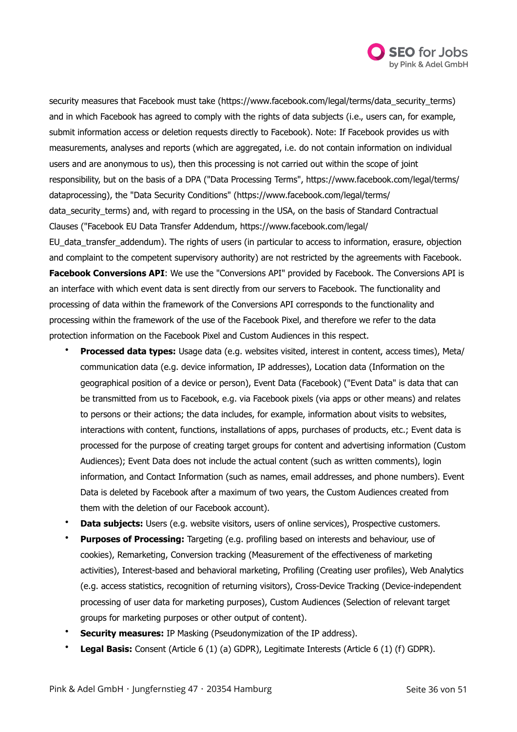security measures that Facebook must take (https://www.facebook.com/legal/terms/data_security_terms) and in which Facebook has agreed to comply with the rights of data subjects (i.e., users can, for example, submit information access or deletion requests directly to Facebook). Note: If Facebook provides us with measurements, analyses and reports (which are aggregated, i.e. do not contain information on individual users and are anonymous to us), then this processing is not carried out within the scope of joint responsibility, but on the basis of a DPA ("Data Processing Terms", https://www.facebook.com/legal/terms/dataprocessing), the "Data Security Conditions" (https://www.facebook.com/legal/terms/data_security_terms) and, with regard to processing in the USA, on the basis of Standard Contractual Clauses ("Facebook EU Data Transfer Addendum, https://www.facebook.com/legal/EU_data_transfer_addendum). The rights of users (in particular to access to information, erasure, objection and complaint to the competent supervisory authority) are not restricted by the agreements with Facebook.

**Facebook Conversions API**: We use the "Conversions API" provided by Facebook. The Conversions API is an interface with which event data is sent directly from our servers to Facebook. The functionality and processing of data within the framework of the Conversions API corresponds to the functionality and processing within the framework of the use of the Facebook Pixel, and therefore we refer to the data protection information on the Facebook Pixel and Custom Audiences in this respect.

- **Processed data types:** Usage data (e.g. websites visited, interest in content, access times), Meta/communication data (e.g. device information, IP addresses), Location data (Information on the geographical position of a device or person), Event Data (Facebook) ("Event Data" is data that can be transmitted from us to Facebook, e.g. via Facebook pixels (via apps or other means) and relates to persons or their actions; the data includes, for example, information about visits to websites, interactions with content, functions, installations of apps, purchases of products, etc.; Event data is processed for the purpose of creating target groups for content and advertising information (Custom Audiences); Event Data does not include the actual content (such as written comments), login information, and Contact Information (such as names, email addresses, and phone numbers). Event Data is deleted by Facebook after a maximum of two years, the Custom Audiences created from them with the deletion of our Facebook account).
- **Data subjects:** Users (e.g. website visitors, users of online services), Prospective customers.
- **Purposes of Processing:** Targeting (e.g. profiling based on interests and behaviour, use of cookies), Remarketing, Conversion tracking (Measurement of the effectiveness of marketing activities), Interest-based and behavioral marketing, Profiling (Creating user profiles), Web Analytics (e.g. access statistics, recognition of returning visitors), Cross-Device Tracking (Device-independent processing of user data for marketing purposes), Custom Audiences (Selection of relevant target groups for marketing purposes or other output of content).
- **Security measures:** IP Masking (Pseudonymization of the IP address).
- **Legal Basis:** Consent (Article 6 (1) (a) GDPR), Legitimate Interests (Article 6 (1) (f) GDPR).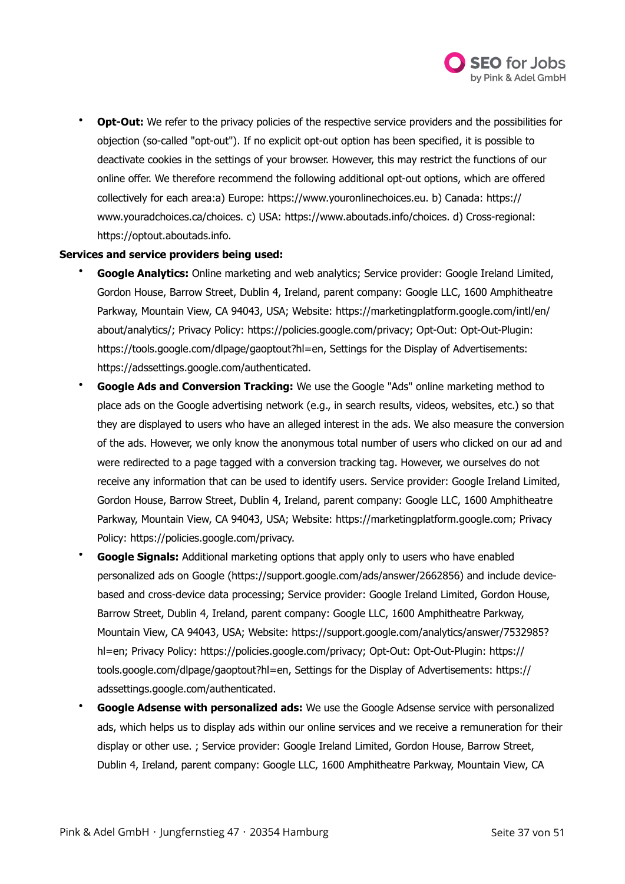- **Opt-Out:** We refer to the privacy policies of the respective service providers and the possibilities for objection (so-called "opt-out"). If no explicit opt-out option has been specified, it is possible to deactivate cookies in the settings of your browser. However, this may restrict the functions of our online offer. We therefore recommend the following additional opt-out options, which are offered collectively for each area:a) Europe: https://www.youronlinechoices.eu. b) Canada: https://www.youradchoices.ca/choices. c) USA: https://www.aboutads.info/choices. d) Cross-regional: https://optout.aboutads.info.

**Services and service providers being used:**

- **Google Analytics:** Online marketing and web analytics; Service provider: Google Ireland Limited, Gordon House, Barrow Street, Dublin 4, Ireland, parent company: Google LLC, 1600 Amphitheatre Parkway, Mountain View, CA 94043, USA; Website: https://marketingplatform.google.com/intl/en/about/analytics/; Privacy Policy: https://policies.google.com/privacy; Opt-Out: Opt-Out-Plugin: https://tools.google.com/dlpage/gaoptout?hl=en, Settings for the Display of Advertisements: https://adssettings.google.com/authenticated.
- **Google Ads and Conversion Tracking:** We use the Google "Ads" online marketing method to place ads on the Google advertising network (e.g., in search results, videos, websites, etc.) so that they are displayed to users who have an alleged interest in the ads. We also measure the conversion of the ads. However, we only know the anonymous total number of users who clicked on our ad and were redirected to a page tagged with a conversion tracking tag. However, we ourselves do not receive any information that can be used to identify users. Service provider: Google Ireland Limited, Gordon House, Barrow Street, Dublin 4, Ireland, parent company: Google LLC, 1600 Amphitheatre Parkway, Mountain View, CA 94043, USA; Website: https://marketingplatform.google.com; Privacy Policy: https://policies.google.com/privacy.
- **Google Signals:** Additional marketing options that apply only to users who have enabled personalized ads on Google (https://support.google.com/ads/answer/2662856) and include device-based and cross-device data processing; Service provider: Google Ireland Limited, Gordon House, Barrow Street, Dublin 4, Ireland, parent company: Google LLC, 1600 Amphitheatre Parkway, Mountain View, CA 94043, USA; Website: https://support.google.com/analytics/answer/7532985?hl=en; Privacy Policy: https://policies.google.com/privacy; Opt-Out: Opt-Out-Plugin: https://tools.google.com/dlpage/gaoptout?hl=en, Settings for the Display of Advertisements: https://adssettings.google.com/authenticated.
- **Google Adsense with personalized ads:** We use the Google Adsense service with personalized ads, which helps us to display ads within our online services and we receive a remuneration for their display or other use. ; Service provider: Google Ireland Limited, Gordon House, Barrow Street, Dublin 4, Ireland, parent company: Google LLC, 1600 Amphitheatre Parkway, Mountain View, CA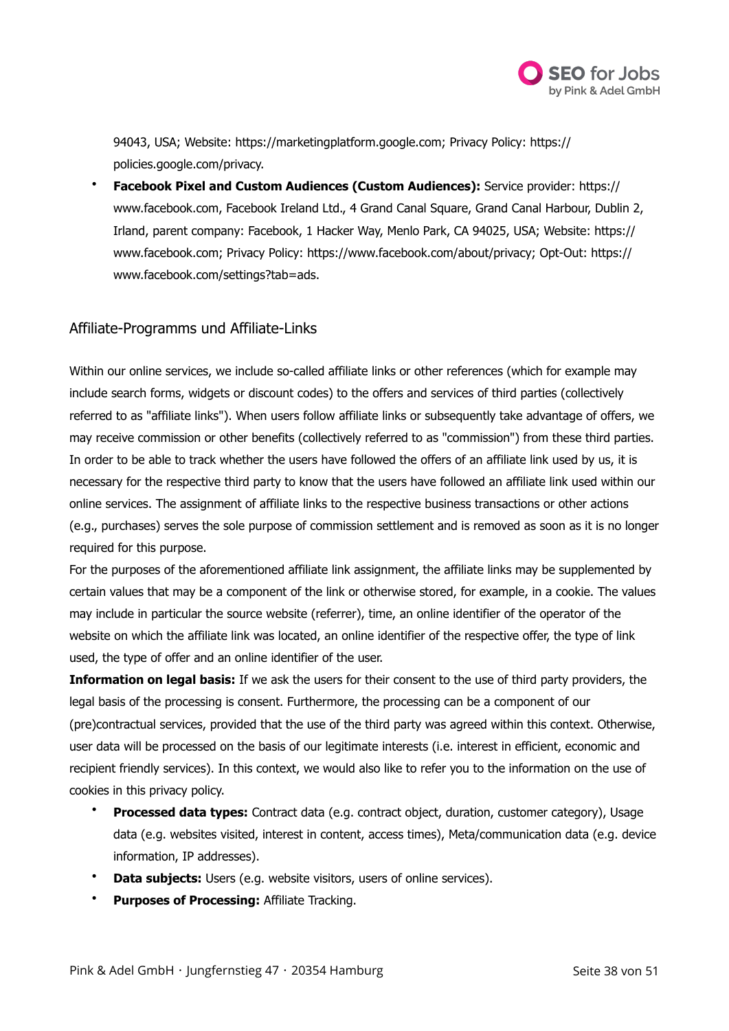94043, USA; Website: https://marketingplatform.google.com; Privacy Policy: https://policies.google.com/privacy.

- **Facebook Pixel and Custom Audiences (Custom Audiences):** Service provider: https://www.facebook.com, Facebook Ireland Ltd., 4 Grand Canal Square, Grand Canal Harbour, Dublin 2, Irland, parent company: Facebook, 1 Hacker Way, Menlo Park, CA 94025, USA; Website: https://www.facebook.com; Privacy Policy: https://www.facebook.com/about/privacy; Opt-Out: https://www.facebook.com/settings?tab=ads.

## Affiliate-Programms und Affiliate-Links

Within our online services, we include so-called affiliate links or other references (which for example may include search forms, widgets or discount codes) to the offers and services of third parties (collectively referred to as "affiliate links"). When users follow affiliate links or subsequently take advantage of offers, we may receive commission or other benefits (collectively referred to as "commission") from these third parties. In order to be able to track whether the users have followed the offers of an affiliate link used by us, it is necessary for the respective third party to know that the users have followed an affiliate link used within our online services. The assignment of affiliate links to the respective business transactions or other actions (e.g., purchases) serves the sole purpose of commission settlement and is removed as soon as it is no longer required for this purpose.

For the purposes of the aforementioned affiliate link assignment, the affiliate links may be supplemented by certain values that may be a component of the link or otherwise stored, for example, in a cookie. The values may include in particular the source website (referrer), time, an online identifier of the operator of the website on which the affiliate link was located, an online identifier of the respective offer, the type of link used, the type of offer and an online identifier of the user.

**Information on legal basis:** If we ask the users for their consent to the use of third party providers, the legal basis of the processing is consent. Furthermore, the processing can be a component of our (pre)contractual services, provided that the use of the third party was agreed within this context. Otherwise, user data will be processed on the basis of our legitimate interests (i.e. interest in efficient, economic and recipient friendly services). In this context, we would also like to refer you to the information on the use of cookies in this privacy policy.

- **Processed data types:** Contract data (e.g. contract object, duration, customer category), Usage data (e.g. websites visited, interest in content, access times), Meta/communication data (e.g. device information, IP addresses).
- **Data subjects:** Users (e.g. website visitors, users of online services).
- **Purposes of Processing:** Affiliate Tracking.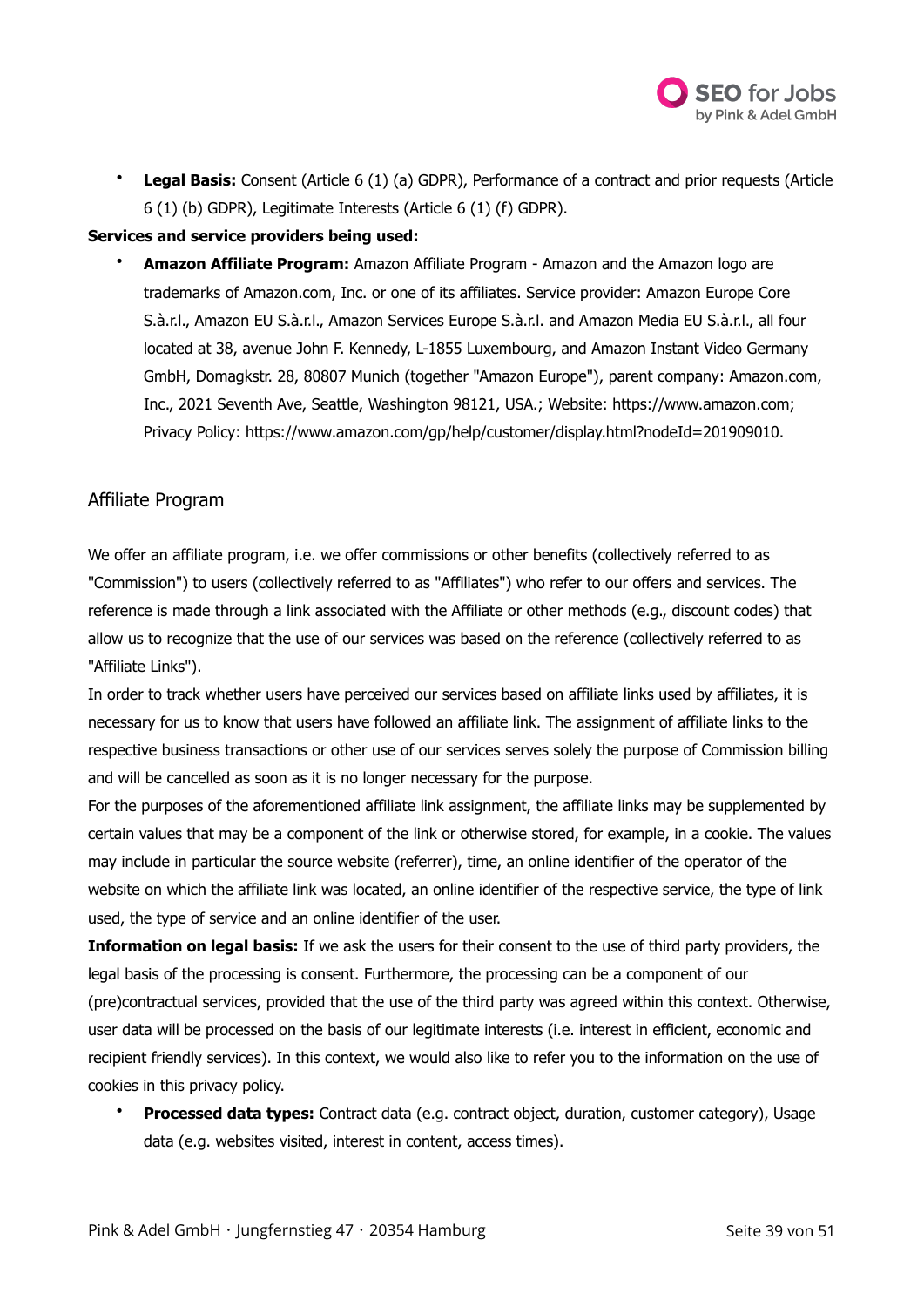- **Legal Basis:** Consent (Article 6 (1) (a) GDPR), Performance of a contract and prior requests (Article 6 (1) (b) GDPR), Legitimate Interests (Article 6 (1) (f) GDPR).

**Services and service providers being used:**

- **Amazon Affiliate Program:** Amazon Affiliate Program - Amazon and the Amazon logo are trademarks of Amazon.com, Inc. or one of its affiliates. Service provider: Amazon Europe Core S.à.r.l., Amazon EU S.à.r.l., Amazon Services Europe S.à.r.l. and Amazon Media EU S.à.r.l., all four located at 38, avenue John F. Kennedy, L-1855 Luxembourg, and Amazon Instant Video Germany GmbH, Domagkstr. 28, 80807 Munich (together "Amazon Europe"), parent company: Amazon.com, Inc., 2021 Seventh Ave, Seattle, Washington 98121, USA.; Website: https://www.amazon.com; Privacy Policy: https://www.amazon.com/gp/help/customer/display.html?nodeId=201909010.

## Affiliate Program

We offer an affiliate program, i.e. we offer commissions or other benefits (collectively referred to as "Commission") to users (collectively referred to as "Affiliates") who refer to our offers and services. The reference is made through a link associated with the Affiliate or other methods (e.g., discount codes) that allow us to recognize that the use of our services was based on the reference (collectively referred to as "Affiliate Links").

In order to track whether users have perceived our services based on affiliate links used by affiliates, it is necessary for us to know that users have followed an affiliate link. The assignment of affiliate links to the respective business transactions or other use of our services serves solely the purpose of Commission billing and will be cancelled as soon as it is no longer necessary for the purpose.

For the purposes of the aforementioned affiliate link assignment, the affiliate links may be supplemented by certain values that may be a component of the link or otherwise stored, for example, in a cookie. The values may include in particular the source website (referrer), time, an online identifier of the operator of the website on which the affiliate link was located, an online identifier of the respective service, the type of link used, the type of service and an online identifier of the user.

**Information on legal basis:** If we ask the users for their consent to the use of third party providers, the legal basis of the processing is consent. Furthermore, the processing can be a component of our (pre)contractual services, provided that the use of the third party was agreed within this context. Otherwise, user data will be processed on the basis of our legitimate interests (i.e. interest in efficient, economic and recipient friendly services). In this context, we would also like to refer you to the information on the use of cookies in this privacy policy.

- **Processed data types:** Contract data (e.g. contract object, duration, customer category), Usage data (e.g. websites visited, interest in content, access times).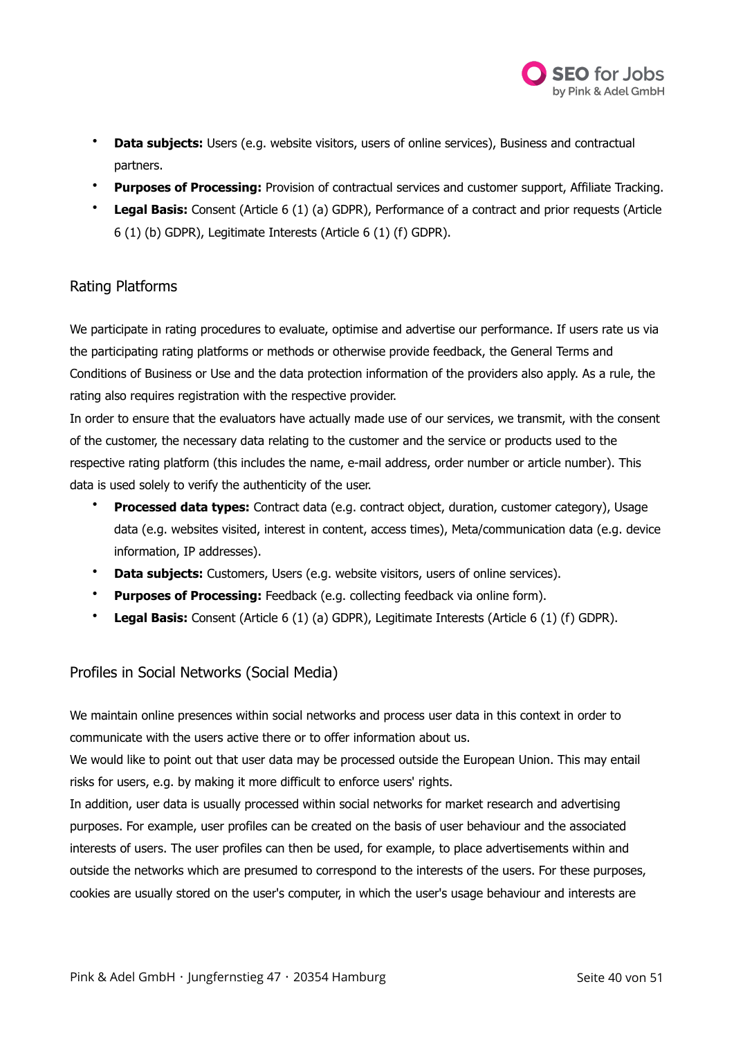- **Data subjects:** Users (e.g. website visitors, users of online services), Business and contractual partners.
- **Purposes of Processing:** Provision of contractual services and customer support, Affiliate Tracking.
- **Legal Basis:** Consent (Article 6 (1) (a) GDPR), Performance of a contract and prior requests (Article 6 (1) (b) GDPR), Legitimate Interests (Article 6 (1) (f) GDPR).

## Rating Platforms

We participate in rating procedures to evaluate, optimise and advertise our performance. If users rate us via the participating rating platforms or methods or otherwise provide feedback, the General Terms and Conditions of Business or Use and the data protection information of the providers also apply. As a rule, the rating also requires registration with the respective provider.
In order to ensure that the evaluators have actually made use of our services, we transmit, with the consent of the customer, the necessary data relating to the customer and the service or products used to the respective rating platform (this includes the name, e-mail address, order number or article number). This data is used solely to verify the authenticity of the user.

- **Processed data types:** Contract data (e.g. contract object, duration, customer category), Usage data (e.g. websites visited, interest in content, access times), Meta/communication data (e.g. device information, IP addresses).
- **Data subjects:** Customers, Users (e.g. website visitors, users of online services).
- **Purposes of Processing:** Feedback (e.g. collecting feedback via online form).
- **Legal Basis:** Consent (Article 6 (1) (a) GDPR), Legitimate Interests (Article 6 (1) (f) GDPR).

## Profiles in Social Networks (Social Media)

We maintain online presences within social networks and process user data in this context in order to communicate with the users active there or to offer information about us.
We would like to point out that user data may be processed outside the European Union. This may entail risks for users, e.g. by making it more difficult to enforce users' rights.
In addition, user data is usually processed within social networks for market research and advertising purposes. For example, user profiles can be created on the basis of user behaviour and the associated interests of users. The user profiles can then be used, for example, to place advertisements within and outside the networks which are presumed to correspond to the interests of the users. For these purposes, cookies are usually stored on the user's computer, in which the user's usage behaviour and interests are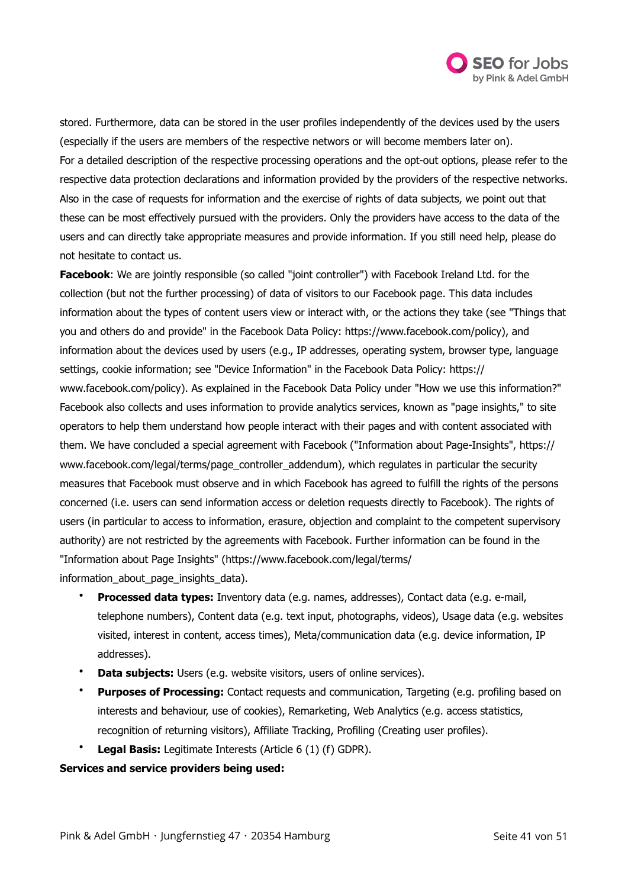stored. Furthermore, data can be stored in the user profiles independently of the devices used by the users (especially if the users are members of the respective networs or will become members later on).
For a detailed description of the respective processing operations and the opt-out options, please refer to the respective data protection declarations and information provided by the providers of the respective networks. Also in the case of requests for information and the exercise of rights of data subjects, we point out that these can be most effectively pursued with the providers. Only the providers have access to the data of the users and can directly take appropriate measures and provide information. If you still need help, please do not hesitate to contact us.

**Facebook**: We are jointly responsible (so called "joint controller") with Facebook Ireland Ltd. for the collection (but not the further processing) of data of visitors to our Facebook page. This data includes information about the types of content users view or interact with, or the actions they take (see "Things that you and others do and provide" in the Facebook Data Policy: https://www.facebook.com/policy), and information about the devices used by users (e.g., IP addresses, operating system, browser type, language settings, cookie information; see "Device Information" in the Facebook Data Policy: https://www.facebook.com/policy). As explained in the Facebook Data Policy under "How we use this information?" Facebook also collects and uses information to provide analytics services, known as "page insights," to site operators to help them understand how people interact with their pages and with content associated with them. We have concluded a special agreement with Facebook ("Information about Page-Insights", https://www.facebook.com/legal/terms/page_controller_addendum), which regulates in particular the security measures that Facebook must observe and in which Facebook has agreed to fulfill the rights of the persons concerned (i.e. users can send information access or deletion requests directly to Facebook). The rights of users (in particular to access to information, erasure, objection and complaint to the competent supervisory authority) are not restricted by the agreements with Facebook. Further information can be found in the "Information about Page Insights" (https://www.facebook.com/legal/terms/information_about_page_insights_data).

- **Processed data types:** Inventory data (e.g. names, addresses), Contact data (e.g. e-mail, telephone numbers), Content data (e.g. text input, photographs, videos), Usage data (e.g. websites visited, interest in content, access times), Meta/communication data (e.g. device information, IP addresses).
- **Data subjects:** Users (e.g. website visitors, users of online services).
- **Purposes of Processing:** Contact requests and communication, Targeting (e.g. profiling based on interests and behaviour, use of cookies), Remarketing, Web Analytics (e.g. access statistics, recognition of returning visitors), Affiliate Tracking, Profiling (Creating user profiles).
- **Legal Basis:** Legitimate Interests (Article 6 (1) (f) GDPR).

**Services and service providers being used:**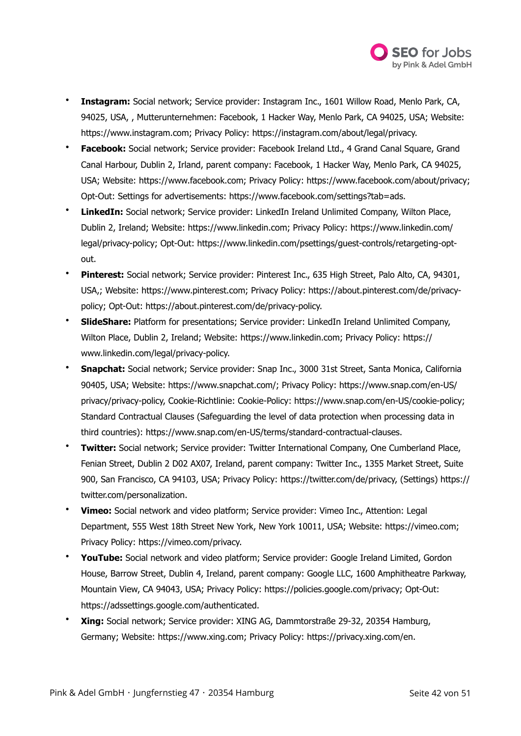- **Instagram:** Social network; Service provider: Instagram Inc., 1601 Willow Road, Menlo Park, CA, 94025, USA, , Mutterunternehmen: Facebook, 1 Hacker Way, Menlo Park, CA 94025, USA; Website: https://www.instagram.com; Privacy Policy: https://instagram.com/about/legal/privacy.
- **Facebook:** Social network; Service provider: Facebook Ireland Ltd., 4 Grand Canal Square, Grand Canal Harbour, Dublin 2, Irland, parent company: Facebook, 1 Hacker Way, Menlo Park, CA 94025, USA; Website: https://www.facebook.com; Privacy Policy: https://www.facebook.com/about/privacy; Opt-Out: Settings for advertisements: https://www.facebook.com/settings?tab=ads.
- **LinkedIn:** Social network; Service provider: LinkedIn Ireland Unlimited Company, Wilton Place, Dublin 2, Ireland; Website: https://www.linkedin.com; Privacy Policy: https://www.linkedin.com/legal/privacy-policy; Opt-Out: https://www.linkedin.com/psettings/guest-controls/retargeting-opt-out.
- **Pinterest:** Social network; Service provider: Pinterest Inc., 635 High Street, Palo Alto, CA, 94301, USA,; Website: https://www.pinterest.com; Privacy Policy: https://about.pinterest.com/de/privacy-policy; Opt-Out: https://about.pinterest.com/de/privacy-policy.
- **SlideShare:** Platform for presentations; Service provider: LinkedIn Ireland Unlimited Company, Wilton Place, Dublin 2, Ireland; Website: https://www.linkedin.com; Privacy Policy: https://www.linkedin.com/legal/privacy-policy.
- **Snapchat:** Social network; Service provider: Snap Inc., 3000 31st Street, Santa Monica, California 90405, USA; Website: https://www.snapchat.com/; Privacy Policy: https://www.snap.com/en-US/privacy/privacy-policy, Cookie-Richtlinie: Cookie-Policy: https://www.snap.com/en-US/cookie-policy; Standard Contractual Clauses (Safeguarding the level of data protection when processing data in third countries): https://www.snap.com/en-US/terms/standard-contractual-clauses.
- **Twitter:** Social network; Service provider: Twitter International Company, One Cumberland Place, Fenian Street, Dublin 2 D02 AX07, Ireland, parent company: Twitter Inc., 1355 Market Street, Suite 900, San Francisco, CA 94103, USA; Privacy Policy: https://twitter.com/de/privacy, (Settings) https://twitter.com/personalization.
- **Vimeo:** Social network and video platform; Service provider: Vimeo Inc., Attention: Legal Department, 555 West 18th Street New York, New York 10011, USA; Website: https://vimeo.com; Privacy Policy: https://vimeo.com/privacy.
- **YouTube:** Social network and video platform; Service provider: Google Ireland Limited, Gordon House, Barrow Street, Dublin 4, Ireland, parent company: Google LLC, 1600 Amphitheatre Parkway, Mountain View, CA 94043, USA; Privacy Policy: https://policies.google.com/privacy; Opt-Out: https://adssettings.google.com/authenticated.
- **Xing:** Social network; Service provider: XING AG, Dammtorstraße 29-32, 20354 Hamburg, Germany; Website: https://www.xing.com; Privacy Policy: https://privacy.xing.com/en.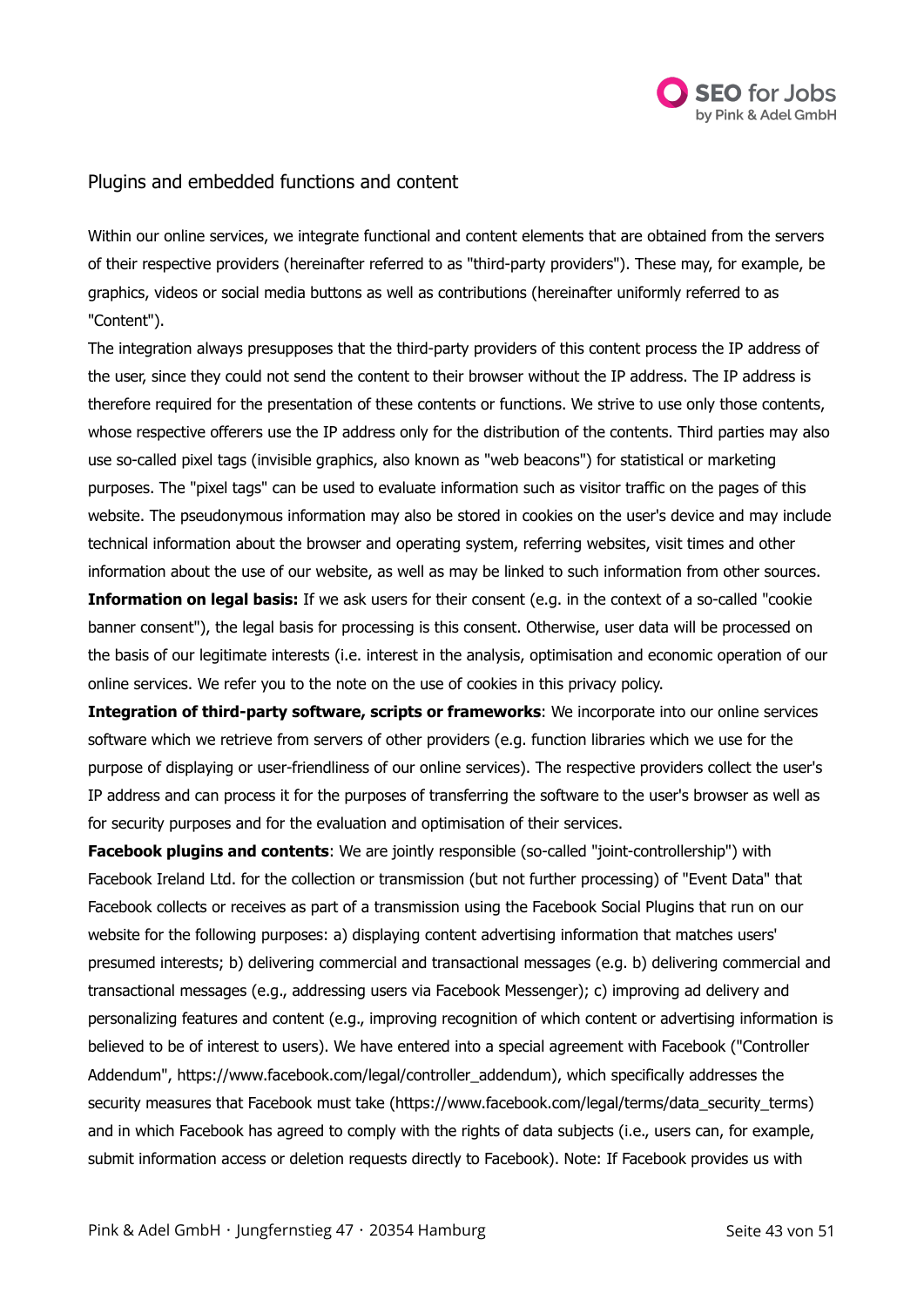## Plugins and embedded functions and content

Within our online services, we integrate functional and content elements that are obtained from the servers of their respective providers (hereinafter referred to as "third-party providers"). These may, for example, be graphics, videos or social media buttons as well as contributions (hereinafter uniformly referred to as "Content").

The integration always presupposes that the third-party providers of this content process the IP address of the user, since they could not send the content to their browser without the IP address. The IP address is therefore required for the presentation of these contents or functions. We strive to use only those contents, whose respective offerers use the IP address only for the distribution of the contents. Third parties may also use so-called pixel tags (invisible graphics, also known as "web beacons") for statistical or marketing purposes. The "pixel tags" can be used to evaluate information such as visitor traffic on the pages of this website. The pseudonymous information may also be stored in cookies on the user's device and may include technical information about the browser and operating system, referring websites, visit times and other information about the use of our website, as well as may be linked to such information from other sources.

**Information on legal basis:** If we ask users for their consent (e.g. in the context of a so-called "cookie banner consent"), the legal basis for processing is this consent. Otherwise, user data will be processed on the basis of our legitimate interests (i.e. interest in the analysis, optimisation and economic operation of our online services. We refer you to the note on the use of cookies in this privacy policy.

**Integration of third-party software, scripts or frameworks**: We incorporate into our online services software which we retrieve from servers of other providers (e.g. function libraries which we use for the purpose of displaying or user-friendliness of our online services). The respective providers collect the user's IP address and can process it for the purposes of transferring the software to the user's browser as well as for security purposes and for the evaluation and optimisation of their services.

**Facebook plugins and contents**: We are jointly responsible (so-called "joint-controllership") with Facebook Ireland Ltd. for the collection or transmission (but not further processing) of "Event Data" that Facebook collects or receives as part of a transmission using the Facebook Social Plugins that run on our website for the following purposes: a) displaying content advertising information that matches users' presumed interests; b) delivering commercial and transactional messages (e.g. b) delivering commercial and transactional messages (e.g., addressing users via Facebook Messenger); c) improving ad delivery and personalizing features and content (e.g., improving recognition of which content or advertising information is believed to be of interest to users). We have entered into a special agreement with Facebook ("Controller Addendum", https://www.facebook.com/legal/controller_addendum), which specifically addresses the security measures that Facebook must take (https://www.facebook.com/legal/terms/data_security_terms) and in which Facebook has agreed to comply with the rights of data subjects (i.e., users can, for example, submit information access or deletion requests directly to Facebook). Note: If Facebook provides us with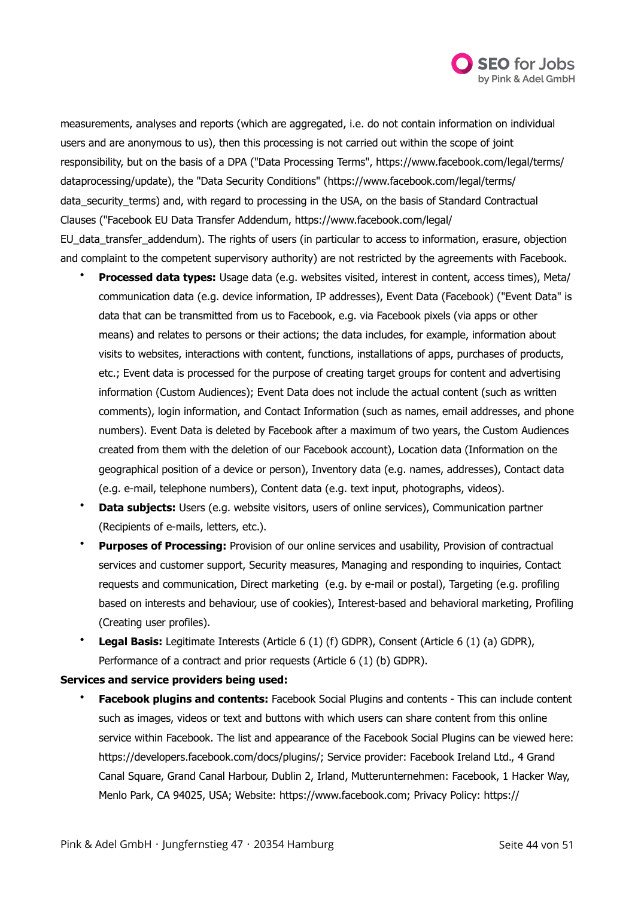measurements, analyses and reports (which are aggregated, i.e. do not contain information on individual users and are anonymous to us), then this processing is not carried out within the scope of joint responsibility, but on the basis of a DPA ("Data Processing Terms", https://www.facebook.com/legal/terms/dataprocessing/update), the "Data Security Conditions" (https://www.facebook.com/legal/terms/data_security_terms) and, with regard to processing in the USA, on the basis of Standard Contractual Clauses ("Facebook EU Data Transfer Addendum, https://www.facebook.com/legal/EU_data_transfer_addendum). The rights of users (in particular to access to information, erasure, objection and complaint to the competent supervisory authority) are not restricted by the agreements with Facebook.

- **Processed data types:** Usage data (e.g. websites visited, interest in content, access times), Meta/communication data (e.g. device information, IP addresses), Event Data (Facebook) ("Event Data" is data that can be transmitted from us to Facebook, e.g. via Facebook pixels (via apps or other means) and relates to persons or their actions; the data includes, for example, information about visits to websites, interactions with content, functions, installations of apps, purchases of products, etc.; Event data is processed for the purpose of creating target groups for content and advertising information (Custom Audiences); Event Data does not include the actual content (such as written comments), login information, and Contact Information (such as names, email addresses, and phone numbers). Event Data is deleted by Facebook after a maximum of two years, the Custom Audiences created from them with the deletion of our Facebook account), Location data (Information on the geographical position of a device or person), Inventory data (e.g. names, addresses), Contact data (e.g. e-mail, telephone numbers), Content data (e.g. text input, photographs, videos).
- **Data subjects:** Users (e.g. website visitors, users of online services), Communication partner (Recipients of e-mails, letters, etc.).
- **Purposes of Processing:** Provision of our online services and usability, Provision of contractual services and customer support, Security measures, Managing and responding to inquiries, Contact requests and communication, Direct marketing (e.g. by e-mail or postal), Targeting (e.g. profiling based on interests and behaviour, use of cookies), Interest-based and behavioral marketing, Profiling (Creating user profiles).
- **Legal Basis:** Legitimate Interests (Article 6 (1) (f) GDPR), Consent (Article 6 (1) (a) GDPR), Performance of a contract and prior requests (Article 6 (1) (b) GDPR).

**Services and service providers being used:**

- **Facebook plugins and contents:** Facebook Social Plugins and contents - This can include content such as images, videos or text and buttons with which users can share content from this online service within Facebook. The list and appearance of the Facebook Social Plugins can be viewed here: https://developers.facebook.com/docs/plugins/; Service provider: Facebook Ireland Ltd., 4 Grand Canal Square, Grand Canal Harbour, Dublin 2, Irland, Mutterunternehmen: Facebook, 1 Hacker Way, Menlo Park, CA 94025, USA; Website: https://www.facebook.com; Privacy Policy: https://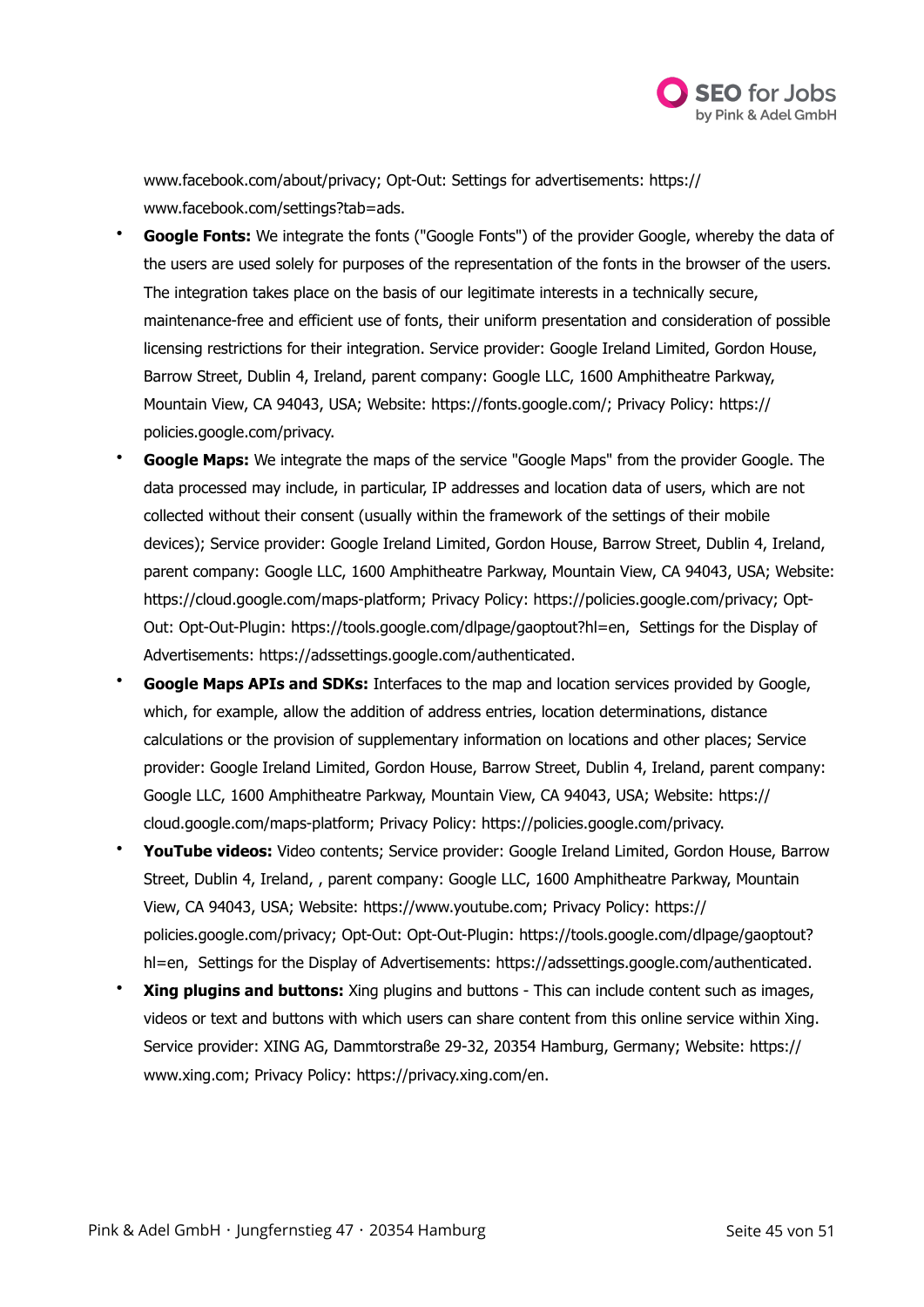www.facebook.com/about/privacy; Opt-Out: Settings for advertisements: https://www.facebook.com/settings?tab=ads.

- **Google Fonts:** We integrate the fonts ("Google Fonts") of the provider Google, whereby the data of the users are used solely for purposes of the representation of the fonts in the browser of the users. The integration takes place on the basis of our legitimate interests in a technically secure, maintenance-free and efficient use of fonts, their uniform presentation and consideration of possible licensing restrictions for their integration. Service provider: Google Ireland Limited, Gordon House, Barrow Street, Dublin 4, Ireland, parent company: Google LLC, 1600 Amphitheatre Parkway, Mountain View, CA 94043, USA; Website: https://fonts.google.com/; Privacy Policy: https://policies.google.com/privacy.
- **Google Maps:** We integrate the maps of the service "Google Maps" from the provider Google. The data processed may include, in particular, IP addresses and location data of users, which are not collected without their consent (usually within the framework of the settings of their mobile devices); Service provider: Google Ireland Limited, Gordon House, Barrow Street, Dublin 4, Ireland, parent company: Google LLC, 1600 Amphitheatre Parkway, Mountain View, CA 94043, USA; Website: https://cloud.google.com/maps-platform; Privacy Policy: https://policies.google.com/privacy; Opt-Out: Opt-Out-Plugin: https://tools.google.com/dlpage/gaoptout?hl=en, Settings for the Display of Advertisements: https://adssettings.google.com/authenticated.
- **Google Maps APIs and SDKs:** Interfaces to the map and location services provided by Google, which, for example, allow the addition of address entries, location determinations, distance calculations or the provision of supplementary information on locations and other places; Service provider: Google Ireland Limited, Gordon House, Barrow Street, Dublin 4, Ireland, parent company: Google LLC, 1600 Amphitheatre Parkway, Mountain View, CA 94043, USA; Website: https://cloud.google.com/maps-platform; Privacy Policy: https://policies.google.com/privacy.
- **YouTube videos:** Video contents; Service provider: Google Ireland Limited, Gordon House, Barrow Street, Dublin 4, Ireland, , parent company: Google LLC, 1600 Amphitheatre Parkway, Mountain View, CA 94043, USA; Website: https://www.youtube.com; Privacy Policy: https://policies.google.com/privacy; Opt-Out: Opt-Out-Plugin: https://tools.google.com/dlpage/gaoptout?hl=en, Settings for the Display of Advertisements: https://adssettings.google.com/authenticated.
- **Xing plugins and buttons:** Xing plugins and buttons - This can include content such as images, videos or text and buttons with which users can share content from this online service within Xing. Service provider: XING AG, Dammtorstraße 29-32, 20354 Hamburg, Germany; Website: https://www.xing.com; Privacy Policy: https://privacy.xing.com/en.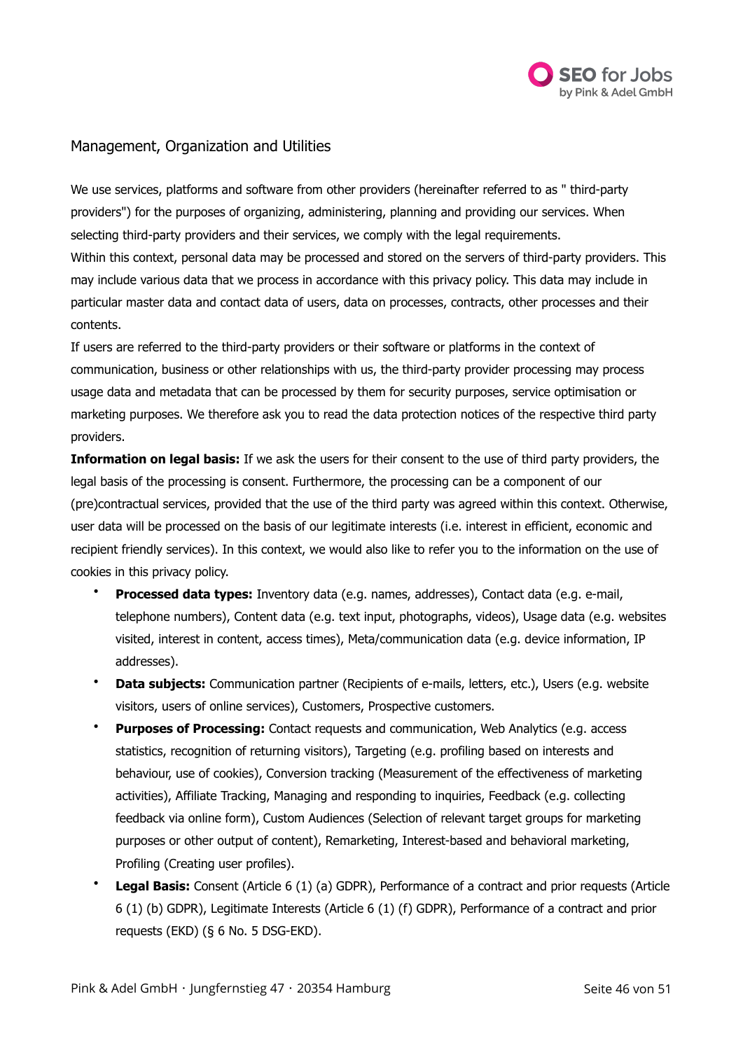## Management, Organization and Utilities

We use services, platforms and software from other providers (hereinafter referred to as " third-party providers") for the purposes of organizing, administering, planning and providing our services. When selecting third-party providers and their services, we comply with the legal requirements.

Within this context, personal data may be processed and stored on the servers of third-party providers. This may include various data that we process in accordance with this privacy policy. This data may include in particular master data and contact data of users, data on processes, contracts, other processes and their contents.

If users are referred to the third-party providers or their software or platforms in the context of communication, business or other relationships with us, the third-party provider processing may process usage data and metadata that can be processed by them for security purposes, service optimisation or marketing purposes. We therefore ask you to read the data protection notices of the respective third party providers.

**Information on legal basis:** If we ask the users for their consent to the use of third party providers, the legal basis of the processing is consent. Furthermore, the processing can be a component of our (pre)contractual services, provided that the use of the third party was agreed within this context. Otherwise, user data will be processed on the basis of our legitimate interests (i.e. interest in efficient, economic and recipient friendly services). In this context, we would also like to refer you to the information on the use of cookies in this privacy policy.

- **Processed data types:** Inventory data (e.g. names, addresses), Contact data (e.g. e-mail, telephone numbers), Content data (e.g. text input, photographs, videos), Usage data (e.g. websites visited, interest in content, access times), Meta/communication data (e.g. device information, IP addresses).
- **Data subjects:** Communication partner (Recipients of e-mails, letters, etc.), Users (e.g. website visitors, users of online services), Customers, Prospective customers.
- **Purposes of Processing:** Contact requests and communication, Web Analytics (e.g. access statistics, recognition of returning visitors), Targeting (e.g. profiling based on interests and behaviour, use of cookies), Conversion tracking (Measurement of the effectiveness of marketing activities), Affiliate Tracking, Managing and responding to inquiries, Feedback (e.g. collecting feedback via online form), Custom Audiences (Selection of relevant target groups for marketing purposes or other output of content), Remarketing, Interest-based and behavioral marketing, Profiling (Creating user profiles).
- **Legal Basis:** Consent (Article 6 (1) (a) GDPR), Performance of a contract and prior requests (Article 6 (1) (b) GDPR), Legitimate Interests (Article 6 (1) (f) GDPR), Performance of a contract and prior requests (EKD) (§ 6 No. 5 DSG-EKD).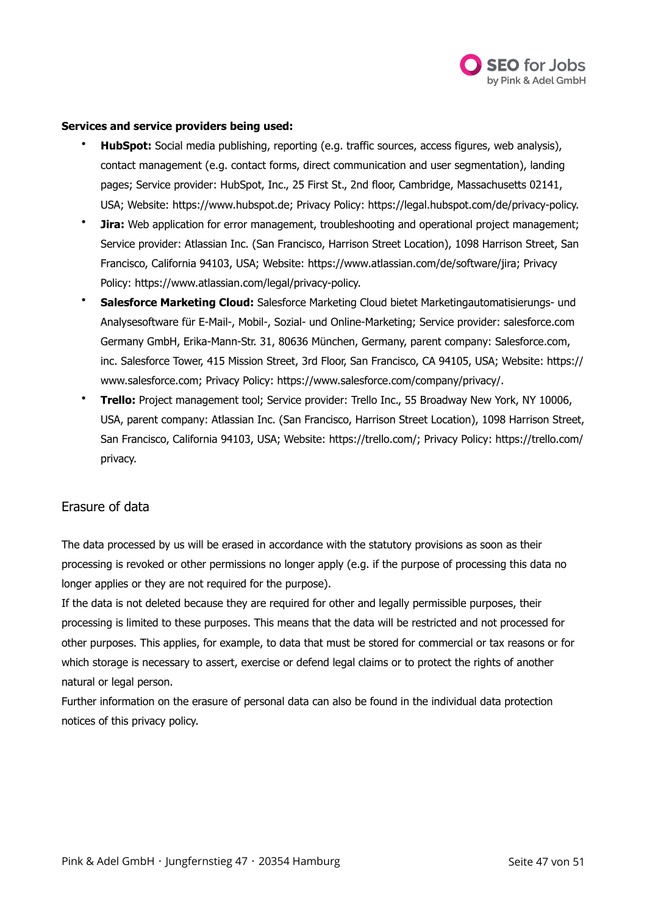**Services and service providers being used:**

- **HubSpot:** Social media publishing, reporting (e.g. traffic sources, access figures, web analysis), contact management (e.g. contact forms, direct communication and user segmentation), landing pages; Service provider: HubSpot, Inc., 25 First St., 2nd floor, Cambridge, Massachusetts 02141, USA; Website: https://www.hubspot.de; Privacy Policy: https://legal.hubspot.com/de/privacy-policy.
- **Jira:** Web application for error management, troubleshooting and operational project management; Service provider: Atlassian Inc. (San Francisco, Harrison Street Location), 1098 Harrison Street, San Francisco, California 94103, USA; Website: https://www.atlassian.com/de/software/jira; Privacy Policy: https://www.atlassian.com/legal/privacy-policy.
- **Salesforce Marketing Cloud:** Salesforce Marketing Cloud bietet Marketingautomatisierungs- und Analysesoftware für E-Mail-, Mobil-, Sozial- und Online-Marketing; Service provider: salesforce.com Germany GmbH, Erika-Mann-Str. 31, 80636 München, Germany, parent company: Salesforce.com, inc. Salesforce Tower, 415 Mission Street, 3rd Floor, San Francisco, CA 94105, USA; Website: https://www.salesforce.com; Privacy Policy: https://www.salesforce.com/company/privacy/.
- **Trello:** Project management tool; Service provider: Trello Inc., 55 Broadway New York, NY 10006, USA, parent company: Atlassian Inc. (San Francisco, Harrison Street Location), 1098 Harrison Street, San Francisco, California 94103, USA; Website: https://trello.com/; Privacy Policy: https://trello.com/privacy.

## Erasure of data

The data processed by us will be erased in accordance with the statutory provisions as soon as their processing is revoked or other permissions no longer apply (e.g. if the purpose of processing this data no longer applies or they are not required for the purpose).

If the data is not deleted because they are required for other and legally permissible purposes, their processing is limited to these purposes. This means that the data will be restricted and not processed for other purposes. This applies, for example, to data that must be stored for commercial or tax reasons or for which storage is necessary to assert, exercise or defend legal claims or to protect the rights of another natural or legal person.

Further information on the erasure of personal data can also be found in the individual data protection notices of this privacy policy.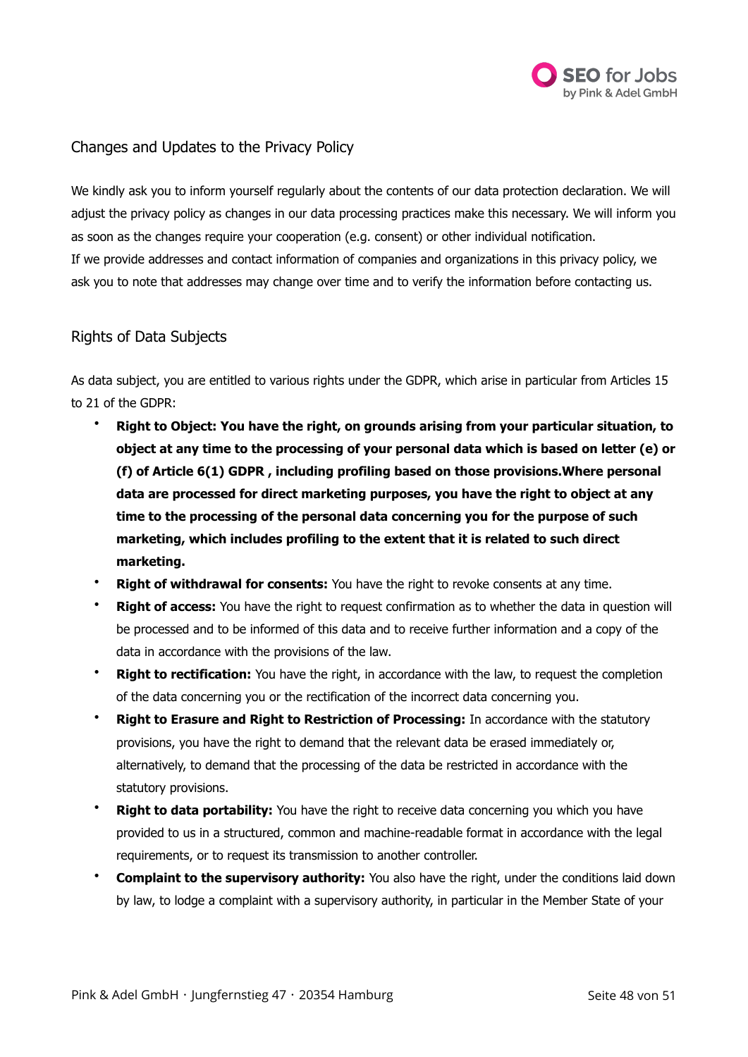## Changes and Updates to the Privacy Policy

We kindly ask you to inform yourself regularly about the contents of our data protection declaration. We will adjust the privacy policy as changes in our data processing practices make this necessary. We will inform you as soon as the changes require your cooperation (e.g. consent) or other individual notification.
If we provide addresses and contact information of companies and organizations in this privacy policy, we ask you to note that addresses may change over time and to verify the information before contacting us.

## Rights of Data Subjects

As data subject, you are entitled to various rights under the GDPR, which arise in particular from Articles 15 to 21 of the GDPR:

- **Right to Object: You have the right, on grounds arising from your particular situation, to object at any time to the processing of your personal data which is based on letter (e) or (f) of Article 6(1) GDPR , including profiling based on those provisions.Where personal data are processed for direct marketing purposes, you have the right to object at any time to the processing of the personal data concerning you for the purpose of such marketing, which includes profiling to the extent that it is related to such direct marketing.**
- **Right of withdrawal for consents:** You have the right to revoke consents at any time.
- **Right of access:** You have the right to request confirmation as to whether the data in question will be processed and to be informed of this data and to receive further information and a copy of the data in accordance with the provisions of the law.
- **Right to rectification:** You have the right, in accordance with the law, to request the completion of the data concerning you or the rectification of the incorrect data concerning you.
- **Right to Erasure and Right to Restriction of Processing:** In accordance with the statutory provisions, you have the right to demand that the relevant data be erased immediately or, alternatively, to demand that the processing of the data be restricted in accordance with the statutory provisions.
- **Right to data portability:** You have the right to receive data concerning you which you have provided to us in a structured, common and machine-readable format in accordance with the legal requirements, or to request its transmission to another controller.
- **Complaint to the supervisory authority:** You also have the right, under the conditions laid down by law, to lodge a complaint with a supervisory authority, in particular in the Member State of your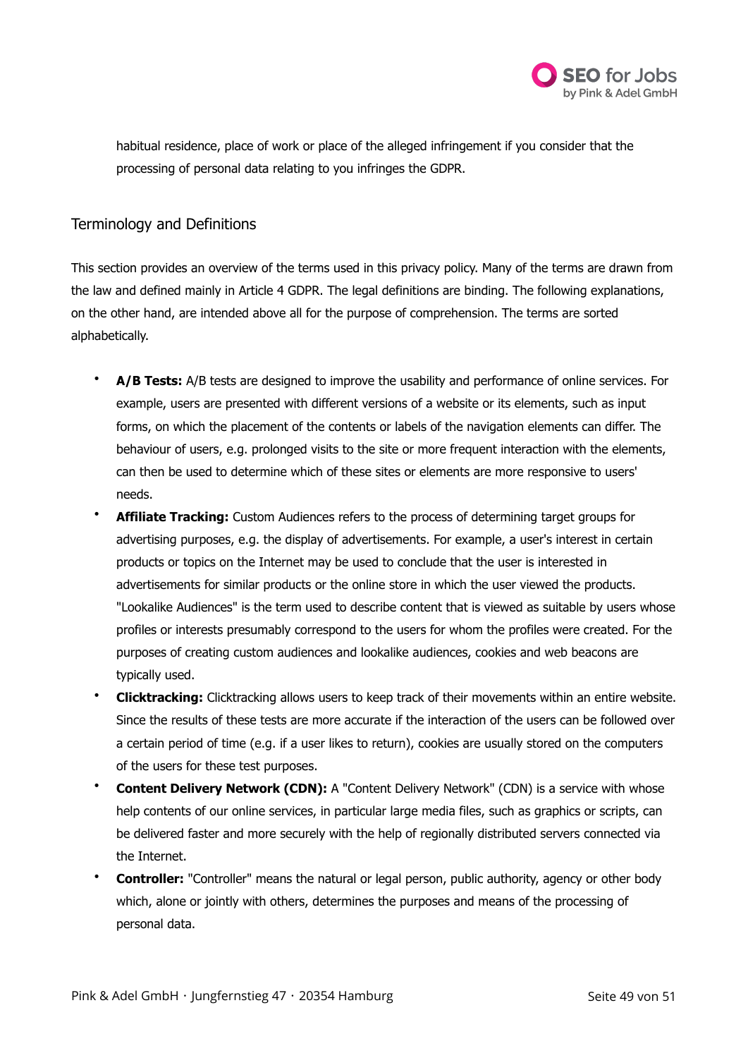habitual residence, place of work or place of the alleged infringement if you consider that the processing of personal data relating to you infringes the GDPR.

## Terminology and Definitions

This section provides an overview of the terms used in this privacy policy. Many of the terms are drawn from the law and defined mainly in Article 4 GDPR. The legal definitions are binding. The following explanations, on the other hand, are intended above all for the purpose of comprehension. The terms are sorted alphabetically.

- **A/B Tests:** A/B tests are designed to improve the usability and performance of online services. For example, users are presented with different versions of a website or its elements, such as input forms, on which the placement of the contents or labels of the navigation elements can differ. The behaviour of users, e.g. prolonged visits to the site or more frequent interaction with the elements, can then be used to determine which of these sites or elements are more responsive to users' needs.
- **Affiliate Tracking:** Custom Audiences refers to the process of determining target groups for advertising purposes, e.g. the display of advertisements. For example, a user's interest in certain products or topics on the Internet may be used to conclude that the user is interested in advertisements for similar products or the online store in which the user viewed the products. "Lookalike Audiences" is the term used to describe content that is viewed as suitable by users whose profiles or interests presumably correspond to the users for whom the profiles were created. For the purposes of creating custom audiences and lookalike audiences, cookies and web beacons are typically used.
- **Clicktracking:** Clicktracking allows users to keep track of their movements within an entire website. Since the results of these tests are more accurate if the interaction of the users can be followed over a certain period of time (e.g. if a user likes to return), cookies are usually stored on the computers of the users for these test purposes.
- **Content Delivery Network (CDN):** A "Content Delivery Network" (CDN) is a service with whose help contents of our online services, in particular large media files, such as graphics or scripts, can be delivered faster and more securely with the help of regionally distributed servers connected via the Internet.
- **Controller:** "Controller" means the natural or legal person, public authority, agency or other body which, alone or jointly with others, determines the purposes and means of the processing of personal data.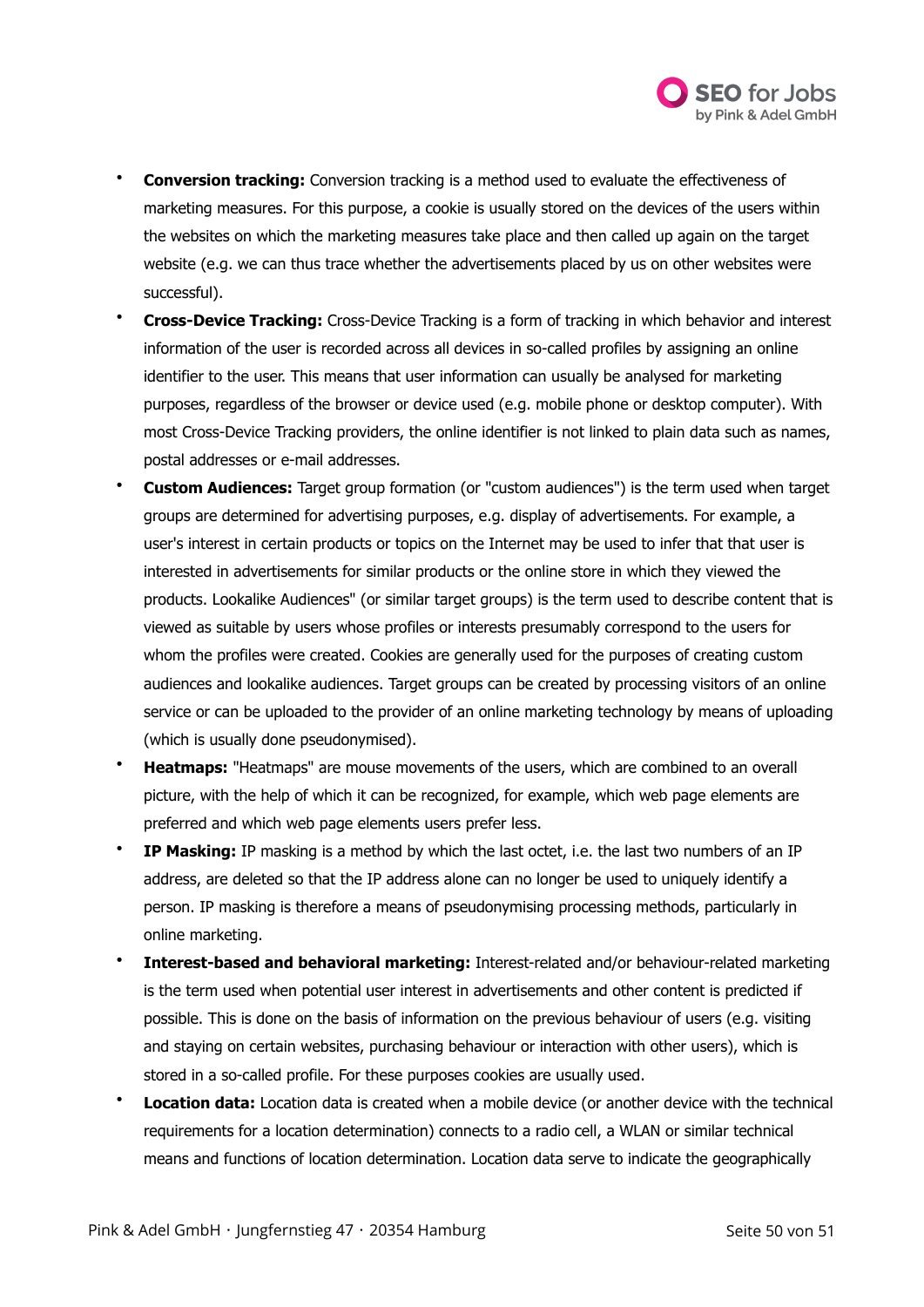- **Conversion tracking:** Conversion tracking is a method used to evaluate the effectiveness of marketing measures. For this purpose, a cookie is usually stored on the devices of the users within the websites on which the marketing measures take place and then called up again on the target website (e.g. we can thus trace whether the advertisements placed by us on other websites were successful).
- **Cross-Device Tracking:** Cross-Device Tracking is a form of tracking in which behavior and interest information of the user is recorded across all devices in so-called profiles by assigning an online identifier to the user. This means that user information can usually be analysed for marketing purposes, regardless of the browser or device used (e.g. mobile phone or desktop computer). With most Cross-Device Tracking providers, the online identifier is not linked to plain data such as names, postal addresses or e-mail addresses.
- **Custom Audiences:** Target group formation (or "custom audiences") is the term used when target groups are determined for advertising purposes, e.g. display of advertisements. For example, a user's interest in certain products or topics on the Internet may be used to infer that that user is interested in advertisements for similar products or the online store in which they viewed the products. Lookalike Audiences" (or similar target groups) is the term used to describe content that is viewed as suitable by users whose profiles or interests presumably correspond to the users for whom the profiles were created. Cookies are generally used for the purposes of creating custom audiences and lookalike audiences. Target groups can be created by processing visitors of an online service or can be uploaded to the provider of an online marketing technology by means of uploading (which is usually done pseudonymised).
- **Heatmaps:** "Heatmaps" are mouse movements of the users, which are combined to an overall picture, with the help of which it can be recognized, for example, which web page elements are preferred and which web page elements users prefer less.
- **IP Masking:** IP masking is a method by which the last octet, i.e. the last two numbers of an IP address, are deleted so that the IP address alone can no longer be used to uniquely identify a person. IP masking is therefore a means of pseudonymising processing methods, particularly in online marketing.
- **Interest-based and behavioral marketing:** Interest-related and/or behaviour-related marketing is the term used when potential user interest in advertisements and other content is predicted if possible. This is done on the basis of information on the previous behaviour of users (e.g. visiting and staying on certain websites, purchasing behaviour or interaction with other users), which is stored in a so-called profile. For these purposes cookies are usually used.
- **Location data:** Location data is created when a mobile device (or another device with the technical requirements for a location determination) connects to a radio cell, a WLAN or similar technical means and functions of location determination. Location data serve to indicate the geographically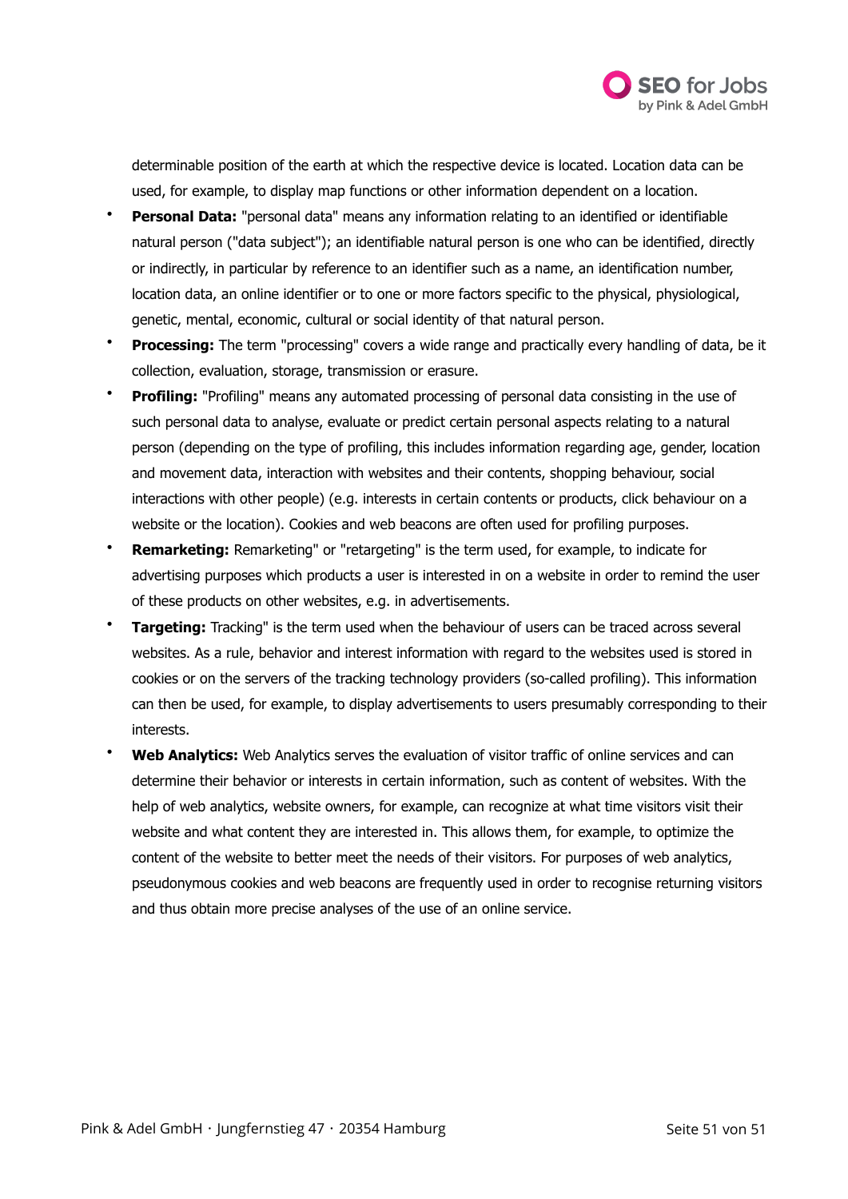determinable position of the earth at which the respective device is located. Location data can be used, for example, to display map functions or other information dependent on a location.

- **Personal Data:** "personal data" means any information relating to an identified or identifiable natural person ("data subject"); an identifiable natural person is one who can be identified, directly or indirectly, in particular by reference to an identifier such as a name, an identification number, location data, an online identifier or to one or more factors specific to the physical, physiological, genetic, mental, economic, cultural or social identity of that natural person.
- **Processing:** The term "processing" covers a wide range and practically every handling of data, be it collection, evaluation, storage, transmission or erasure.
- **Profiling:** "Profiling" means any automated processing of personal data consisting in the use of such personal data to analyse, evaluate or predict certain personal aspects relating to a natural person (depending on the type of profiling, this includes information regarding age, gender, location and movement data, interaction with websites and their contents, shopping behaviour, social interactions with other people) (e.g. interests in certain contents or products, click behaviour on a website or the location). Cookies and web beacons are often used for profiling purposes.
- **Remarketing:** Remarketing" or "retargeting" is the term used, for example, to indicate for advertising purposes which products a user is interested in on a website in order to remind the user of these products on other websites, e.g. in advertisements.
- **Targeting:** Tracking" is the term used when the behaviour of users can be traced across several websites. As a rule, behavior and interest information with regard to the websites used is stored in cookies or on the servers of the tracking technology providers (so-called profiling). This information can then be used, for example, to display advertisements to users presumably corresponding to their interests.
- **Web Analytics:** Web Analytics serves the evaluation of visitor traffic of online services and can determine their behavior or interests in certain information, such as content of websites. With the help of web analytics, website owners, for example, can recognize at what time visitors visit their website and what content they are interested in. This allows them, for example, to optimize the content of the website to better meet the needs of their visitors. For purposes of web analytics, pseudonymous cookies and web beacons are frequently used in order to recognise returning visitors and thus obtain more precise analyses of the use of an online service.